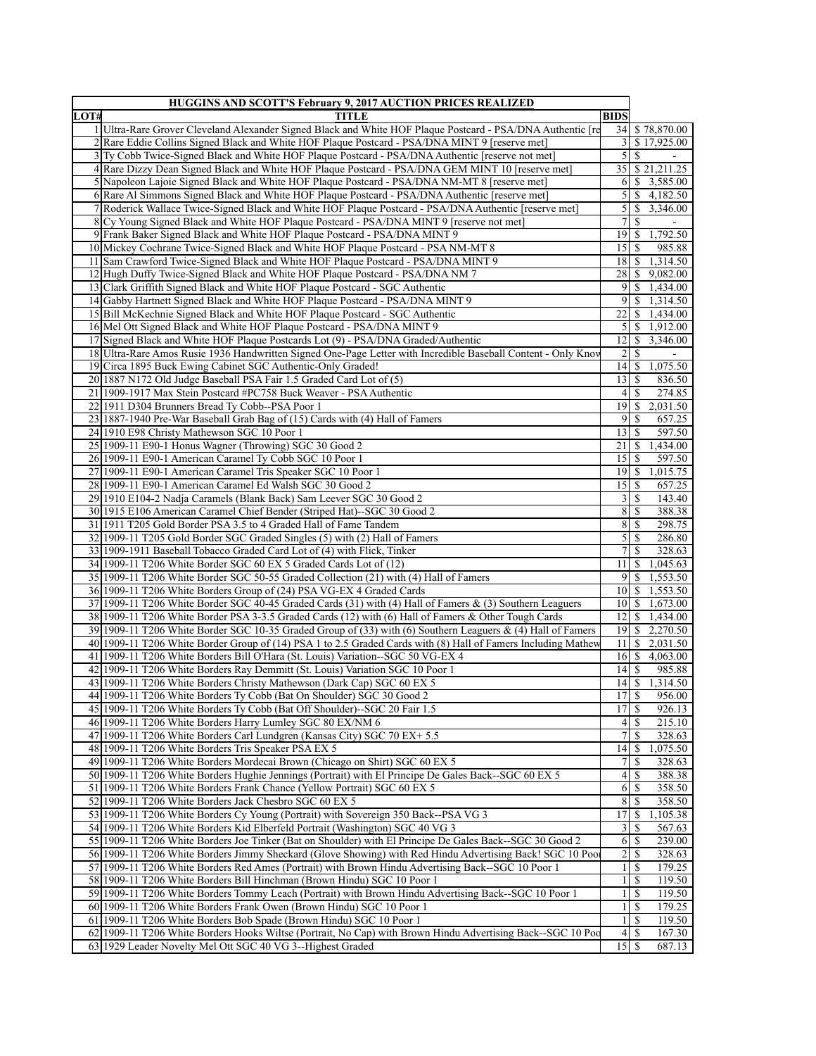| HUGGINS AND SCOTT'S February 9, 2017 AUCTION PRICES REALIZED | | | |
|---|---|---|---|
| LOT# | TITLE | BIDS | |
| 1 | Ultra-Rare Grover Cleveland Alexander Signed Black and White HOF Plaque Postcard - PSA/DNA Authentic [re | 34 | $ 78,870.00 |
| 2 | Rare Eddie Collins Signed Black and White HOF Plaque Postcard - PSA/DNA MINT 9 [reserve met] | 3 | $ 17,925.00 |
| 3 | Ty Cobb Twice-Signed Black and White HOF Plaque Postcard - PSA/DNA Authentic [reserve not met] | 5 | $ - |
| 4 | Rare Dizzy Dean Signed Black and White HOF Plaque Postcard - PSA/DNA GEM MINT 10 [reserve met] | 35 | $ 21,211.25 |
| 5 | Napoleon Lajoie Signed Black and White HOF Plaque Postcard - PSA/DNA NM-MT 8 [reserve met] | 6 | $ 3,585.00 |
| 6 | Rare Al Simmons Signed Black and White HOF Plaque Postcard - PSA/DNA Authentic [reserve met] | 5 | $ 4,182.50 |
| 7 | Roderick Wallace Twice-Signed Black and White HOF Plaque Postcard - PSA/DNA Authentic [reserve met] | 5 | $ 3,346.00 |
| 8 | Cy Young Signed Black and White HOF Plaque Postcard - PSA/DNA MINT 9 [reserve not met] | 7 | $ - |
| 9 | Frank Baker Signed Black and White HOF Plaque Postcard - PSA/DNA MINT 9 | 19 | $ 1,792.50 |
| 10 | Mickey Cochrane Twice-Signed Black and White HOF Plaque Postcard - PSA NM-MT 8 | 15 | $ 985.88 |
| 11 | Sam Crawford Twice-Signed Black and White HOF Plaque Postcard - PSA/DNA MINT 9 | 18 | $ 1,314.50 |
| 12 | Hugh Duffy Twice-Signed Black and White HOF Plaque Postcard - PSA/DNA NM 7 | 28 | $ 9,082.00 |
| 13 | Clark Griffith Signed Black and White HOF Plaque Postcard - SGC Authentic | 9 | $ 1,434.00 |
| 14 | Gabby Hartnett Signed Black and White HOF Plaque Postcard - PSA/DNA MINT 9 | 9 | $ 1,314.50 |
| 15 | Bill McKechnie Signed Black and White HOF Plaque Postcard - SGC Authentic | 22 | $ 1,434.00 |
| 16 | Mel Ott Signed Black and White HOF Plaque Postcard - PSA/DNA MINT 9 | 5 | $ 1,912.00 |
| 17 | Signed Black and White HOF Plaque Postcards Lot (9) - PSA/DNA Graded/Authentic | 12 | $ 3,346.00 |
| 18 | Ultra-Rare Amos Rusie 1936 Handwritten Signed One-Page Letter with Incredible Baseball Content - Only Know | 2 | $ - |
| 19 | Circa 1895 Buck Ewing Cabinet SGC Authentic-Only Graded! | 14 | $ 1,075.50 |
| 20 | 1887 N172 Old Judge Baseball PSA Fair 1.5 Graded Card Lot of (5) | 13 | $ 836.50 |
| 21 | 1909-1917 Max Stein Postcard #PC758 Buck Weaver - PSA Authentic | 4 | $ 274.85 |
| 22 | 1911 D304 Brunners Bread Ty Cobb--PSA Poor 1 | 19 | $ 2,031.50 |
| 23 | 1887-1940 Pre-War Baseball Grab Bag of (15) Cards with (4) Hall of Famers | 9 | $ 657.25 |
| 24 | 1910 E98 Christy Mathewson SGC 10 Poor 1 | 13 | $ 597.50 |
| 25 | 1909-11 E90-1 Honus Wagner (Throwing) SGC 30 Good 2 | 21 | $ 1,434.00 |
| 26 | 1909-11 E90-1 American Caramel Ty Cobb SGC 10 Poor 1 | 15 | $ 597.50 |
| 27 | 1909-11 E90-1 American Caramel Tris Speaker SGC 10 Poor 1 | 19 | $ 1,015.75 |
| 28 | 1909-11 E90-1 American Caramel Ed Walsh SGC 30 Good 2 | 15 | $ 657.25 |
| 29 | 1910 E104-2 Nadja Caramels (Blank Back) Sam Leever SGC 30 Good 2 | 3 | $ 143.40 |
| 30 | 1915 E106 American Caramel Chief Bender (Striped Hat)--SGC 30 Good 2 | 8 | $ 388.38 |
| 31 | 1911 T205 Gold Border PSA 3.5 to 4 Graded Hall of Fame Tandem | 8 | $ 298.75 |
| 32 | 1909-11 T205 Gold Border SGC Graded Singles (5) with (2) Hall of Famers | 5 | $ 286.80 |
| 33 | 1909-1911 Baseball Tobacco Graded Card Lot of (4) with Flick, Tinker | 7 | $ 328.63 |
| 34 | 1909-11 T206 White Border SGC 60 EX 5 Graded Cards Lot of (12) | 11 | $ 1,045.63 |
| 35 | 1909-11 T206 White Border SGC 50-55 Graded Collection (21) with (4) Hall of Famers | 9 | $ 1,553.50 |
| 36 | 1909-11 T206 White Borders Group of (24) PSA VG-EX 4 Graded Cards | 10 | $ 1,553.50 |
| 37 | 1909-11 T206 White Border SGC 40-45 Graded Cards (31) with (4) Hall of Famers & (3) Southern Leaguers | 10 | $ 1,673.00 |
| 38 | 1909-11 T206 White Border PSA 3-3.5 Graded Cards (12) with (6) Hall of Famers & Other Tough Cards | 12 | $ 1,434.00 |
| 39 | 1909-11 T206 White Border SGC 10-35 Graded Group of (33) with (6) Southern Leaguers & (4) Hall of Famers | 19 | $ 2,270.50 |
| 40 | 1909-11 T206 White Border Group of (14) PSA 1 to 2.5 Graded Cards with (8) Hall of Famers Including Mathew | 11 | $ 2,031.50 |
| 41 | 1909-11 T206 White Borders Bill O'Hara (St. Louis) Variation--SGC 50 VG-EX 4 | 16 | $ 4,063.00 |
| 42 | 1909-11 T206 White Borders Ray Demmitt (St. Louis) Variation SGC 10 Poor 1 | 14 | $ 985.88 |
| 43 | 1909-11 T206 White Borders Christy Mathewson (Dark Cap) SGC 60 EX 5 | 14 | $ 1,314.50 |
| 44 | 1909-11 T206 White Borders Ty Cobb (Bat On Shoulder) SGC 30 Good 2 | 17 | $ 956.00 |
| 45 | 1909-11 T206 White Borders Ty Cobb (Bat Off Shoulder)--SGC 20 Fair 1.5 | 17 | $ 926.13 |
| 46 | 1909-11 T206 White Borders Harry Lumley SGC 80 EX/NM 6 | 4 | $ 215.10 |
| 47 | 1909-11 T206 White Borders Carl Lundgren (Kansas City) SGC 70 EX+ 5.5 | 7 | $ 328.63 |
| 48 | 1909-11 T206 White Borders Tris Speaker PSA EX 5 | 14 | $ 1,075.50 |
| 49 | 1909-11 T206 White Borders Mordecai Brown (Chicago on Shirt) SGC 60 EX 5 | 7 | $ 328.63 |
| 50 | 1909-11 T206 White Borders Hughie Jennings (Portrait) with El Principe De Gales Back--SGC 60 EX 5 | 4 | $ 388.38 |
| 51 | 1909-11 T206 White Borders Frank Chance (Yellow Portrait) SGC 60 EX 5 | 6 | $ 358.50 |
| 52 | 1909-11 T206 White Borders Jack Chesbro SGC 60 EX 5 | 8 | $ 358.50 |
| 53 | 1909-11 T206 White Borders Cy Young (Portrait) with Sovereign 350 Back--PSA VG 3 | 17 | $ 1,105.38 |
| 54 | 1909-11 T206 White Borders Kid Elberfeld Portrait (Washington) SGC 40 VG 3 | 3 | $ 567.63 |
| 55 | 1909-11 T206 White Borders Joe Tinker (Bat on Shoulder) with El Principe De Gales Back--SGC 30 Good 2 | 6 | $ 239.00 |
| 56 | 1909-11 T206 White Borders Jimmy Sheckard (Glove Showing) with Red Hindu Advertising Back! SGC 10 Poo | 2 | $ 328.63 |
| 57 | 1909-11 T206 White Borders Red Ames (Portrait) with Brown Hindu Advertising Back--SGC 10 Poor 1 | 1 | $ 179.25 |
| 58 | 1909-11 T206 White Borders Bill Hinchman (Brown Hindu) SGC 10 Poor 1 | 1 | $ 119.50 |
| 59 | 1909-11 T206 White Borders Tommy Leach (Portrait) with Brown Hindu Advertising Back--SGC 10 Poor 1 | 1 | $ 119.50 |
| 60 | 1909-11 T206 White Borders Frank Owen (Brown Hindu) SGC 10 Poor 1 | 1 | $ 179.25 |
| 61 | 1909-11 T206 White Borders Bob Spade (Brown Hindu) SGC 10 Poor 1 | 1 | $ 119.50 |
| 62 | 1909-11 T206 White Borders Hooks Wiltse (Portrait, No Cap) with Brown Hindu Advertising Back--SGC 10 Poo | 4 | $ 167.30 |
| 63 | 1929 Leader Novelty Mel Ott SGC 40 VG 3--Highest Graded | 15 | $ 687.13 |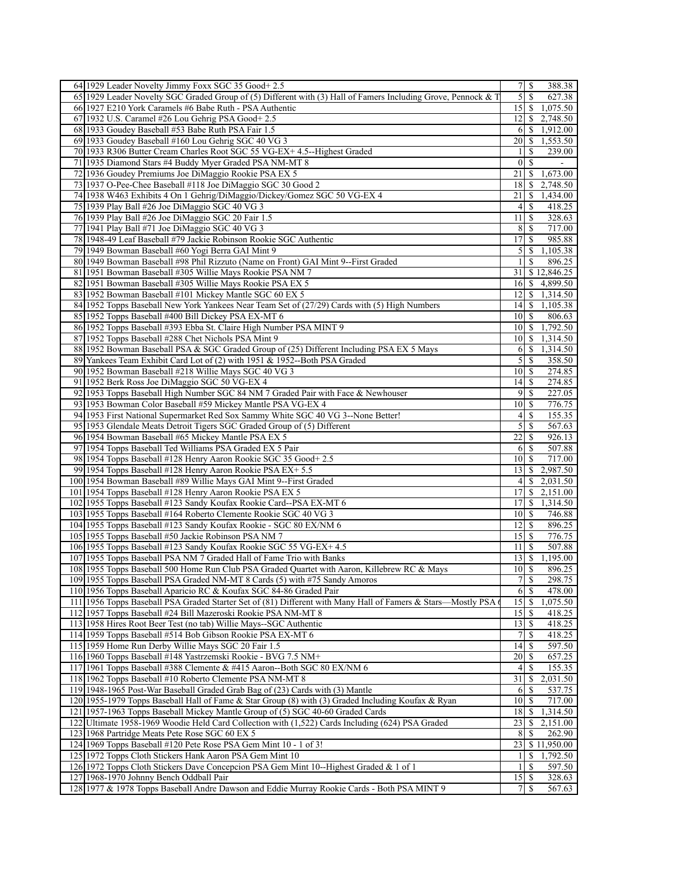| | | | |
|---|---|---|---|
| 64 | 1929 Leader Novelty Jimmy Foxx SGC 35 Good+ 2.5 | 7 | $ 388.38 |
| 65 | 1929 Leader Novelty SGC Graded Group of (5) Different with (3) Hall of Famers Including Grove, Pennock & T | 5 | $ 627.38 |
| 66 | 1927 E210 York Caramels #6 Babe Ruth - PSA Authentic | 15 | $ 1,075.50 |
| 67 | 1932 U.S. Caramel #26 Lou Gehrig PSA Good+ 2.5 | 12 | $ 2,748.50 |
| 68 | 1933 Goudey Baseball #53 Babe Ruth PSA Fair 1.5 | 6 | $ 1,912.00 |
| 69 | 1933 Goudey Baseball #160 Lou Gehrig SGC 40 VG 3 | 20 | $ 1,553.50 |
| 70 | 1933 R306 Butter Cream Charles Root SGC 55 VG-EX+ 4.5--Highest Graded | 1 | $ 239.00 |
| 71 | 1935 Diamond Stars #4 Buddy Myer Graded PSA NM-MT 8 | 0 | $ - |
| 72 | 1936 Goudey Premiums Joe DiMaggio Rookie PSA EX 5 | 21 | $ 1,673.00 |
| 73 | 1937 O-Pee-Chee Baseball #118 Joe DiMaggio SGC 30 Good 2 | 18 | $ 2,748.50 |
| 74 | 1938 W463 Exhibits 4 On 1 Gehrig/DiMaggio/Dickey/Gomez SGC 50 VG-EX 4 | 21 | $ 1,434.00 |
| 75 | 1939 Play Ball #26 Joe DiMaggio SGC 40 VG 3 | 4 | $ 418.25 |
| 76 | 1939 Play Ball #26 Joe DiMaggio SGC 20 Fair 1.5 | 11 | $ 328.63 |
| 77 | 1941 Play Ball #71 Joe DiMaggio SGC 40 VG 3 | 8 | $ 717.00 |
| 78 | 1948-49 Leaf Baseball #79 Jackie Robinson Rookie SGC Authentic | 17 | $ 985.88 |
| 79 | 1949 Bowman Baseball #60 Yogi Berra GAI Mint 9 | 5 | $ 1,105.38 |
| 80 | 1949 Bowman Baseball #98 Phil Rizzuto (Name on Front) GAI Mint 9--First Graded | 1 | $ 896.25 |
| 81 | 1951 Bowman Baseball #305 Willie Mays Rookie PSA NM 7 | 31 | $ 12,846.25 |
| 82 | 1951 Bowman Baseball #305 Willie Mays Rookie PSA EX 5 | 16 | $ 4,899.50 |
| 83 | 1952 Bowman Baseball #101 Mickey Mantle SGC 60 EX 5 | 12 | $ 1,314.50 |
| 84 | 1952 Topps Baseball New York Yankees Near Team Set of (27/29) Cards with (5) High Numbers | 14 | $ 1,105.38 |
| 85 | 1952 Topps Baseball #400 Bill Dickey PSA EX-MT 6 | 10 | $ 806.63 |
| 86 | 1952 Topps Baseball #393 Ebba St. Claire High Number PSA MINT 9 | 10 | $ 1,792.50 |
| 87 | 1952 Topps Baseball #288 Chet Nichols PSA Mint 9 | 10 | $ 1,314.50 |
| 88 | 1952 Bowman Baseball PSA & SGC Graded Group of (25) Different Including PSA EX 5 Mays | 6 | $ 1,314.50 |
| 89 | Yankees Team Exhibit Card Lot of (2) with 1951 & 1952--Both PSA Graded | 5 | $ 358.50 |
| 90 | 1952 Bowman Baseball #218 Willie Mays SGC 40 VG 3 | 10 | $ 274.85 |
| 91 | 1952 Berk Ross Joe DiMaggio SGC 50 VG-EX 4 | 14 | $ 274.85 |
| 92 | 1953 Topps Baseball High Number SGC 84 NM 7 Graded Pair with Face & Newhouser | 9 | $ 227.05 |
| 93 | 1953 Bowman Color Baseball #59 Mickey Mantle PSA VG-EX 4 | 10 | $ 776.75 |
| 94 | 1953 First National Supermarket Red Sox Sammy White SGC 40 VG 3--None Better! | 4 | $ 155.35 |
| 95 | 1953 Glendale Meats Detroit Tigers SGC Graded Group of (5) Different | 5 | $ 567.63 |
| 96 | 1954 Bowman Baseball #65 Mickey Mantle PSA EX 5 | 22 | $ 926.13 |
| 97 | 1954 Topps Baseball Ted Williams PSA Graded EX 5 Pair | 6 | $ 507.88 |
| 98 | 1954 Topps Baseball #128 Henry Aaron Rookie SGC 35 Good+ 2.5 | 10 | $ 717.00 |
| 99 | 1954 Topps Baseball #128 Henry Aaron Rookie PSA EX+ 5.5 | 13 | $ 2,987.50 |
| 100 | 1954 Bowman Baseball #89 Willie Mays GAI Mint 9--First Graded | 4 | $ 2,031.50 |
| 101 | 1954 Topps Baseball #128 Henry Aaron Rookie PSA EX 5 | 17 | $ 2,151.00 |
| 102 | 1955 Topps Baseball #123 Sandy Koufax Rookie Card--PSA EX-MT 6 | 17 | $ 1,314.50 |
| 103 | 1955 Topps Baseball #164 Roberto Clemente Rookie SGC 40 VG 3 | 10 | $ 746.88 |
| 104 | 1955 Topps Baseball #123 Sandy Koufax Rookie - SGC 80 EX/NM 6 | 12 | $ 896.25 |
| 105 | 1955 Topps Baseball #50 Jackie Robinson PSA NM 7 | 15 | $ 776.75 |
| 106 | 1955 Topps Baseball #123 Sandy Koufax Rookie SGC 55 VG-EX+ 4.5 | 11 | $ 507.88 |
| 107 | 1955 Topps Baseball PSA NM 7 Graded Hall of Fame Trio with Banks | 13 | $ 1,195.00 |
| 108 | 1955 Topps Baseball 500 Home Run Club PSA Graded Quartet with Aaron, Killebrew RC & Mays | 10 | $ 896.25 |
| 109 | 1955 Topps Baseball PSA Graded NM-MT 8 Cards (5) with #75 Sandy Amoros | 7 | $ 298.75 |
| 110 | 1956 Topps Baseball Aparicio RC & Koufax SGC 84-86 Graded Pair | 6 | $ 478.00 |
| 111 | 1956 Topps Baseball PSA Graded Starter Set of (81) Different with Many Hall of Famers & Stars—Mostly PSA 6 | 15 | $ 1,075.50 |
| 112 | 1957 Topps Baseball #24 Bill Mazeroski Rookie PSA NM-MT 8 | 15 | $ 418.25 |
| 113 | 1958 Hires Root Beer Test (no tab) Willie Mays--SGC Authentic | 13 | $ 418.25 |
| 114 | 1959 Topps Baseball #514 Bob Gibson Rookie PSA EX-MT 6 | 7 | $ 418.25 |
| 115 | 1959 Home Run Derby Willie Mays SGC 20 Fair 1.5 | 14 | $ 597.50 |
| 116 | 1960 Topps Baseball #148 Yastrzemski Rookie - BVG 7.5 NM+ | 20 | $ 657.25 |
| 117 | 1961 Topps Baseball #388 Clemente & #415 Aaron--Both SGC 80 EX/NM 6 | 4 | $ 155.35 |
| 118 | 1962 Topps Baseball #10 Roberto Clemente PSA NM-MT 8 | 31 | $ 2,031.50 |
| 119 | 1948-1965 Post-War Baseball Graded Grab Bag of (23) Cards with (3) Mantle | 6 | $ 537.75 |
| 120 | 1955-1979 Topps Baseball Hall of Fame & Star Group (8) with (3) Graded Including Koufax & Ryan | 10 | $ 717.00 |
| 121 | 1957-1963 Topps Baseball Mickey Mantle Group of (5) SGC 40-60 Graded Cards | 18 | $ 1,314.50 |
| 122 | Ultimate 1958-1969 Woodie Held Card Collection with (1,522) Cards Including (624) PSA Graded | 23 | $ 2,151.00 |
| 123 | 1968 Partridge Meats Pete Rose SGC 60 EX 5 | 8 | $ 262.90 |
| 124 | 1969 Topps Baseball #120 Pete Rose PSA Gem Mint 10 - 1 of 3! | 23 | $ 11,950.00 |
| 125 | 1972 Topps Cloth Stickers Hank Aaron PSA Gem Mint 10 | 1 | $ 1,792.50 |
| 126 | 1972 Topps Cloth Stickers Dave Concepcion PSA Gem Mint 10--Highest Graded & 1 of 1 | 1 | $ 597.50 |
| 127 | 1968-1970 Johnny Bench Oddball Pair | 15 | $ 328.63 |
| 128 | 1977 & 1978 Topps Baseball Andre Dawson and Eddie Murray Rookie Cards - Both PSA MINT 9 | 7 | $ 567.63 |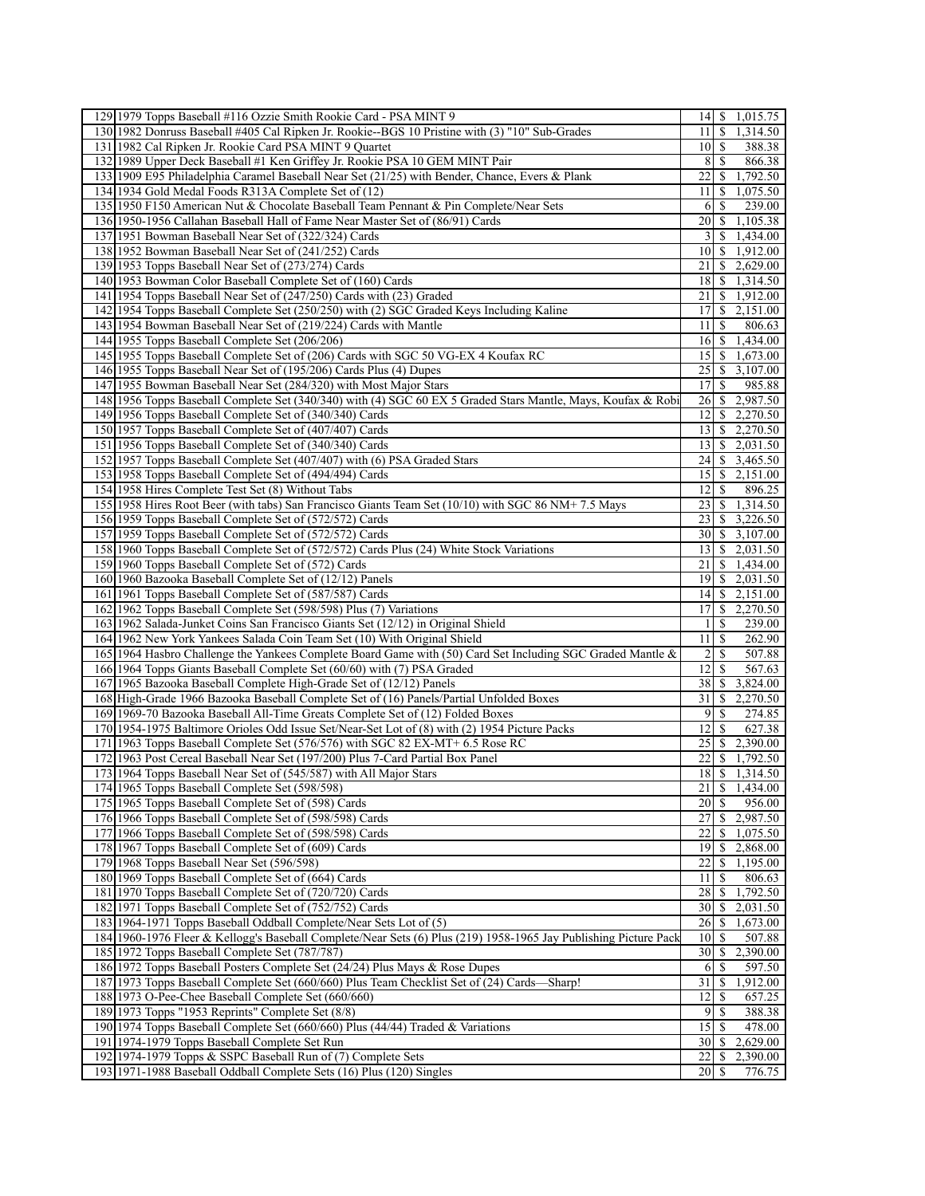| | | | |
|---|---|---|---|
| 129 | 1979 Topps Baseball #116 Ozzie Smith Rookie Card - PSA MINT 9 | 14 | $ 1,015.75 |
| 130 | 1982 Donruss Baseball #405 Cal Ripken Jr. Rookie--BGS 10 Pristine with (3) "10" Sub-Grades | 11 | $ 1,314.50 |
| 131 | 1982 Cal Ripken Jr. Rookie Card PSA MINT 9 Quartet | 10 | $ 388.38 |
| 132 | 1989 Upper Deck Baseball #1 Ken Griffey Jr. Rookie PSA 10 GEM MINT Pair | 8 | $ 866.38 |
| 133 | 1909 E95 Philadelphia Caramel Baseball Near Set (21/25) with Bender, Chance, Evers & Plank | 22 | $ 1,792.50 |
| 134 | 1934 Gold Medal Foods R313A Complete Set of (12) | 11 | $ 1,075.50 |
| 135 | 1950 F150 American Nut & Chocolate Baseball Team Pennant & Pin Complete/Near Sets | 6 | $ 239.00 |
| 136 | 1950-1956 Callahan Baseball Hall of Fame Near Master Set of (86/91) Cards | 20 | $ 1,105.38 |
| 137 | 1951 Bowman Baseball Near Set of (322/324) Cards | 3 | $ 1,434.00 |
| 138 | 1952 Bowman Baseball Near Set of (241/252) Cards | 10 | $ 1,912.00 |
| 139 | 1953 Topps Baseball Near Set of (273/274) Cards | 21 | $ 2,629.00 |
| 140 | 1953 Bowman Color Baseball Complete Set of (160) Cards | 18 | $ 1,314.50 |
| 141 | 1954 Topps Baseball Near Set of (247/250) Cards with (23) Graded | 21 | $ 1,912.00 |
| 142 | 1954 Topps Baseball Complete Set (250/250) with (2) SGC Graded Keys Including Kaline | 17 | $ 2,151.00 |
| 143 | 1954 Bowman Baseball Near Set of (219/224) Cards with Mantle | 11 | $ 806.63 |
| 144 | 1955 Topps Baseball Complete Set (206/206) | 16 | $ 1,434.00 |
| 145 | 1955 Topps Baseball Complete Set of (206) Cards with SGC 50 VG-EX 4 Koufax RC | 15 | $ 1,673.00 |
| 146 | 1955 Topps Baseball Near Set of (195/206) Cards Plus (4) Dupes | 25 | $ 3,107.00 |
| 147 | 1955 Bowman Baseball Near Set (284/320) with Most Major Stars | 17 | $ 985.88 |
| 148 | 1956 Topps Baseball Complete Set (340/340) with (4) SGC 60 EX 5 Graded Stars Mantle, Mays, Koufax & Robi | 26 | $ 2,987.50 |
| 149 | 1956 Topps Baseball Complete Set of (340/340) Cards | 12 | $ 2,270.50 |
| 150 | 1957 Topps Baseball Complete Set of (407/407) Cards | 13 | $ 2,270.50 |
| 151 | 1956 Topps Baseball Complete Set of (340/340) Cards | 13 | $ 2,031.50 |
| 152 | 1957 Topps Baseball Complete Set (407/407) with (6) PSA Graded Stars | 24 | $ 3,465.50 |
| 153 | 1958 Topps Baseball Complete Set of (494/494) Cards | 15 | $ 2,151.00 |
| 154 | 1958 Hires Complete Test Set (8) Without Tabs | 12 | $ 896.25 |
| 155 | 1958 Hires Root Beer (with tabs) San Francisco Giants Team Set (10/10) with SGC 86 NM+ 7.5 Mays | 23 | $ 1,314.50 |
| 156 | 1959 Topps Baseball Complete Set of (572/572) Cards | 23 | $ 3,226.50 |
| 157 | 1959 Topps Baseball Complete Set of (572/572) Cards | 30 | $ 3,107.00 |
| 158 | 1960 Topps Baseball Complete Set of (572/572) Cards Plus (24) White Stock Variations | 13 | $ 2,031.50 |
| 159 | 1960 Topps Baseball Complete Set of (572) Cards | 21 | $ 1,434.00 |
| 160 | 1960 Bazooka Baseball Complete Set of (12/12) Panels | 19 | $ 2,031.50 |
| 161 | 1961 Topps Baseball Complete Set of (587/587) Cards | 14 | $ 2,151.00 |
| 162 | 1962 Topps Baseball Complete Set (598/598) Plus (7) Variations | 17 | $ 2,270.50 |
| 163 | 1962 Salada-Junket Coins San Francisco Giants Set (12/12) in Original Shield | 1 | $ 239.00 |
| 164 | 1962 New York Yankees Salada Coin Team Set (10) With Original Shield | 11 | $ 262.90 |
| 165 | 1964 Hasbro Challenge the Yankees Complete Board Game with (50) Card Set Including SGC Graded Mantle & | 2 | $ 507.88 |
| 166 | 1964 Topps Giants Baseball Complete Set (60/60) with (7) PSA Graded | 12 | $ 567.63 |
| 167 | 1965 Bazooka Baseball Complete High-Grade Set of (12/12) Panels | 38 | $ 3,824.00 |
| 168 | High-Grade 1966 Bazooka Baseball Complete Set of (16) Panels/Partial Unfolded Boxes | 31 | $ 2,270.50 |
| 169 | 1969-70 Bazooka Baseball All-Time Greats Complete Set of (12) Folded Boxes | 9 | $ 274.85 |
| 170 | 1954-1975 Baltimore Orioles Odd Issue Set/Near-Set Lot of (8) with (2) 1954 Picture Packs | 12 | $ 627.38 |
| 171 | 1963 Topps Baseball Complete Set (576/576) with SGC 82 EX-MT+ 6.5 Rose RC | 25 | $ 2,390.00 |
| 172 | 1963 Post Cereal Baseball Near Set (197/200) Plus 7-Card Partial Box Panel | 22 | $ 1,792.50 |
| 173 | 1964 Topps Baseball Near Set of (545/587) with All Major Stars | 18 | $ 1,314.50 |
| 174 | 1965 Topps Baseball Complete Set (598/598) | 21 | $ 1,434.00 |
| 175 | 1965 Topps Baseball Complete Set of (598) Cards | 20 | $ 956.00 |
| 176 | 1966 Topps Baseball Complete Set of (598/598) Cards | 27 | $ 2,987.50 |
| 177 | 1966 Topps Baseball Complete Set of (598/598) Cards | 22 | $ 1,075.50 |
| 178 | 1967 Topps Baseball Complete Set of (609) Cards | 19 | $ 2,868.00 |
| 179 | 1968 Topps Baseball Near Set (596/598) | 22 | $ 1,195.00 |
| 180 | 1969 Topps Baseball Complete Set of (664) Cards | 11 | $ 806.63 |
| 181 | 1970 Topps Baseball Complete Set of (720/720) Cards | 28 | $ 1,792.50 |
| 182 | 1971 Topps Baseball Complete Set of (752/752) Cards | 30 | $ 2,031.50 |
| 183 | 1964-1971 Topps Baseball Oddball Complete/Near Sets Lot of (5) | 26 | $ 1,673.00 |
| 184 | 1960-1976 Fleer & Kellogg's Baseball Complete/Near Sets (6) Plus (219) 1958-1965 Jay Publishing Picture Pack | 10 | $ 507.88 |
| 185 | 1972 Topps Baseball Complete Set (787/787) | 30 | $ 2,390.00 |
| 186 | 1972 Topps Baseball Posters Complete Set (24/24) Plus Mays & Rose Dupes | 6 | $ 597.50 |
| 187 | 1973 Topps Baseball Complete Set (660/660) Plus Team Checklist Set of (24) Cards—Sharp! | 31 | $ 1,912.00 |
| 188 | 1973 O-Pee-Chee Baseball Complete Set (660/660) | 12 | $ 657.25 |
| 189 | 1973 Topps "1953 Reprints" Complete Set (8/8) | 9 | $ 388.38 |
| 190 | 1974 Topps Baseball Complete Set (660/660) Plus (44/44) Traded & Variations | 15 | $ 478.00 |
| 191 | 1974-1979 Topps Baseball Complete Set Run | 30 | $ 2,629.00 |
| 192 | 1974-1979 Topps & SSPC Baseball Run of (7) Complete Sets | 22 | $ 2,390.00 |
| 193 | 1971-1988 Baseball Oddball Complete Sets (16) Plus (120) Singles | 20 | $ 776.75 |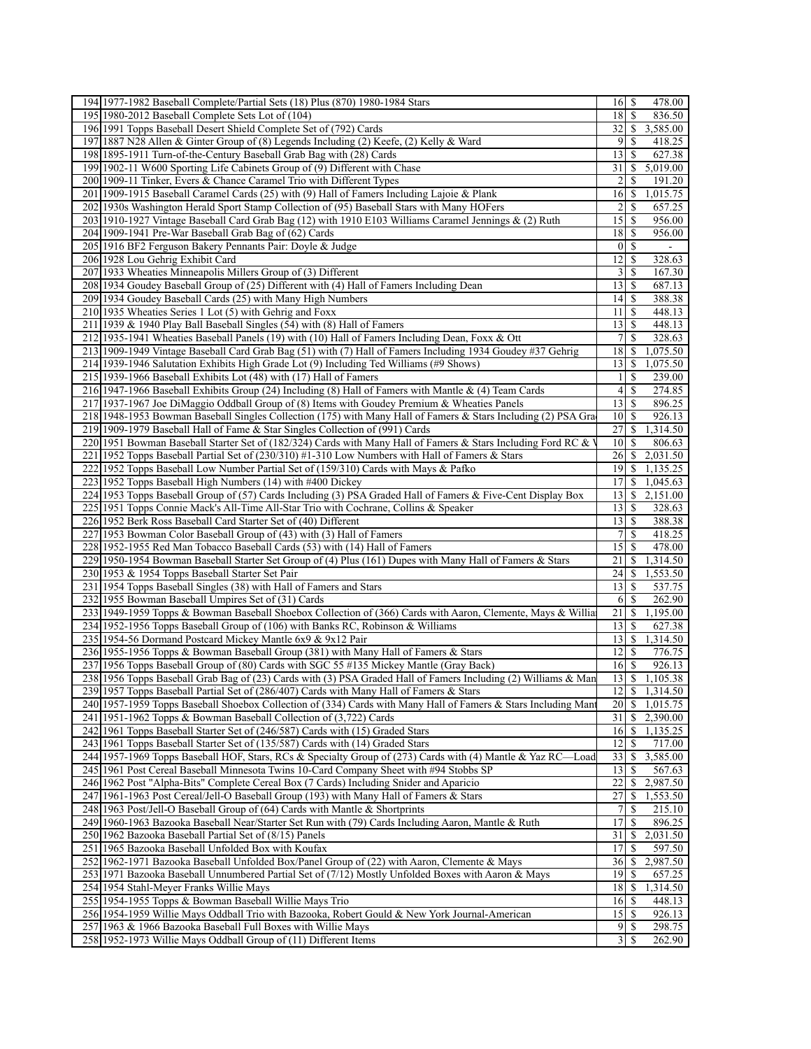| | | | | |
|---|---|---|---|---|
| 194 | 1977-1982 Baseball Complete/Partial Sets (18) Plus (870) 1980-1984 Stars | 16 | $ | 478.00 |
| 195 | 1980-2012 Baseball Complete Sets Lot of (104) | 18 | $ | 836.50 |
| 196 | 1991 Topps Baseball Desert Shield Complete Set of (792) Cards | 32 | $ | 3,585.00 |
| 197 | 1887 N28 Allen & Ginter Group of (8) Legends Including (2) Keefe, (2) Kelly & Ward | 9 | $ | 418.25 |
| 198 | 1895-1911 Turn-of-the-Century Baseball Grab Bag with (28) Cards | 13 | $ | 627.38 |
| 199 | 1902-11 W600 Sporting Life Cabinets Group of (9) Different with Chase | 31 | $ | 5,019.00 |
| 200 | 1909-11 Tinker, Evers & Chance Caramel Trio with Different Types | 2 | $ | 191.20 |
| 201 | 1909-1915 Baseball Caramel Cards (25) with (9) Hall of Famers Including Lajoie & Plank | 16 | $ | 1,015.75 |
| 202 | 1930s Washington Herald Sport Stamp Collection of (95) Baseball Stars with Many HOFers | 2 | $ | 657.25 |
| 203 | 1910-1927 Vintage Baseball Card Grab Bag (12) with 1910 E103 Williams Caramel Jennings & (2) Ruth | 15 | $ | 956.00 |
| 204 | 1909-1941 Pre-War Baseball Grab Bag of (62) Cards | 18 | $ | 956.00 |
| 205 | 1916 BF2 Ferguson Bakery Pennants Pair: Doyle & Judge | 0 | $ | - |
| 206 | 1928 Lou Gehrig Exhibit Card | 12 | $ | 328.63 |
| 207 | 1933 Wheaties Minneapolis Millers Group of (3) Different | 3 | $ | 167.30 |
| 208 | 1934 Goudey Baseball Group of (25) Different with (4) Hall of Famers Including Dean | 13 | $ | 687.13 |
| 209 | 1934 Goudey Baseball Cards (25) with Many High Numbers | 14 | $ | 388.38 |
| 210 | 1935 Wheaties Series 1 Lot (5) with Gehrig and Foxx | 11 | $ | 448.13 |
| 211 | 1939 & 1940 Play Ball Baseball Singles (54) with (8) Hall of Famers | 13 | $ | 448.13 |
| 212 | 1935-1941 Wheaties Baseball Panels (19) with (10) Hall of Famers Including Dean, Foxx & Ott | 7 | $ | 328.63 |
| 213 | 1909-1949 Vintage Baseball Card Grab Bag (51) with (7) Hall of Famers Including 1934 Goudey #37 Gehrig | 18 | $ | 1,075.50 |
| 214 | 1939-1946 Salutation Exhibits High Grade Lot (9) Including Ted Williams (#9 Shows) | 13 | $ | 1,075.50 |
| 215 | 1939-1966 Baseball Exhibits Lot (48) with (17) Hall of Famers | 1 | $ | 239.00 |
| 216 | 1947-1966 Baseball Exhibits Group (24) Including (8) Hall of Famers with Mantle & (4) Team Cards | 4 | $ | 274.85 |
| 217 | 1937-1967 Joe DiMaggio Oddball Group of (8) Items with Goudey Premium & Wheaties Panels | 13 | $ | 896.25 |
| 218 | 1948-1953 Bowman Baseball Singles Collection (175) with Many Hall of Famers & Stars Including (2) PSA Gra | 10 | $ | 926.13 |
| 219 | 1909-1979 Baseball Hall of Fame & Star Singles Collection of (991) Cards | 27 | $ | 1,314.50 |
| 220 | 1951 Bowman Baseball Starter Set of (182/324) Cards with Many Hall of Famers & Stars Including Ford RC & V | 10 | $ | 806.63 |
| 221 | 1952 Topps Baseball Partial Set of (230/310) #1-310 Low Numbers with Hall of Famers & Stars | 26 | $ | 2,031.50 |
| 222 | 1952 Topps Baseball Low Number Partial Set of (159/310) Cards with Mays & Pafko | 19 | $ | 1,135.25 |
| 223 | 1952 Topps Baseball High Numbers (14) with #400 Dickey | 17 | $ | 1,045.63 |
| 224 | 1953 Topps Baseball Group of (57) Cards Including (3) PSA Graded Hall of Famers & Five-Cent Display Box | 13 | $ | 2,151.00 |
| 225 | 1951 Topps Connie Mack's All-Time All-Star Trio with Cochrane, Collins & Speaker | 13 | $ | 328.63 |
| 226 | 1952 Berk Ross Baseball Card Starter Set of (40) Different | 13 | $ | 388.38 |
| 227 | 1953 Bowman Color Baseball Group of (43) with (3) Hall of Famers | 7 | $ | 418.25 |
| 228 | 1952-1955 Red Man Tobacco Baseball Cards (53) with (14) Hall of Famers | 15 | $ | 478.00 |
| 229 | 1950-1954 Bowman Baseball Starter Set Group of (4) Plus (161) Dupes with Many Hall of Famers & Stars | 21 | $ | 1,314.50 |
| 230 | 1953 & 1954 Topps Baseball Starter Set Pair | 24 | $ | 1,553.50 |
| 231 | 1954 Topps Baseball Singles (38) with Hall of Famers and Stars | 13 | $ | 537.75 |
| 232 | 1955 Bowman Baseball Umpires Set of (31) Cards | 6 | $ | 262.90 |
| 233 | 1949-1959 Topps & Bowman Baseball Shoebox Collection of (366) Cards with Aaron, Clemente, Mays & Willia | 21 | $ | 1,195.00 |
| 234 | 1952-1956 Topps Baseball Group of (106) with Banks RC, Robinson & Williams | 13 | $ | 627.38 |
| 235 | 1954-56 Dormand Postcard Mickey Mantle 6x9 & 9x12 Pair | 13 | $ | 1,314.50 |
| 236 | 1955-1956 Topps & Bowman Baseball Group (381) with Many Hall of Famers & Stars | 12 | $ | 776.75 |
| 237 | 1956 Topps Baseball Group of (80) Cards with SGC 55 #135 Mickey Mantle (Gray Back) | 16 | $ | 926.13 |
| 238 | 1956 Topps Baseball Grab Bag of (23) Cards with (3) PSA Graded Hall of Famers Including (2) Williams & Man | 13 | $ | 1,105.38 |
| 239 | 1957 Topps Baseball Partial Set of (286/407) Cards with Many Hall of Famers & Stars | 12 | $ | 1,314.50 |
| 240 | 1957-1959 Topps Baseball Shoebox Collection of (334) Cards with Many Hall of Famers & Stars Including Mant | 20 | $ | 1,015.75 |
| 241 | 1951-1962 Topps & Bowman Baseball Collection of (3,722) Cards | 31 | $ | 2,390.00 |
| 242 | 1961 Topps Baseball Starter Set of (246/587) Cards with (15) Graded Stars | 16 | $ | 1,135.25 |
| 243 | 1961 Topps Baseball Starter Set of (135/587) Cards with (14) Graded Stars | 12 | $ | 717.00 |
| 244 | 1957-1969 Topps Baseball HOF, Stars, RCs & Specialty Group of (273) Cards with (4) Mantle & Yaz RC—Load | 33 | $ | 3,585.00 |
| 245 | 1961 Post Cereal Baseball Minnesota Twins 10-Card Company Sheet with #94 Stobbs SP | 13 | $ | 567.63 |
| 246 | 1962 Post "Alpha-Bits" Complete Cereal Box (7 Cards) Including Snider and Aparicio | 22 | $ | 2,987.50 |
| 247 | 1961-1963 Post Cereal/Jell-O Baseball Group (193) with Many Hall of Famers & Stars | 27 | $ | 1,553.50 |
| 248 | 1963 Post/Jell-O Baseball Group of (64) Cards with Mantle & Shortprints | 7 | $ | 215.10 |
| 249 | 1960-1963 Bazooka Baseball Near/Starter Set Run with (79) Cards Including Aaron, Mantle & Ruth | 17 | $ | 896.25 |
| 250 | 1962 Bazooka Baseball Partial Set of (8/15) Panels | 31 | $ | 2,031.50 |
| 251 | 1965 Bazooka Baseball Unfolded Box with Koufax | 17 | $ | 597.50 |
| 252 | 1962-1971 Bazooka Baseball Unfolded Box/Panel Group of (22) with Aaron, Clemente & Mays | 36 | $ | 2,987.50 |
| 253 | 1971 Bazooka Baseball Unnumbered Partial Set of (7/12) Mostly Unfolded Boxes with Aaron & Mays | 19 | $ | 657.25 |
| 254 | 1954 Stahl-Meyer Franks Willie Mays | 18 | $ | 1,314.50 |
| 255 | 1954-1955 Topps & Bowman Baseball Willie Mays Trio | 16 | $ | 448.13 |
| 256 | 1954-1959 Willie Mays Oddball Trio with Bazooka, Robert Gould & New York Journal-American | 15 | $ | 926.13 |
| 257 | 1963 & 1966 Bazooka Baseball Full Boxes with Willie Mays | 9 | $ | 298.75 |
| 258 | 1952-1973 Willie Mays Oddball Group of (11) Different Items | 3 | $ | 262.90 |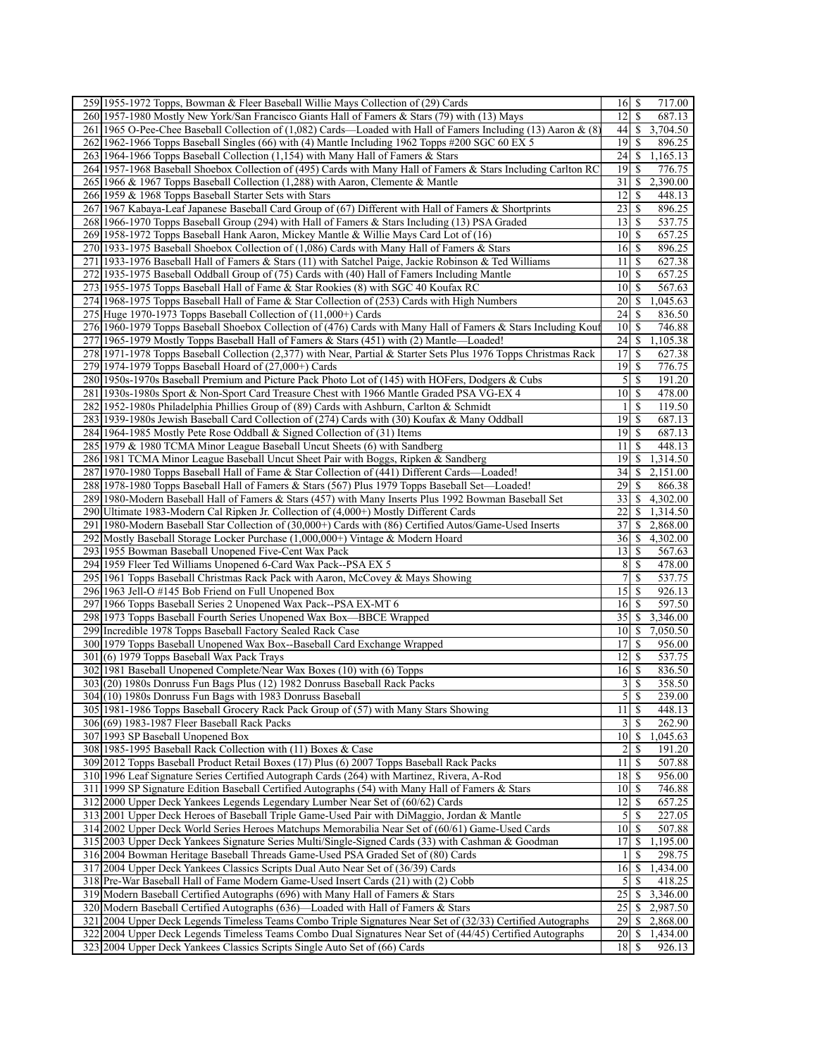| | | | |
|---|---|---|---|
| 259 | 1955-1972 Topps, Bowman & Fleer Baseball Willie Mays Collection of (29) Cards | 16 | $ 717.00 |
| 260 | 1957-1980 Mostly New York/San Francisco Giants Hall of Famers & Stars (79) with (13) Mays | 12 | $ 687.13 |
| 261 | 1965 O-Pee-Chee Baseball Collection of (1,082) Cards—Loaded with Hall of Famers Including (13) Aaron & (8) | 44 | $ 3,704.50 |
| 262 | 1962-1966 Topps Baseball Singles (66) with (4) Mantle Including 1962 Topps #200 SGC 60 EX 5 | 19 | $ 896.25 |
| 263 | 1964-1966 Topps Baseball Collection (1,154) with Many Hall of Famers & Stars | 24 | $ 1,165.13 |
| 264 | 1957-1968 Baseball Shoebox Collection of (495) Cards with Many Hall of Famers & Stars Including Carlton RC | 19 | $ 776.75 |
| 265 | 1966 & 1967 Topps Baseball Collection (1,288) with Aaron, Clemente & Mantle | 31 | $ 2,390.00 |
| 266 | 1959 & 1968 Topps Baseball Starter Sets with Stars | 12 | $ 448.13 |
| 267 | 1967 Kabaya-Leaf Japanese Baseball Card Group of (67) Different with Hall of Famers & Shortprints | 23 | $ 896.25 |
| 268 | 1966-1970 Topps Baseball Group (294) with Hall of Famers & Stars Including (13) PSA Graded | 13 | $ 537.75 |
| 269 | 1958-1972 Topps Baseball Hank Aaron, Mickey Mantle & Willie Mays Card Lot of (16) | 10 | $ 657.25 |
| 270 | 1933-1975 Baseball Shoebox Collection of (1,086) Cards with Many Hall of Famers & Stars | 16 | $ 896.25 |
| 271 | 1933-1976 Baseball Hall of Famers & Stars (11) with Satchel Paige, Jackie Robinson & Ted Williams | 11 | $ 627.38 |
| 272 | 1935-1975 Baseball Oddball Group of (75) Cards with (40) Hall of Famers Including Mantle | 10 | $ 657.25 |
| 273 | 1955-1975 Topps Baseball Hall of Fame & Star Rookies (8) with SGC 40 Koufax RC | 10 | $ 567.63 |
| 274 | 1968-1975 Topps Baseball Hall of Fame & Star Collection of (253) Cards with High Numbers | 20 | $ 1,045.63 |
| 275 | Huge 1970-1973 Topps Baseball Collection of (11,000+) Cards | 24 | $ 836.50 |
| 276 | 1960-1979 Topps Baseball Shoebox Collection of (476) Cards with Many Hall of Famers & Stars Including Kouf | 10 | $ 746.88 |
| 277 | 1965-1979 Mostly Topps Baseball Hall of Famers & Stars (451) with (2) Mantle—Loaded! | 24 | $ 1,105.38 |
| 278 | 1971-1978 Topps Baseball Collection (2,377) with Near, Partial & Starter Sets Plus 1976 Topps Christmas Rack | 17 | $ 627.38 |
| 279 | 1974-1979 Topps Baseball Hoard of (27,000+) Cards | 19 | $ 776.75 |
| 280 | 1950s-1970s Baseball Premium and Picture Pack Photo Lot of (145) with HOFers, Dodgers & Cubs | 5 | $ 191.20 |
| 281 | 1930s-1980s Sport & Non-Sport Card Treasure Chest with 1966 Mantle Graded PSA VG-EX 4 | 10 | $ 478.00 |
| 282 | 1952-1980s Philadelphia Phillies Group of (89) Cards with Ashburn, Carlton & Schmidt | 1 | $ 119.50 |
| 283 | 1939-1980s Jewish Baseball Card Collection of (274) Cards with (30) Koufax & Many Oddball | 19 | $ 687.13 |
| 284 | 1964-1985 Mostly Pete Rose Oddball & Signed Collection of (31) Items | 19 | $ 687.13 |
| 285 | 1979 & 1980 TCMA Minor League Baseball Uncut Sheets (6) with Sandberg | 11 | $ 448.13 |
| 286 | 1981 TCMA Minor League Baseball Uncut Sheet Pair with Boggs, Ripken & Sandberg | 19 | $ 1,314.50 |
| 287 | 1970-1980 Topps Baseball Hall of Fame & Star Collection of (441) Different Cards—Loaded! | 34 | $ 2,151.00 |
| 288 | 1978-1980 Topps Baseball Hall of Famers & Stars (567) Plus 1979 Topps Baseball Set—Loaded! | 29 | $ 866.38 |
| 289 | 1980-Modern Baseball Hall of Famers & Stars (457) with Many Inserts Plus 1992 Bowman Baseball Set | 33 | $ 4,302.00 |
| 290 | Ultimate 1983-Modern Cal Ripken Jr. Collection of (4,000+) Mostly Different Cards | 22 | $ 1,314.50 |
| 291 | 1980-Modern Baseball Star Collection of (30,000+) Cards with (86) Certified Autos/Game-Used Inserts | 37 | $ 2,868.00 |
| 292 | Mostly Baseball Storage Locker Purchase (1,000,000+) Vintage & Modern Hoard | 36 | $ 4,302.00 |
| 293 | 1955 Bowman Baseball Unopened Five-Cent Wax Pack | 13 | $ 567.63 |
| 294 | 1959 Fleer Ted Williams Unopened 6-Card Wax Pack--PSA EX 5 | 8 | $ 478.00 |
| 295 | 1961 Topps Baseball Christmas Rack Pack with Aaron, McCovey & Mays Showing | 7 | $ 537.75 |
| 296 | 1963 Jell-O #145 Bob Friend on Full Unopened Box | 15 | $ 926.13 |
| 297 | 1966 Topps Baseball Series 2 Unopened Wax Pack--PSA EX-MT 6 | 16 | $ 597.50 |
| 298 | 1973 Topps Baseball Fourth Series Unopened Wax Box—BBCE Wrapped | 35 | $ 3,346.00 |
| 299 | Incredible 1978 Topps Baseball Factory Sealed Rack Case | 10 | $ 7,050.50 |
| 300 | 1979 Topps Baseball Unopened Wax Box--Baseball Card Exchange Wrapped | 17 | $ 956.00 |
| 301 | (6) 1979 Topps Baseball Wax Pack Trays | 12 | $ 537.75 |
| 302 | 1981 Baseball Unopened Complete/Near Wax Boxes (10) with (6) Topps | 16 | $ 836.50 |
| 303 | (20) 1980s Donruss Fun Bags Plus (12) 1982 Donruss Baseball Rack Packs | 3 | $ 358.50 |
| 304 | (10) 1980s Donruss Fun Bags with 1983 Donruss Baseball | 5 | $ 239.00 |
| 305 | 1981-1986 Topps Baseball Grocery Rack Pack Group of (57) with Many Stars Showing | 11 | $ 448.13 |
| 306 | (69) 1983-1987 Fleer Baseball Rack Packs | 3 | $ 262.90 |
| 307 | 1993 SP Baseball Unopened Box | 10 | $ 1,045.63 |
| 308 | 1985-1995 Baseball Rack Collection with (11) Boxes & Case | 2 | $ 191.20 |
| 309 | 2012 Topps Baseball Product Retail Boxes (17) Plus (6) 2007 Topps Baseball Rack Packs | 11 | $ 507.88 |
| 310 | 1996 Leaf Signature Series Certified Autograph Cards (264) with Martinez, Rivera, A-Rod | 18 | $ 956.00 |
| 311 | 1999 SP Signature Edition Baseball Certified Autographs (54) with Many Hall of Famers & Stars | 10 | $ 746.88 |
| 312 | 2000 Upper Deck Yankees Legends Legendary Lumber Near Set of (60/62) Cards | 12 | $ 657.25 |
| 313 | 2001 Upper Deck Heroes of Baseball Triple Game-Used Pair with DiMaggio, Jordan & Mantle | 5 | $ 227.05 |
| 314 | 2002 Upper Deck World Series Heroes Matchups Memorabilia Near Set of (60/61) Game-Used Cards | 10 | $ 507.88 |
| 315 | 2003 Upper Deck Yankees Signature Series Multi/Single-Signed Cards (33) with Cashman & Goodman | 17 | $ 1,195.00 |
| 316 | 2004 Bowman Heritage Baseball Threads Game-Used PSA Graded Set of (80) Cards | 1 | $ 298.75 |
| 317 | 2004 Upper Deck Yankees Classics Scripts Dual Auto Near Set of (36/39) Cards | 16 | $ 1,434.00 |
| 318 | Pre-War Baseball Hall of Fame Modern Game-Used Insert Cards (21) with (2) Cobb | 5 | $ 418.25 |
| 319 | Modern Baseball Certified Autographs (696) with Many Hall of Famers & Stars | 25 | $ 3,346.00 |
| 320 | Modern Baseball Certified Autographs (636)—Loaded with Hall of Famers & Stars | 25 | $ 2,987.50 |
| 321 | 2004 Upper Deck Legends Timeless Teams Combo Triple Signatures Near Set of (32/33) Certified Autographs | 29 | $ 2,868.00 |
| 322 | 2004 Upper Deck Legends Timeless Teams Combo Dual Signatures Near Set of (44/45) Certified Autographs | 20 | $ 1,434.00 |
| 323 | 2004 Upper Deck Yankees Classics Scripts Single Auto Set of (66) Cards | 18 | $ 926.13 |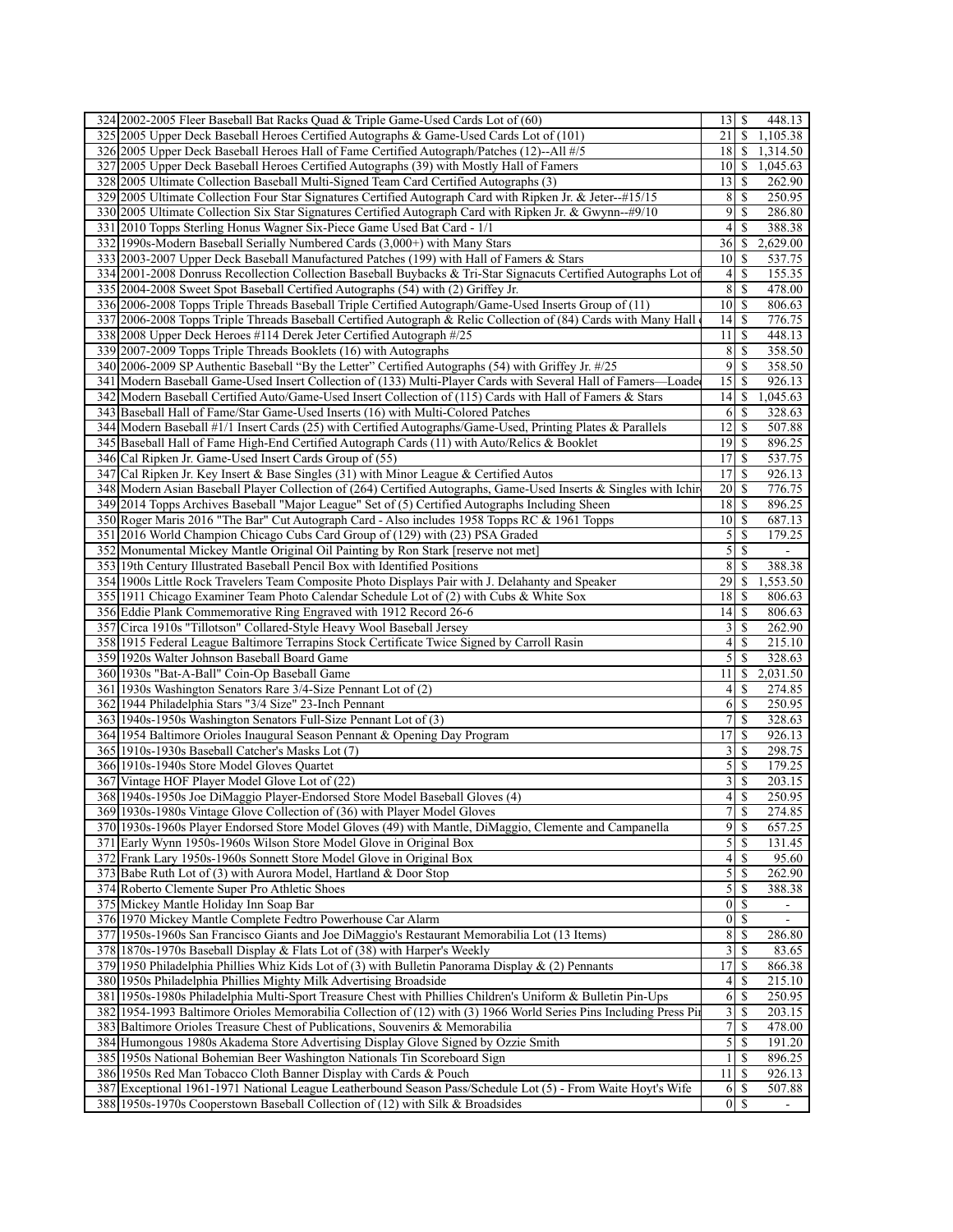| | | | | |
|---|---|---|---|---|
| 324 | 2002-2005 Fleer Baseball Bat Racks Quad & Triple Game-Used Cards Lot of (60) | 13 | $ | 448.13 |
| 325 | 2005 Upper Deck Baseball Heroes Certified Autographs & Game-Used Cards Lot of (101) | 21 | $ | 1,105.38 |
| 326 | 2005 Upper Deck Baseball Heroes Hall of Fame Certified Autograph/Patches (12)--All #/5 | 18 | $ | 1,314.50 |
| 327 | 2005 Upper Deck Baseball Heroes Certified Autographs (39) with Mostly Hall of Famers | 10 | $ | 1,045.63 |
| 328 | 2005 Ultimate Collection Baseball Multi-Signed Team Card Certified Autographs (3) | 13 | $ | 262.90 |
| 329 | 2005 Ultimate Collection Four Star Signatures Certified Autograph Card with Ripken Jr. & Jeter--#15/15 | 8 | $ | 250.95 |
| 330 | 2005 Ultimate Collection Six Star Signatures Certified Autograph Card with Ripken Jr. & Gwynn--#9/10 | 9 | $ | 286.80 |
| 331 | 2010 Topps Sterling Honus Wagner Six-Piece Game Used Bat Card - 1/1 | 4 | $ | 388.38 |
| 332 | 1990s-Modern Baseball Serially Numbered Cards (3,000+) with Many Stars | 36 | $ | 2,629.00 |
| 333 | 2003-2007 Upper Deck Baseball Manufactured Patches (199) with Hall of Famers & Stars | 10 | $ | 537.75 |
| 334 | 2001-2008 Donruss Recollection Collection Baseball Buybacks & Tri-Star Signacuts Certified Autographs Lot of | 4 | $ | 155.35 |
| 335 | 2004-2008 Sweet Spot Baseball Certified Autographs (54) with (2) Griffey Jr. | 8 | $ | 478.00 |
| 336 | 2006-2008 Topps Triple Threads Baseball Triple Certified Autograph/Game-Used Inserts Group of (11) | 10 | $ | 806.63 |
| 337 | 2006-2008 Topps Triple Threads Baseball Certified Autograph & Relic Collection of (84) Cards with Many Hall | 14 | $ | 776.75 |
| 338 | 2008 Upper Deck Heroes #114 Derek Jeter Certified Autograph #/25 | 11 | $ | 448.13 |
| 339 | 2007-2009 Topps Triple Threads Booklets (16) with Autographs | 8 | $ | 358.50 |
| 340 | 2006-2009 SP Authentic Baseball "By the Letter" Certified Autographs (54) with Griffey Jr. #/25 | 9 | $ | 358.50 |
| 341 | Modern Baseball Game-Used Insert Collection of (133) Multi-Player Cards with Several Hall of Famers—Loade | 15 | $ | 926.13 |
| 342 | Modern Baseball Certified Auto/Game-Used Insert Collection of (115) Cards with Hall of Famers & Stars | 14 | $ | 1,045.63 |
| 343 | Baseball Hall of Fame/Star Game-Used Inserts (16) with Multi-Colored Patches | 6 | $ | 328.63 |
| 344 | Modern Baseball #1/1 Insert Cards (25) with Certified Autographs/Game-Used, Printing Plates & Parallels | 12 | $ | 507.88 |
| 345 | Baseball Hall of Fame High-End Certified Autograph Cards (11) with Auto/Relics & Booklet | 19 | $ | 896.25 |
| 346 | Cal Ripken Jr. Game-Used Insert Cards Group of (55) | 17 | $ | 537.75 |
| 347 | Cal Ripken Jr. Key Insert & Base Singles (31) with Minor League & Certified Autos | 17 | $ | 926.13 |
| 348 | Modern Asian Baseball Player Collection of (264) Certified Autographs, Game-Used Inserts & Singles with Ichir | 20 | $ | 776.75 |
| 349 | 2014 Topps Archives Baseball "Major League" Set of (5) Certified Autographs Including Sheen | 18 | $ | 896.25 |
| 350 | Roger Maris 2016 "The Bar" Cut Autograph Card - Also includes 1958 Topps RC & 1961 Topps | 10 | $ | 687.13 |
| 351 | 2016 World Champion Chicago Cubs Card Group of (129) with (23) PSA Graded | 5 | $ | 179.25 |
| 352 | Monumental Mickey Mantle Original Oil Painting by Ron Stark [reserve not met] | 5 | $ | - |
| 353 | 19th Century Illustrated Baseball Pencil Box with Identified Positions | 8 | $ | 388.38 |
| 354 | 1900s Little Rock Travelers Team Composite Photo Displays Pair with J. Delahanty and Speaker | 29 | $ | 1,553.50 |
| 355 | 1911 Chicago Examiner Team Photo Calendar Schedule Lot of (2) with Cubs & White Sox | 18 | $ | 806.63 |
| 356 | Eddie Plank Commemorative Ring Engraved with 1912 Record 26-6 | 14 | $ | 806.63 |
| 357 | Circa 1910s "Tillotson" Collared-Style Heavy Wool Baseball Jersey | 3 | $ | 262.90 |
| 358 | 1915 Federal League Baltimore Terrapins Stock Certificate Twice Signed by Carroll Rasin | 4 | $ | 215.10 |
| 359 | 1920s Walter Johnson Baseball Board Game | 5 | $ | 328.63 |
| 360 | 1930s "Bat-A-Ball" Coin-Op Baseball Game | 11 | $ | 2,031.50 |
| 361 | 1930s Washington Senators Rare 3/4-Size Pennant Lot of (2) | 4 | $ | 274.85 |
| 362 | 1944 Philadelphia Stars "3/4 Size" 23-Inch Pennant | 6 | $ | 250.95 |
| 363 | 1940s-1950s Washington Senators Full-Size Pennant Lot of (3) | 7 | $ | 328.63 |
| 364 | 1954 Baltimore Orioles Inaugural Season Pennant & Opening Day Program | 17 | $ | 926.13 |
| 365 | 1910s-1930s Baseball Catcher's Masks Lot (7) | 3 | $ | 298.75 |
| 366 | 1910s-1940s Store Model Gloves Quartet | 5 | $ | 179.25 |
| 367 | Vintage HOF Player Model Glove Lot of (22) | 3 | $ | 203.15 |
| 368 | 1940s-1950s Joe DiMaggio Player-Endorsed Store Model Baseball Gloves (4) | 4 | $ | 250.95 |
| 369 | 1930s-1980s Vintage Glove Collection of (36) with Player Model Gloves | 7 | $ | 274.85 |
| 370 | 1930s-1960s Player Endorsed Store Model Gloves (49) with Mantle, DiMaggio, Clemente and Campanella | 9 | $ | 657.25 |
| 371 | Early Wynn 1950s-1960s Wilson Store Model Glove in Original Box | 5 | $ | 131.45 |
| 372 | Frank Lary 1950s-1960s Sonnett Store Model Glove in Original Box | 4 | $ | 95.60 |
| 373 | Babe Ruth Lot of (3) with Aurora Model, Hartland & Door Stop | 5 | $ | 262.90 |
| 374 | Roberto Clemente Super Pro Athletic Shoes | 5 | $ | 388.38 |
| 375 | Mickey Mantle Holiday Inn Soap Bar | 0 | $ | - |
| 376 | 1970 Mickey Mantle Complete Fedtro Powerhouse Car Alarm | 0 | $ | - |
| 377 | 1950s-1960s San Francisco Giants and Joe DiMaggio's Restaurant Memorabilia Lot (13 Items) | 8 | $ | 286.80 |
| 378 | 1870s-1970s Baseball Display & Flats Lot of (38) with Harper's Weekly | 3 | $ | 83.65 |
| 379 | 1950 Philadelphia Phillies Whiz Kids Lot of (3) with Bulletin Panorama Display & (2) Pennants | 17 | $ | 866.38 |
| 380 | 1950s Philadelphia Phillies Mighty Milk Advertising Broadside | 4 | $ | 215.10 |
| 381 | 1950s-1980s Philadelphia Multi-Sport Treasure Chest with Phillies Children's Uniform & Bulletin Pin-Ups | 6 | $ | 250.95 |
| 382 | 1954-1993 Baltimore Orioles Memorabilia Collection of (12) with (3) 1966 World Series Pins Including Press Pi | 3 | $ | 203.15 |
| 383 | Baltimore Orioles Treasure Chest of Publications, Souvenirs & Memorabilia | 7 | $ | 478.00 |
| 384 | Humongous 1980s Akadema Store Advertising Display Glove Signed by Ozzie Smith | 5 | $ | 191.20 |
| 385 | 1950s National Bohemian Beer Washington Nationals Tin Scoreboard Sign | 1 | $ | 896.25 |
| 386 | 1950s Red Man Tobacco Cloth Banner Display with Cards & Pouch | 11 | $ | 926.13 |
| 387 | Exceptional 1961-1971 National League Leatherbound Season Pass/Schedule Lot (5) - From Waite Hoyt's Wife | 6 | $ | 507.88 |
| 388 | 1950s-1970s Cooperstown Baseball Collection of (12) with Silk & Broadsides | 0 | $ | - |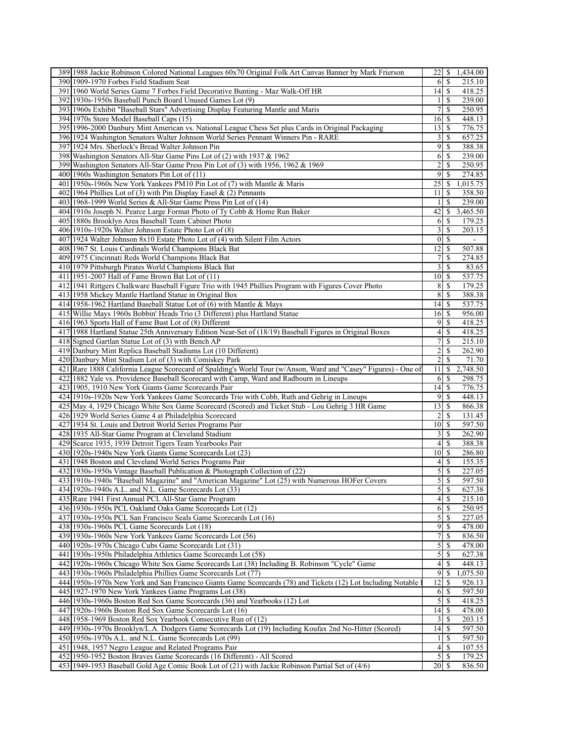| | | | | |
|---|---|---|---|---|
| 389 | 1988 Jackie Robinson Colored National Leagues 60x70 Original Folk Art Canvas Banner by Mark Frierson | 22 | $ | 1,434.00 |
| 390 | 1909-1970 Forbes Field Stadium Seat | 6 | $ | 215.10 |
| 391 | 1960 World Series Game 7 Forbes Field Decorative Bunting - Maz Walk-Off HR | 14 | $ | 418.25 |
| 392 | 1930s-1950s Baseball Punch Board Unused Games Lot (9) | 1 | $ | 239.00 |
| 393 | 1960s Exhibit "Baseball Stars" Advertising Display Featuring Mantle and Maris | 7 | $ | 250.95 |
| 394 | 1970s Store Model Baseball Caps (15) | 16 | $ | 448.13 |
| 395 | 1996-2000 Danbury Mint American vs. National League Chess Set plus Cards in Original Packaging | 13 | $ | 776.75 |
| 396 | 1924 Washington Senators Walter Johnson World Series Pennant Winners Pin - RARE | 3 | $ | 657.25 |
| 397 | 1924 Mrs. Sherlock's Bread Walter Johnson Pin | 9 | $ | 388.38 |
| 398 | Washington Senators All-Star Game Pins Lot of (2) with 1937 & 1962 | 6 | $ | 239.00 |
| 399 | Washington Senators All-Star Game Press Pin Lot of (3) with 1956, 1962 & 1969 | 2 | $ | 250.95 |
| 400 | 1960s Washington Senators Pin Lot of (11) | 9 | $ | 274.85 |
| 401 | 1950s-1960s New York Yankees PM10 Pin Lot of (7) with Mantle & Maris | 25 | $ | 1,015.75 |
| 402 | 1964 Phillies Lot of (3) with Pin Display Easel & (2) Pennants | 11 | $ | 358.50 |
| 403 | 1968-1999 World Series & All-Star Game Press Pin Lot of (14) | 1 | $ | 239.00 |
| 404 | 1910s Joseph N. Pearce Large Format Photo of Ty Cobb & Home Run Baker | 42 | $ | 3,465.50 |
| 405 | 1880s Brooklyn Area Baseball Team Cabinet Photo | 6 | $ | 179.25 |
| 406 | 1910s-1920s Walter Johnson Estate Photo Lot of (8) | 3 | $ | 203.15 |
| 407 | 1924 Walter Johnson 8x10 Estate Photo Lot of (4) with Silent Film Actors | 0 | $ | - |
| 408 | 1967 St. Louis Cardinals World Champions Black Bat | 12 | $ | 507.88 |
| 409 | 1975 Cincinnati Reds World Champions Black Bat | 7 | $ | 274.85 |
| 410 | 1979 Pittsburgh Pirates World Champions Black Bat | 3 | $ | 83.65 |
| 411 | 1951-2007 Hall of Fame Brown Bat Lot of (11) | 10 | $ | 537.75 |
| 412 | 1941 Rittgers Chalkware Baseball Figure Trio with 1945 Phillies Program with Figures Cover Photo | 8 | $ | 179.25 |
| 413 | 1958 Mickey Mantle Hartland Statue in Original Box | 8 | $ | 388.38 |
| 414 | 1958-1962 Hartland Baseball Statue Lot of (6) with Mantle & Mays | 14 | $ | 537.75 |
| 415 | Willie Mays 1960s Bobbin' Heads Trio (3 Different) plus Hartland Statue | 16 | $ | 956.00 |
| 416 | 1963 Sports Hall of Fame Bust Lot of (8) Different | 9 | $ | 418.25 |
| 417 | 1988 Hartland Statue 25th Anniversary Edition Near-Set of (18/19) Baseball Figures in Original Boxes | 4 | $ | 418.25 |
| 418 | Signed Gartlan Statue Lot of (3) with Bench AP | 7 | $ | 215.10 |
| 419 | Danbury Mint Replica Baseball Stadiums Lot (10 Different) | 2 | $ | 262.90 |
| 420 | Danbury Mint Stadium Lot of (3) with Comiskey Park | 2 | $ | 71.70 |
| 421 | Rare 1888 California League Scorecard of Spalding's World Tour (w/Anson, Ward and "Casey" Figures) - One of | 11 | $ | 2,748.50 |
| 422 | 1882 Yale vs. Providence Baseball Scorecard with Camp, Ward and Radbourn in Lineups | 6 | $ | 298.75 |
| 423 | 1905, 1910 New York Giants Game Scorecards Pair | 14 | $ | 776.75 |
| 424 | 1910s-1920s New York Yankees Game Scorecards Trio with Cobb, Ruth and Gehrig in Lineups | 9 | $ | 448.13 |
| 425 | May 4, 1929 Chicago White Sox Game Scorecard (Scored) and Ticket Stub - Lou Gehrig 3 HR Game | 13 | $ | 866.38 |
| 426 | 1929 World Series Game 4 at Philadelphia Scorecard | 2 | $ | 131.45 |
| 427 | 1934 St. Louis and Detroit World Series Programs Pair | 10 | $ | 597.50 |
| 428 | 1935 All-Star Game Program at Cleveland Stadium | 3 | $ | 262.90 |
| 429 | Scarce 1935, 1939 Detroit Tigers Team Yearbooks Pair | 4 | $ | 388.38 |
| 430 | 1920s-1940s New York Giants Game Scorecards Lot (23) | 10 | $ | 286.80 |
| 431 | 1948 Boston and Cleveland World Series Programs Pair | 4 | $ | 155.35 |
| 432 | 1930s-1950s Vintage Baseball Publication & Photograph Collection of (22) | 5 | $ | 227.05 |
| 433 | 1910s-1940s "Baseball Magazine" and "American Magazine" Lot (25) with Numerous HOFer Covers | 5 | $ | 597.50 |
| 434 | 1920s-1940s A.L. and N.L. Game Scorecards Lot (33) | 5 | $ | 627.38 |
| 435 | Rare 1941 First Annual PCL All-Star Game Program | 4 | $ | 215.10 |
| 436 | 1930s-1950s PCL Oakland Oaks Game Scorecards Lot (12) | 6 | $ | 250.95 |
| 437 | 1930s-1950s PCL San Francisco Seals Game Scorecards Lot (16) | 5 | $ | 227.05 |
| 438 | 1930s-1960s PCL Game Scorecards Lot (18) | 9 | $ | 478.00 |
| 439 | 1930s-1960s New York Yankees Game Scorecards Lot (56) | 7 | $ | 836.50 |
| 440 | 1920s-1970s Chicago Cubs Game Scorecards Lot (31) | 5 | $ | 478.00 |
| 441 | 1930s-1950s Philadelphia Athletics Game Scorecards Lot (58) | 5 | $ | 627.38 |
| 442 | 1920s-1960s Chicago White Sox Game Scorecards Lot (38) Including B. Robinson "Cycle" Game | 4 | $ | 448.13 |
| 443 | 1930s-1960s Philadelphia Phillies Game Scorecards Lot (77) | 9 | $ | 1,075.50 |
| 444 | 1950s-1970s New York and San Francisco Giants Game Scorecards (78) and Tickets (12) Lot Including Notable I | 12 | $ | 926.13 |
| 445 | 1927-1970 New York Yankees Game Programs Lot (38) | 6 | $ | 597.50 |
| 446 | 1930s-1960s Boston Red Sox Game Scorecards (36) and Yearbooks (12) Lot | 5 | $ | 418.25 |
| 447 | 1920s-1960s Boston Red Sox Game Scorecards Lot (16) | 14 | $ | 478.00 |
| 448 | 1958-1969 Boston Red Sox Yearbook Consecutive Run of (12) | 3 | $ | 203.15 |
| 449 | 1930s-1970s Brooklyn/L.A. Dodgers Game Scorecards Lot (19) Including Koufax 2nd No-Hitter (Scored) | 14 | $ | 597.50 |
| 450 | 1950s-1970s A.L. and N.L. Game Scorecards Lot (99) | 1 | $ | 597.50 |
| 451 | 1948, 1957 Negro League and Related Programs Pair | 4 | $ | 107.55 |
| 452 | 1950-1952 Boston Braves Game Scorecards (16 Different) - All Scored | 5 | $ | 179.25 |
| 453 | 1949-1953 Baseball Gold Age Comic Book Lot of (21) with Jackie Robinson Partial Set of (4/6) | 20 | $ | 836.50 |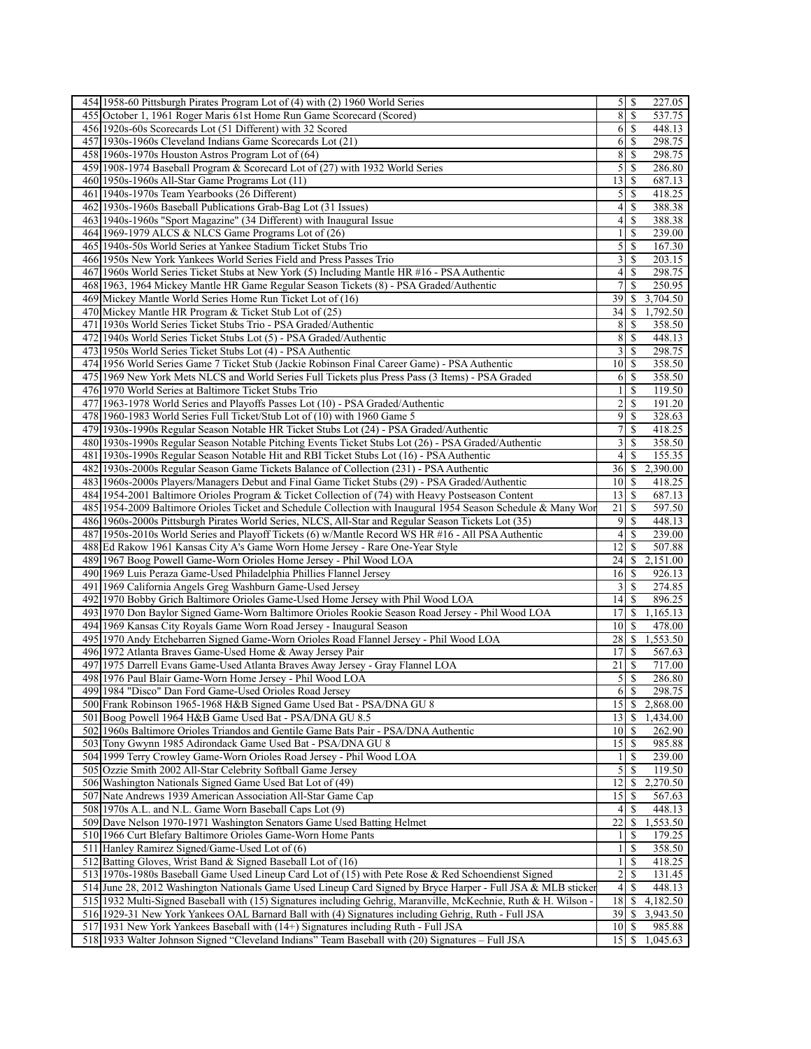| | | | |
|---|---|---|---|
| 454 | 1958-60 Pittsburgh Pirates Program Lot of (4) with (2) 1960 World Series | 5 | $ 227.05 |
| 455 | October 1, 1961 Roger Maris 61st Home Run Game Scorecard (Scored) | 8 | $ 537.75 |
| 456 | 1920s-60s Scorecards Lot (51 Different) with 32 Scored | 6 | $ 448.13 |
| 457 | 1930s-1960s Cleveland Indians Game Scorecards Lot (21) | 6 | $ 298.75 |
| 458 | 1960s-1970s Houston Astros Program Lot of (64) | 8 | $ 298.75 |
| 459 | 1908-1974 Baseball Program & Scorecard Lot of (27) with 1932 World Series | 5 | $ 286.80 |
| 460 | 1950s-1960s All-Star Game Programs Lot (11) | 13 | $ 687.13 |
| 461 | 1940s-1970s Team Yearbooks (26 Different) | 5 | $ 418.25 |
| 462 | 1930s-1960s Baseball Publications Grab-Bag Lot (31 Issues) | 4 | $ 388.38 |
| 463 | 1940s-1960s "Sport Magazine" (34 Different) with Inaugural Issue | 4 | $ 388.38 |
| 464 | 1969-1979 ALCS & NLCS Game Programs Lot of (26) | 1 | $ 239.00 |
| 465 | 1940s-50s World Series at Yankee Stadium Ticket Stubs Trio | 5 | $ 167.30 |
| 466 | 1950s New York Yankees World Series Field and Press Passes Trio | 3 | $ 203.15 |
| 467 | 1960s World Series Ticket Stubs at New York (5) Including Mantle HR #16 - PSA Authentic | 4 | $ 298.75 |
| 468 | 1963, 1964 Mickey Mantle HR Game Regular Season Tickets (8) - PSA Graded/Authentic | 7 | $ 250.95 |
| 469 | Mickey Mantle World Series Home Run Ticket Lot of (16) | 39 | $ 3,704.50 |
| 470 | Mickey Mantle HR Program & Ticket Stub Lot of (25) | 34 | $ 1,792.50 |
| 471 | 1930s World Series Ticket Stubs Trio - PSA Graded/Authentic | 8 | $ 358.50 |
| 472 | 1940s World Series Ticket Stubs Lot (5) - PSA Graded/Authentic | 8 | $ 448.13 |
| 473 | 1950s World Series Ticket Stubs Lot (4) - PSA Authentic | 3 | $ 298.75 |
| 474 | 1956 World Series Game 7 Ticket Stub (Jackie Robinson Final Career Game) - PSA Authentic | 10 | $ 358.50 |
| 475 | 1969 New York Mets NLCS and World Series Full Tickets plus Press Pass (3 Items) - PSA Graded | 6 | $ 358.50 |
| 476 | 1970 World Series at Baltimore Ticket Stubs Trio | 1 | $ 119.50 |
| 477 | 1963-1978 World Series and Playoffs Passes Lot (10) - PSA Graded/Authentic | 2 | $ 191.20 |
| 478 | 1960-1983 World Series Full Ticket/Stub Lot of (10) with 1960 Game 5 | 9 | $ 328.63 |
| 479 | 1930s-1990s Regular Season Notable HR Ticket Stubs Lot (24) - PSA Graded/Authentic | 7 | $ 418.25 |
| 480 | 1930s-1990s Regular Season Notable Pitching Events Ticket Stubs Lot (26) - PSA Graded/Authentic | 3 | $ 358.50 |
| 481 | 1930s-1990s Regular Season Notable Hit and RBI Ticket Stubs Lot (16) - PSA Authentic | 4 | $ 155.35 |
| 482 | 1930s-2000s Regular Season Game Tickets Balance of Collection (231) - PSA Authentic | 36 | $ 2,390.00 |
| 483 | 1960s-2000s Players/Managers Debut and Final Game Ticket Stubs (29) - PSA Graded/Authentic | 10 | $ 418.25 |
| 484 | 1954-2001 Baltimore Orioles Program & Ticket Collection of (74) with Heavy Postseason Content | 13 | $ 687.13 |
| 485 | 1954-2009 Baltimore Orioles Ticket and Schedule Collection with Inaugural 1954 Season Schedule & Many Wor | 21 | $ 597.50 |
| 486 | 1960s-2000s Pittsburgh Pirates World Series, NLCS, All-Star and Regular Season Tickets Lot (35) | 9 | $ 448.13 |
| 487 | 1950s-2010s World Series and Playoff Tickets (6) w/Mantle Record WS HR #16 - All PSA Authentic | 4 | $ 239.00 |
| 488 | Ed Rakow 1961 Kansas City A's Game Worn Home Jersey - Rare One-Year Style | 12 | $ 507.88 |
| 489 | 1967 Boog Powell Game-Worn Orioles Home Jersey - Phil Wood LOA | 24 | $ 2,151.00 |
| 490 | 1969 Luis Peraza Game-Used Philadelphia Phillies Flannel Jersey | 16 | $ 926.13 |
| 491 | 1969 California Angels Greg Washburn Game-Used Jersey | 3 | $ 274.85 |
| 492 | 1970 Bobby Grich Baltimore Orioles Game-Used Home Jersey with Phil Wood LOA | 14 | $ 896.25 |
| 493 | 1970 Don Baylor Signed Game-Worn Baltimore Orioles Rookie Season Road Jersey - Phil Wood LOA | 17 | $ 1,165.13 |
| 494 | 1969 Kansas City Royals Game Worn Road Jersey - Inaugural Season | 10 | $ 478.00 |
| 495 | 1970 Andy Etchebarren Signed Game-Worn Orioles Road Flannel Jersey - Phil Wood LOA | 28 | $ 1,553.50 |
| 496 | 1972 Atlanta Braves Game-Used Home & Away Jersey Pair | 17 | $ 567.63 |
| 497 | 1975 Darrell Evans Game-Used Atlanta Braves Away Jersey - Gray Flannel LOA | 21 | $ 717.00 |
| 498 | 1976 Paul Blair Game-Worn Home Jersey - Phil Wood LOA | 5 | $ 286.80 |
| 499 | 1984 "Disco" Dan Ford Game-Used Orioles Road Jersey | 6 | $ 298.75 |
| 500 | Frank Robinson 1965-1968 H&B Signed Game Used Bat - PSA/DNA GU 8 | 15 | $ 2,868.00 |
| 501 | Boog Powell 1964 H&B Game Used Bat - PSA/DNA GU 8.5 | 13 | $ 1,434.00 |
| 502 | 1960s Baltimore Orioles Triandos and Gentile Game Bats Pair - PSA/DNA Authentic | 10 | $ 262.90 |
| 503 | Tony Gwynn 1985 Adirondack Game Used Bat - PSA/DNA GU 8 | 15 | $ 985.88 |
| 504 | 1999 Terry Crowley Game-Worn Orioles Road Jersey - Phil Wood LOA | 1 | $ 239.00 |
| 505 | Ozzie Smith 2002 All-Star Celebrity Softball Game Jersey | 5 | $ 119.50 |
| 506 | Washington Nationals Signed Game Used Bat Lot of (49) | 12 | $ 2,270.50 |
| 507 | Nate Andrews 1939 American Association All-Star Game Cap | 15 | $ 567.63 |
| 508 | 1970s A.L. and N.L. Game Worn Baseball Caps Lot (9) | 4 | $ 448.13 |
| 509 | Dave Nelson 1970-1971 Washington Senators Game Used Batting Helmet | 22 | $ 1,553.50 |
| 510 | 1966 Curt Blefary Baltimore Orioles Game-Worn Home Pants | 1 | $ 179.25 |
| 511 | Hanley Ramirez Signed/Game-Used Lot of (6) | 1 | $ 358.50 |
| 512 | Batting Gloves, Wrist Band & Signed Baseball Lot of (16) | 1 | $ 418.25 |
| 513 | 1970s-1980s Baseball Game Used Lineup Card Lot of (15) with Pete Rose & Red Schoendienst Signed | 2 | $ 131.45 |
| 514 | June 28, 2012 Washington Nationals Game Used Lineup Card Signed by Bryce Harper - Full JSA & MLB sticker | 4 | $ 448.13 |
| 515 | 1932 Multi-Signed Baseball with (15) Signatures including Gehrig, Maranville, McKechnie, Ruth & H. Wilson - | 18 | $ 4,182.50 |
| 516 | 1929-31 New York Yankees OAL Barnard Ball with (4) Signatures including Gehrig, Ruth - Full JSA | 39 | $ 3,943.50 |
| 517 | 1931 New York Yankees Baseball with (14+) Signatures including Ruth - Full JSA | 10 | $ 985.88 |
| 518 | 1933 Walter Johnson Signed "Cleveland Indians" Team Baseball with (20) Signatures – Full JSA | 15 | $ 1,045.63 |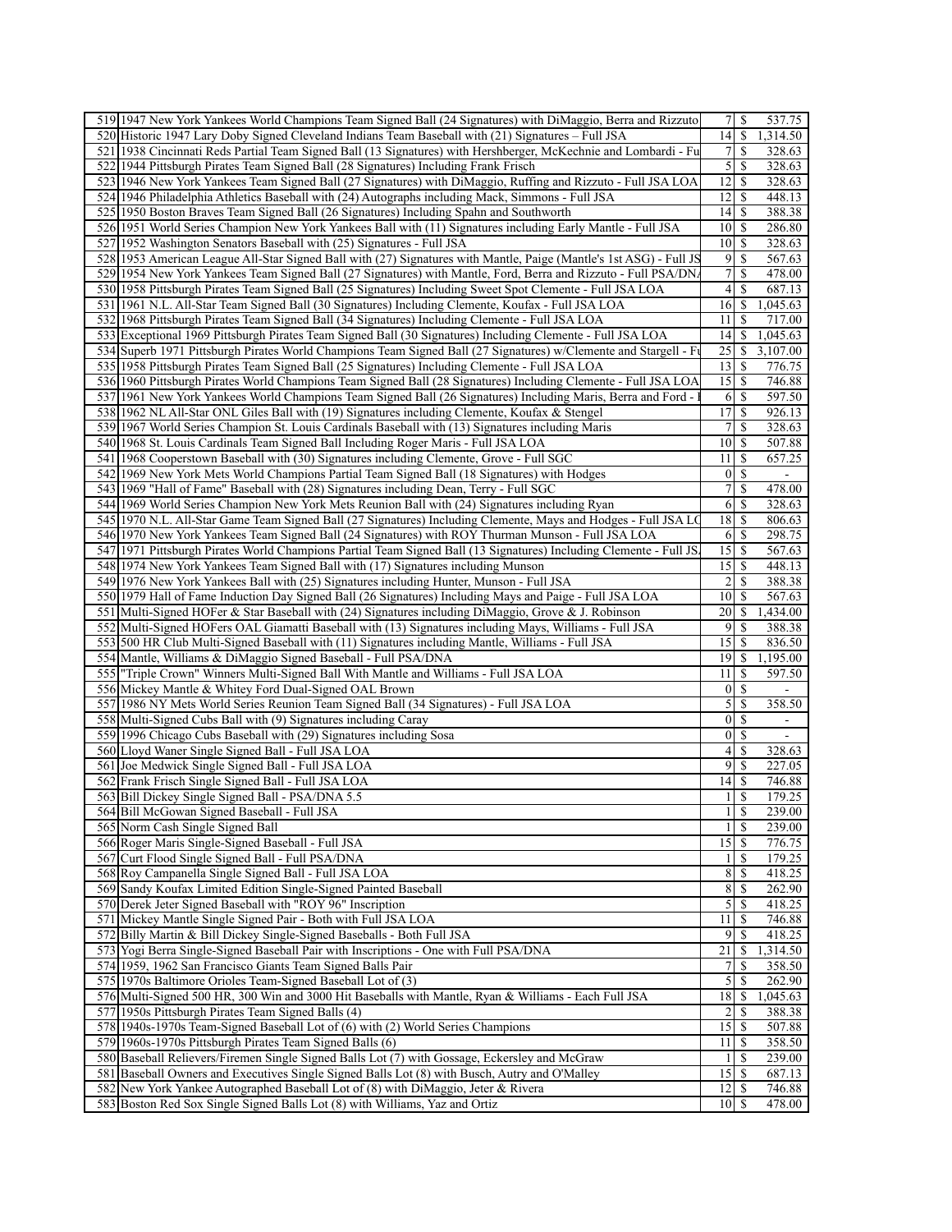| | | | | |
|---|---|---|---|---|
| 519 | 1947 New York Yankees World Champions Team Signed Ball (24 Signatures) with DiMaggio, Berra and Rizzuto | 7 | $ | 537.75 |
| 520 | Historic 1947 Lary Doby Signed Cleveland Indians Team Baseball with (21) Signatures – Full JSA | 14 | $ | 1,314.50 |
| 521 | 1938 Cincinnati Reds Partial Team Signed Ball (13 Signatures) with Hershberger, McKechnie and Lombardi - Fu | 7 | $ | 328.63 |
| 522 | 1944 Pittsburgh Pirates Team Signed Ball (28 Signatures) Including Frank Frisch | 5 | $ | 328.63 |
| 523 | 1946 New York Yankees Team Signed Ball (27 Signatures) with DiMaggio, Ruffing and Rizzuto - Full JSA LOA | 12 | $ | 328.63 |
| 524 | 1946 Philadelphia Athletics Baseball with (24) Autographs including Mack, Simmons - Full JSA | 12 | $ | 448.13 |
| 525 | 1950 Boston Braves Team Signed Ball (26 Signatures) Including Spahn and Southworth | 14 | $ | 388.38 |
| 526 | 1951 World Series Champion New York Yankees Ball with (11) Signatures including Early Mantle - Full JSA | 10 | $ | 286.80 |
| 527 | 1952 Washington Senators Baseball with (25) Signatures - Full JSA | 10 | $ | 328.63 |
| 528 | 1953 American League All-Star Signed Ball with (27) Signatures with Mantle, Paige (Mantle's 1st ASG) - Full JS | 9 | $ | 567.63 |
| 529 | 1954 New York Yankees Team Signed Ball (27 Signatures) with Mantle, Ford, Berra and Rizzuto - Full PSA/DN | 7 | $ | 478.00 |
| 530 | 1958 Pittsburgh Pirates Team Signed Ball (25 Signatures) Including Sweet Spot Clemente - Full JSA LOA | 4 | $ | 687.13 |
| 531 | 1961 N.L. All-Star Team Signed Ball (30 Signatures) Including Clemente, Koufax - Full JSA LOA | 16 | $ | 1,045.63 |
| 532 | 1968 Pittsburgh Pirates Team Signed Ball (34 Signatures) Including Clemente - Full JSA LOA | 11 | $ | 717.00 |
| 533 | Exceptional 1969 Pittsburgh Pirates Team Signed Ball (30 Signatures) Including Clemente - Full JSA LOA | 14 | $ | 1,045.63 |
| 534 | Superb 1971 Pittsburgh Pirates World Champions Team Signed Ball (27 Signatures) w/Clemente and Stargell - F | 25 | $ | 3,107.00 |
| 535 | 1958 Pittsburgh Pirates Team Signed Ball (25 Signatures) Including Clemente - Full JSA LOA | 13 | $ | 776.75 |
| 536 | 1960 Pittsburgh Pirates World Champions Team Signed Ball (28 Signatures) Including Clemente - Full JSA LOA | 15 | $ | 746.88 |
| 537 | 1961 New York Yankees World Champions Team Signed Ball (26 Signatures) Including Maris, Berra and Ford - | 6 | $ | 597.50 |
| 538 | 1962 NL All-Star ONL Giles Ball with (19) Signatures including Clemente, Koufax & Stengel | 17 | $ | 926.13 |
| 539 | 1967 World Series Champion St. Louis Cardinals Baseball with (13) Signatures including Maris | 7 | $ | 328.63 |
| 540 | 1968 St. Louis Cardinals Team Signed Ball Including Roger Maris - Full JSA LOA | 10 | $ | 507.88 |
| 541 | 1968 Cooperstown Baseball with (30) Signatures including Clemente, Grove - Full SGC | 11 | $ | 657.25 |
| 542 | 1969 New York Mets World Champions Partial Team Signed Ball (18 Signatures) with Hodges | 0 | $ | - |
| 543 | 1969 "Hall of Fame" Baseball with (28) Signatures including Dean, Terry - Full SGC | 7 | $ | 478.00 |
| 544 | 1969 World Series Champion New York Mets Reunion Ball with (24) Signatures including Ryan | 6 | $ | 328.63 |
| 545 | 1970 N.L. All-Star Game Team Signed Ball (27 Signatures) Including Clemente, Mays and Hodges - Full JSA LC | 18 | $ | 806.63 |
| 546 | 1970 New York Yankees Team Signed Ball (24 Signatures) with ROY Thurman Munson - Full JSA LOA | 6 | $ | 298.75 |
| 547 | 1971 Pittsburgh Pirates World Champions Partial Team Signed Ball (13 Signatures) Including Clemente - Full JS | 15 | $ | 567.63 |
| 548 | 1974 New York Yankees Team Signed Ball with (17) Signatures including Munson | 15 | $ | 448.13 |
| 549 | 1976 New York Yankees Ball with (25) Signatures including Hunter, Munson - Full JSA | 2 | $ | 388.38 |
| 550 | 1979 Hall of Fame Induction Day Signed Ball (26 Signatures) Including Mays and Paige - Full JSA LOA | 10 | $ | 567.63 |
| 551 | Multi-Signed HOFer & Star Baseball with (24) Signatures including DiMaggio, Grove & J. Robinson | 20 | $ | 1,434.00 |
| 552 | Multi-Signed HOFers OAL Giamatti Baseball with (13) Signatures including Mays, Williams - Full JSA | 9 | $ | 388.38 |
| 553 | 500 HR Club Multi-Signed Baseball with (11) Signatures including Mantle, Williams - Full JSA | 15 | $ | 836.50 |
| 554 | Mantle, Williams & DiMaggio Signed Baseball - Full PSA/DNA | 19 | $ | 1,195.00 |
| 555 | "Triple Crown" Winners Multi-Signed Ball With Mantle and Williams - Full JSA LOA | 11 | $ | 597.50 |
| 556 | Mickey Mantle & Whitey Ford Dual-Signed OAL Brown | 0 | $ | - |
| 557 | 1986 NY Mets World Series Reunion Team Signed Ball (34 Signatures) - Full JSA LOA | 5 | $ | 358.50 |
| 558 | Multi-Signed Cubs Ball with (9) Signatures including Caray | 0 | $ | - |
| 559 | 1996 Chicago Cubs Baseball with (29) Signatures including Sosa | 0 | $ | - |
| 560 | Lloyd Waner Single Signed Ball - Full JSA LOA | 4 | $ | 328.63 |
| 561 | Joe Medwick Single Signed Ball - Full JSA LOA | 9 | $ | 227.05 |
| 562 | Frank Frisch Single Signed Ball - Full JSA LOA | 14 | $ | 746.88 |
| 563 | Bill Dickey Single Signed Ball - PSA/DNA 5.5 | 1 | $ | 179.25 |
| 564 | Bill McGowan Signed Baseball - Full JSA | 1 | $ | 239.00 |
| 565 | Norm Cash Single Signed Ball | 1 | $ | 239.00 |
| 566 | Roger Maris Single-Signed Baseball - Full JSA | 15 | $ | 776.75 |
| 567 | Curt Flood Single Signed Ball - Full PSA/DNA | 1 | $ | 179.25 |
| 568 | Roy Campanella Single Signed Ball - Full JSA LOA | 8 | $ | 418.25 |
| 569 | Sandy Koufax Limited Edition Single-Signed Painted Baseball | 8 | $ | 262.90 |
| 570 | Derek Jeter Signed Baseball with "ROY 96" Inscription | 5 | $ | 418.25 |
| 571 | Mickey Mantle Single Signed Pair - Both with Full JSA LOA | 11 | $ | 746.88 |
| 572 | Billy Martin & Bill Dickey Single-Signed Baseballs - Both Full JSA | 9 | $ | 418.25 |
| 573 | Yogi Berra Single-Signed Baseball Pair with Inscriptions - One with Full PSA/DNA | 21 | $ | 1,314.50 |
| 574 | 1959, 1962 San Francisco Giants Team Signed Balls Pair | 7 | $ | 358.50 |
| 575 | 1970s Baltimore Orioles Team-Signed Baseball Lot of (3) | 5 | $ | 262.90 |
| 576 | Multi-Signed 500 HR, 300 Win and 3000 Hit Baseballs with Mantle, Ryan & Williams - Each Full JSA | 18 | $ | 1,045.63 |
| 577 | 1950s Pittsburgh Pirates Team Signed Balls (4) | 2 | $ | 388.38 |
| 578 | 1940s-1970s Team-Signed Baseball Lot of (6) with (2) World Series Champions | 15 | $ | 507.88 |
| 579 | 1960s-1970s Pittsburgh Pirates Team Signed Balls (6) | 11 | $ | 358.50 |
| 580 | Baseball Relievers/Firemen Single Signed Balls Lot (7) with Gossage, Eckersley and McGraw | 1 | $ | 239.00 |
| 581 | Baseball Owners and Executives Single Signed Balls Lot (8) with Busch, Autry and O'Malley | 15 | $ | 687.13 |
| 582 | New York Yankee Autographed Baseball Lot of (8) with DiMaggio, Jeter & Rivera | 12 | $ | 746.88 |
| 583 | Boston Red Sox Single Signed Balls Lot (8) with Williams, Yaz and Ortiz | 10 | $ | 478.00 |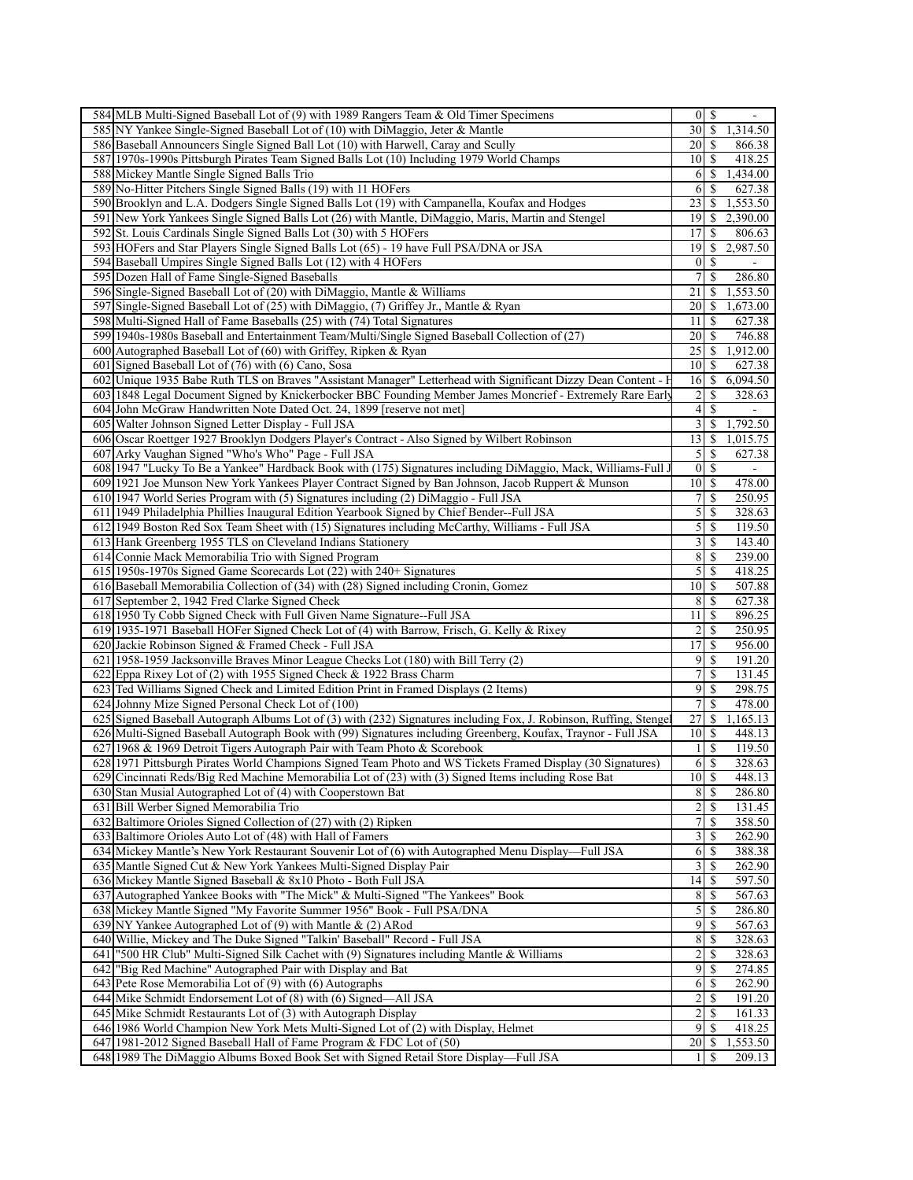| | | | | |
|---|---|---|---|---|
| 584 | MLB Multi-Signed Baseball Lot of (9) with 1989 Rangers Team & Old Timer Specimens | 0 | $ | - |
| 585 | NY Yankee Single-Signed Baseball Lot of (10) with DiMaggio, Jeter & Mantle | 30 | $ | 1,314.50 |
| 586 | Baseball Announcers Single Signed Ball Lot (10) with Harwell, Caray and Scully | 20 | $ | 866.38 |
| 587 | 1970s-1990s Pittsburgh Pirates Team Signed Balls Lot (10) Including 1979 World Champs | 10 | $ | 418.25 |
| 588 | Mickey Mantle Single Signed Balls Trio | 6 | $ | 1,434.00 |
| 589 | No-Hitter Pitchers Single Signed Balls (19) with 11 HOFers | 6 | $ | 627.38 |
| 590 | Brooklyn and L.A. Dodgers Single Signed Balls Lot (19) with Campanella, Koufax and Hodges | 23 | $ | 1,553.50 |
| 591 | New York Yankees Single Signed Balls Lot (26) with Mantle, DiMaggio, Maris, Martin and Stengel | 19 | $ | 2,390.00 |
| 592 | St. Louis Cardinals Single Signed Balls Lot (30) with 5 HOFers | 17 | $ | 806.63 |
| 593 | HOFers and Star Players Single Signed Balls Lot (65) - 19 have Full PSA/DNA or JSA | 19 | $ | 2,987.50 |
| 594 | Baseball Umpires Single Signed Balls Lot (12) with 4 HOFers | 0 | $ | - |
| 595 | Dozen Hall of Fame Single-Signed Baseballs | 7 | $ | 286.80 |
| 596 | Single-Signed Baseball Lot of (20) with DiMaggio, Mantle & Williams | 21 | $ | 1,553.50 |
| 597 | Single-Signed Baseball Lot of (25) with DiMaggio, (7) Griffey Jr., Mantle & Ryan | 20 | $ | 1,673.00 |
| 598 | Multi-Signed Hall of Fame Baseballs (25) with (74) Total Signatures | 11 | $ | 627.38 |
| 599 | 1940s-1980s Baseball and Entertainment Team/Multi/Single Signed Baseball Collection of (27) | 20 | $ | 746.88 |
| 600 | Autographed Baseball Lot of (60) with Griffey, Ripken & Ryan | 25 | $ | 1,912.00 |
| 601 | Signed Baseball Lot of (76) with (6) Cano, Sosa | 10 | $ | 627.38 |
| 602 | Unique 1935 Babe Ruth TLS on Braves "Assistant Manager" Letterhead with Significant Dizzy Dean Content - H | 16 | $ | 6,094.50 |
| 603 | 1848 Legal Document Signed by Knickerbocker BBC Founding Member James Moncrief - Extremely Rare Early | 2 | $ | 328.63 |
| 604 | John McGraw Handwritten Note Dated Oct. 24, 1899 [reserve not met] | 4 | $ | - |
| 605 | Walter Johnson Signed Letter Display - Full JSA | 3 | $ | 1,792.50 |
| 606 | Oscar Roettger 1927 Brooklyn Dodgers Player's Contract - Also Signed by Wilbert Robinson | 13 | $ | 1,015.75 |
| 607 | Arky Vaughan Signed "Who's Who" Page - Full JSA | 5 | $ | 627.38 |
| 608 | 1947 "Lucky To Be a Yankee" Hardback Book with (175) Signatures including DiMaggio, Mack, Williams-Full J | 0 | $ | - |
| 609 | 1921 Joe Munson New York Yankees Player Contract Signed by Ban Johnson, Jacob Ruppert & Munson | 10 | $ | 478.00 |
| 610 | 1947 World Series Program with (5) Signatures including (2) DiMaggio - Full JSA | 7 | $ | 250.95 |
| 611 | 1949 Philadelphia Phillies Inaugural Edition Yearbook Signed by Chief Bender--Full JSA | 5 | $ | 328.63 |
| 612 | 1949 Boston Red Sox Team Sheet with (15) Signatures including McCarthy, Williams - Full JSA | 5 | $ | 119.50 |
| 613 | Hank Greenberg 1955 TLS on Cleveland Indians Stationery | 3 | $ | 143.40 |
| 614 | Connie Mack Memorabilia Trio with Signed Program | 8 | $ | 239.00 |
| 615 | 1950s-1970s Signed Game Scorecards Lot (22) with 240+ Signatures | 5 | $ | 418.25 |
| 616 | Baseball Memorabilia Collection of (34) with (28) Signed including Cronin, Gomez | 10 | $ | 507.88 |
| 617 | September 2, 1942 Fred Clarke Signed Check | 8 | $ | 627.38 |
| 618 | 1950 Ty Cobb Signed Check with Full Given Name Signature--Full JSA | 11 | $ | 896.25 |
| 619 | 1935-1971 Baseball HOFer Signed Check Lot of (4) with Barrow, Frisch, G. Kelly & Rixey | 2 | $ | 250.95 |
| 620 | Jackie Robinson Signed & Framed Check - Full JSA | 17 | $ | 956.00 |
| 621 | 1958-1959 Jacksonville Braves Minor League Checks Lot (180) with Bill Terry (2) | 9 | $ | 191.20 |
| 622 | Eppa Rixey Lot of (2) with 1955 Signed Check & 1922 Brass Charm | 7 | $ | 131.45 |
| 623 | Ted Williams Signed Check and Limited Edition Print in Framed Displays (2 Items) | 9 | $ | 298.75 |
| 624 | Johnny Mize Signed Personal Check Lot of (100) | 7 | $ | 478.00 |
| 625 | Signed Baseball Autograph Albums Lot of (3) with (232) Signatures including Fox, J. Robinson, Ruffing, Stengel | 27 | $ | 1,165.13 |
| 626 | Multi-Signed Baseball Autograph Book with (99) Signatures including Greenberg, Koufax, Traynor - Full JSA | 10 | $ | 448.13 |
| 627 | 1968 & 1969 Detroit Tigers Autograph Pair with Team Photo & Scorebook | 1 | $ | 119.50 |
| 628 | 1971 Pittsburgh Pirates World Champions Signed Team Photo and WS Tickets Framed Display (30 Signatures) | 6 | $ | 328.63 |
| 629 | Cincinnati Reds/Big Red Machine Memorabilia Lot of (23) with (3) Signed Items including Rose Bat | 10 | $ | 448.13 |
| 630 | Stan Musial Autographed Lot of (4) with Cooperstown Bat | 8 | $ | 286.80 |
| 631 | Bill Werber Signed Memorabilia Trio | 2 | $ | 131.45 |
| 632 | Baltimore Orioles Signed Collection of (27) with (2) Ripken | 7 | $ | 358.50 |
| 633 | Baltimore Orioles Auto Lot of (48) with Hall of Famers | 3 | $ | 262.90 |
| 634 | Mickey Mantle's New York Restaurant Souvenir Lot of (6) with Autographed Menu Display—Full JSA | 6 | $ | 388.38 |
| 635 | Mantle Signed Cut & New York Yankees Multi-Signed Display Pair | 3 | $ | 262.90 |
| 636 | Mickey Mantle Signed Baseball & 8x10 Photo - Both Full JSA | 14 | $ | 597.50 |
| 637 | Autographed Yankee Books with "The Mick" & Multi-Signed "The Yankees" Book | 8 | $ | 567.63 |
| 638 | Mickey Mantle Signed "My Favorite Summer 1956" Book - Full PSA/DNA | 5 | $ | 286.80 |
| 639 | NY Yankee Autographed Lot of (9) with Mantle & (2) ARod | 9 | $ | 567.63 |
| 640 | Willie, Mickey and The Duke Signed "Talkin' Baseball" Record - Full JSA | 8 | $ | 328.63 |
| 641 | "500 HR Club" Multi-Signed Silk Cachet with (9) Signatures including Mantle & Williams | 2 | $ | 328.63 |
| 642 | "Big Red Machine" Autographed Pair with Display and Bat | 9 | $ | 274.85 |
| 643 | Pete Rose Memorabilia Lot of (9) with (6) Autographs | 6 | $ | 262.90 |
| 644 | Mike Schmidt Endorsement Lot of (8) with (6) Signed—All JSA | 2 | $ | 191.20 |
| 645 | Mike Schmidt Restaurants Lot of (3) with Autograph Display | 2 | $ | 161.33 |
| 646 | 1986 World Champion New York Mets Multi-Signed Lot of (2) with Display, Helmet | 9 | $ | 418.25 |
| 647 | 1981-2012 Signed Baseball Hall of Fame Program & FDC Lot of (50) | 20 | $ | 1,553.50 |
| 648 | 1989 The DiMaggio Albums Boxed Book Set with Signed Retail Store Display—Full JSA | 1 | $ | 209.13 |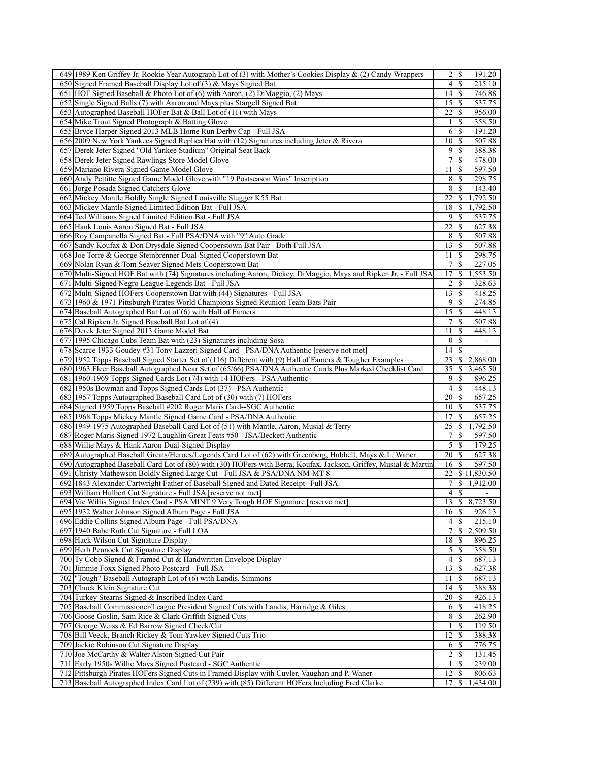| | | | |
|---|---|---|---|
| 649 | 1989 Ken Griffey Jr. Rookie Year Autograph Lot of (3) with Mother's Cookies Display & (2) Candy Wrappers | 2 | $ 191.20 |
| 650 | Signed Framed Baseball Display Lot of (3) & Mays Signed Bat | 4 | $ 215.10 |
| 651 | HOF Signed Baseball & Photo Lot of (6) with Aaron, (2) DiMaggio, (2) Mays | 14 | $ 746.88 |
| 652 | Single Signed Balls (7) with Aaron and Mays plus Stargell Signed Bat | 15 | $ 537.75 |
| 653 | Autographed Baseball HOFer Bat & Ball Lot of (11) with Mays | 22 | $ 956.00 |
| 654 | Mike Trout Signed Photograph & Batting Glove | 1 | $ 358.50 |
| 655 | Bryce Harper Signed 2013 MLB Home Run Derby Cap - Full JSA | 6 | $ 191.20 |
| 656 | 2009 New York Yankees Signed Replica Hat with (12) Signatures including Jeter & Rivera | 10 | $ 507.88 |
| 657 | Derek Jeter Signed "Old Yankee Stadium" Original Seat Back | 9 | $ 388.38 |
| 658 | Derek Jeter Signed Rawlings Store Model Glove | 7 | $ 478.00 |
| 659 | Mariano Rivera Signed Game Model Glove | 11 | $ 597.50 |
| 660 | Andy Pettitte Signed Game Model Glove with "19 Postseason Wins" Inscription | 8 | $ 298.75 |
| 661 | Jorge Posada Signed Catchers Glove | 8 | $ 143.40 |
| 662 | Mickey Mantle Boldly Single Signed Louisville Slugger K55 Bat | 22 | $ 1,792.50 |
| 663 | Mickey Mantle Signed Limited Edition Bat - Full JSA | 18 | $ 1,792.50 |
| 664 | Ted Williams Signed Limited Edition Bat - Full JSA | 9 | $ 537.75 |
| 665 | Hank Louis Aaron Signed Bat - Full JSA | 22 | $ 627.38 |
| 666 | Roy Campanella Signed Bat - Full PSA/DNA with "9" Auto Grade | 8 | $ 507.88 |
| 667 | Sandy Koufax & Don Drysdale Signed Cooperstown Bat Pair - Both Full JSA | 13 | $ 507.88 |
| 668 | Joe Torre & George Steinbrenner Dual-Signed Cooperstown Bat | 11 | $ 298.75 |
| 669 | Nolan Ryan & Tom Seaver Signed Mets Cooperstown Bat | 7 | $ 227.05 |
| 670 | Multi-Signed HOF Bat with (74) Signatures including Aaron, Dickey, DiMaggio, Mays and Ripken Jr. - Full JSA | 17 | $ 1,553.50 |
| 671 | Multi-Signed Negro League Legends Bat - Full JSA | 2 | $ 328.63 |
| 672 | Multi-Signed HOFers Cooperstown Bat with (44) Signatures - Full JSA | 13 | $ 418.25 |
| 673 | 1960 & 1971 Pittsburgh Pirates World Champions Signed Reunion Team Bats Pair | 9 | $ 274.85 |
| 674 | Baseball Autographed Bat Lot of (6) with Hall of Famers | 15 | $ 448.13 |
| 675 | Cal Ripken Jr. Signed Baseball Bat Lot of (4) | 7 | $ 507.88 |
| 676 | Derek Jeter Signed 2013 Game Model Bat | 11 | $ 448.13 |
| 677 | 1995 Chicago Cubs Team Bat with (23) Signatures including Sosa | 0 | $ - |
| 678 | Scarce 1933 Goudey #31 Tony Lazzeri Signed Card - PSA/DNA Authentic [reserve not met] | 14 | $ - |
| 679 | 1952 Topps Baseball Signed Starter Set of (116) Different with (9) Hall of Famers & Tougher Examples | 23 | $ 2,868.00 |
| 680 | 1963 Fleer Baseball Autographed Near Set of (65/66) PSA/DNA Authentic Cards Plus Marked Checklist Card | 35 | $ 3,465.50 |
| 681 | 1960-1969 Topps Signed Cards Lot (74) with 14 HOFers - PSA Authentic | 9 | $ 896.25 |
| 682 | 1950s Bowman and Topps Signed Cards Lot (37) - PSA Authentic | 4 | $ 448.13 |
| 683 | 1957 Topps Autographed Baseball Card Lot of (30) with (7) HOFers | 20 | $ 657.25 |
| 684 | Signed 1959 Topps Baseball #202 Roger Maris Card--SGC Authentic | 10 | $ 537.75 |
| 685 | 1968 Topps Mickey Mantle Signed Game Card - PSA/DNA Authentic | 17 | $ 657.25 |
| 686 | 1949-1975 Autographed Baseball Card Lot of (51) with Mantle, Aaron, Musial & Terry | 25 | $ 1,792.50 |
| 687 | Roger Maris Signed 1972 Laughlin Great Feats #50 - JSA/Beckett Authentic | 7 | $ 597.50 |
| 688 | Willie Mays & Hank Aaron Dual-Signed Display | 5 | $ 179.25 |
| 689 | Autographed Baseball Greats/Heroes/Legends Card Lot of (62) with Greenberg, Hubbell, Mays & L. Waner | 20 | $ 627.38 |
| 690 | Autographed Baseball Card Lot of (80) with (30) HOFers with Berra, Koufax, Jackson, Griffey, Musial & Martin | 16 | $ 597.50 |
| 691 | Christy Mathewson Boldly Signed Large Cut - Full JSA & PSA/DNA NM-MT 8 | 22 | $ 11,830.50 |
| 692 | 1843 Alexander Cartwright Father of Baseball Signed and Dated Receipt--Full JSA | 7 | $ 1,912.00 |
| 693 | William Hulbert Cut Signature - Full JSA [reserve not met] | 4 | $ - |
| 694 | Vic Willis Signed Index Card - PSA MINT 9 Very Tough HOF Signature [reserve met] | 13 | $ 8,723.50 |
| 695 | 1932 Walter Johnson Signed Album Page - Full JSA | 16 | $ 926.13 |
| 696 | Eddie Collins Signed Album Page - Full PSA/DNA | 4 | $ 215.10 |
| 697 | 1940 Babe Ruth Cut Signature - Full LOA | 7 | $ 2,509.50 |
| 698 | Hack Wilson Cut Signature Display | 18 | $ 896.25 |
| 699 | Herb Pennock Cut Signature Display | 5 | $ 358.50 |
| 700 | Ty Cobb Signed & Framed Cut & Handwritten Envelope Display | 4 | $ 687.13 |
| 701 | Jimmie Foxx Signed Photo Postcard - Full JSA | 13 | $ 627.38 |
| 702 | "Tough" Baseball Autograph Lot of (6) with Landis, Simmons | 11 | $ 687.13 |
| 703 | Chuck Klein Signature Cut | 14 | $ 388.38 |
| 704 | Turkey Stearns Signed & Inscribed Index Card | 20 | $ 926.13 |
| 705 | Baseball Commissioner/League President Signed Cuts with Landis, Harridge & Giles | 6 | $ 418.25 |
| 706 | Goose Goslin, Sam Rice & Clark Griffith Signed Cuts | 8 | $ 262.90 |
| 707 | George Weiss & Ed Barrow Signed Check/Cut | 1 | $ 119.50 |
| 708 | Bill Veeck, Branch Rickey & Tom Yawkey Signed Cuts Trio | 12 | $ 388.38 |
| 709 | Jackie Robinson Cut Signature Display | 6 | $ 776.75 |
| 710 | Joe McCarthy & Walter Alston Signed Cut Pair | 2 | $ 131.45 |
| 711 | Early 1950s Willie Mays Signed Postcard - SGC Authentic | 1 | $ 239.00 |
| 712 | Pittsburgh Pirates HOFers Signed Cuts in Framed Display with Cuyler, Vaughan and P. Waner | 12 | $ 806.63 |
| 713 | Baseball Autographed Index Card Lot of (239) with (85) Different HOFers Including Fred Clarke | 17 | $ 1,434.00 |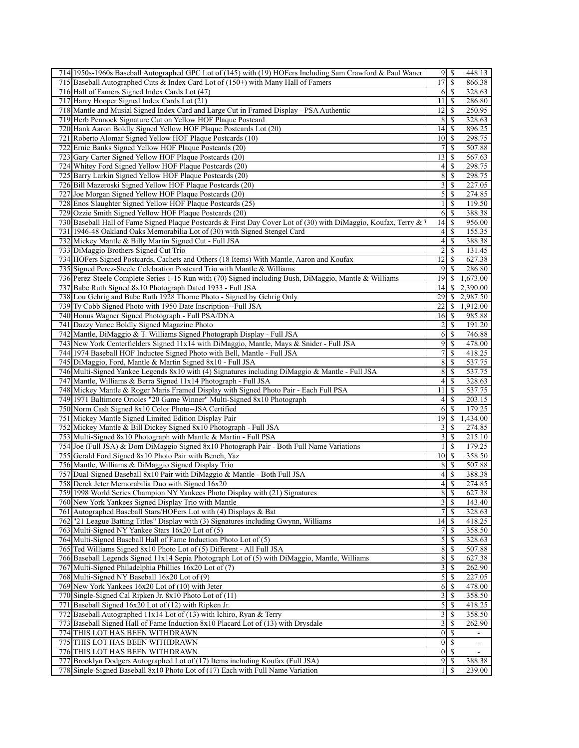| | | | |
|---|---|---|---|
| 714 | 1950s-1960s Baseball Autographed GPC Lot of (145) with (19) HOFers Including Sam Crawford & Paul Waner | 9 | $ 448.13 |
| 715 | Baseball Autographed Cuts & Index Card Lot of (150+) with Many Hall of Famers | 17 | $ 866.38 |
| 716 | Hall of Famers Signed Index Cards Lot (47) | 6 | $ 328.63 |
| 717 | Harry Hooper Signed Index Cards Lot (21) | 11 | $ 286.80 |
| 718 | Mantle and Musial Signed Index Card and Large Cut in Framed Display - PSA Authentic | 12 | $ 250.95 |
| 719 | Herb Pennock Signature Cut on Yellow HOF Plaque Postcard | 8 | $ 328.63 |
| 720 | Hank Aaron Boldly Signed Yellow HOF Plaque Postcards Lot (20) | 14 | $ 896.25 |
| 721 | Roberto Alomar Signed Yellow HOF Plaque Postcards (10) | 10 | $ 298.75 |
| 722 | Ernie Banks Signed Yellow HOF Plaque Postcards (20) | 7 | $ 507.88 |
| 723 | Gary Carter Signed Yellow HOF Plaque Postcards (20) | 13 | $ 567.63 |
| 724 | Whitey Ford Signed Yellow HOF Plaque Postcards (20) | 4 | $ 298.75 |
| 725 | Barry Larkin Signed Yellow HOF Plaque Postcards (20) | 8 | $ 298.75 |
| 726 | Bill Mazeroski Signed Yellow HOF Plaque Postcards (20) | 3 | $ 227.05 |
| 727 | Joe Morgan Signed Yellow HOF Plaque Postcards (20) | 5 | $ 274.85 |
| 728 | Enos Slaughter Signed Yellow HOF Plaque Postcards (25) | 1 | $ 119.50 |
| 729 | Ozzie Smith Signed Yellow HOF Plaque Postcards (20) | 6 | $ 388.38 |
| 730 | Baseball Hall of Fame Signed Plaque Postcards & First Day Cover Lot of (30) with DiMaggio, Koufax, Terry & | 14 | $ 956.00 |
| 731 | 1946-48 Oakland Oaks Memorabilia Lot of (30) with Signed Stengel Card | 4 | $ 155.35 |
| 732 | Mickey Mantle & Billy Martin Signed Cut - Full JSA | 4 | $ 388.38 |
| 733 | DiMaggio Brothers Signed Cut Trio | 2 | $ 131.45 |
| 734 | HOFers Signed Postcards, Cachets and Others (18 Items) With Mantle, Aaron and Koufax | 12 | $ 627.38 |
| 735 | Signed Perez-Steele Celebration Postcard Trio with Mantle & Williams | 9 | $ 286.80 |
| 736 | Perez-Steele Complete Series 1-15 Run with (70) Signed including Bush, DiMaggio, Mantle & Williams | 19 | $ 1,673.00 |
| 737 | Babe Ruth Signed 8x10 Photograph Dated 1933 - Full JSA | 14 | $ 2,390.00 |
| 738 | Lou Gehrig and Babe Ruth 1928 Thorne Photo - Signed by Gehrig Only | 29 | $ 2,987.50 |
| 739 | Ty Cobb Signed Photo with 1950 Date Inscription--Full JSA | 22 | $ 1,912.00 |
| 740 | Honus Wagner Signed Photograph - Full PSA/DNA | 16 | $ 985.88 |
| 741 | Dazzy Vance Boldly Signed Magazine Photo | 2 | $ 191.20 |
| 742 | Mantle, DiMaggio & T. Williams Signed Photograph Display - Full JSA | 6 | $ 746.88 |
| 743 | New York Centerfielders Signed 11x14 with DiMaggio, Mantle, Mays & Snider - Full JSA | 9 | $ 478.00 |
| 744 | 1974 Baseball HOF Inductee Signed Photo with Bell, Mantle - Full JSA | 7 | $ 418.25 |
| 745 | DiMaggio, Ford, Mantle & Martin Signed 8x10 - Full JSA | 8 | $ 537.75 |
| 746 | Multi-Signed Yankee Legends 8x10 with (4) Signatures including DiMaggio & Mantle - Full JSA | 8 | $ 537.75 |
| 747 | Mantle, Williams & Berra Signed 11x14 Photograph - Full JSA | 4 | $ 328.63 |
| 748 | Mickey Mantle & Roger Maris Framed Display with Signed Photo Pair - Each Full PSA | 11 | $ 537.75 |
| 749 | 1971 Baltimore Orioles "20 Game Winner" Multi-Signed 8x10 Photograph | 4 | $ 203.15 |
| 750 | Norm Cash Signed 8x10 Color Photo--JSA Certified | 6 | $ 179.25 |
| 751 | Mickey Mantle Signed Limited Edition Display Pair | 19 | $ 1,434.00 |
| 752 | Mickey Mantle & Bill Dickey Signed 8x10 Photograph - Full JSA | 3 | $ 274.85 |
| 753 | Multi-Signed 8x10 Photograph with Mantle & Martin - Full PSA | 3 | $ 215.10 |
| 754 | Joe (Full JSA) & Dom DiMaggio Signed 8x10 Photograph Pair - Both Full Name Variations | 1 | $ 179.25 |
| 755 | Gerald Ford Signed 8x10 Photo Pair with Bench, Yaz | 10 | $ 358.50 |
| 756 | Mantle, Williams & DiMaggio Signed Display Trio | 8 | $ 507.88 |
| 757 | Dual-Signed Baseball 8x10 Pair with DiMaggio & Mantle - Both Full JSA | 4 | $ 388.38 |
| 758 | Derek Jeter Memorabilia Duo with Signed 16x20 | 4 | $ 274.85 |
| 759 | 1998 World Series Champion NY Yankees Photo Display with (21) Signatures | 8 | $ 627.38 |
| 760 | New York Yankees Signed Display Trio with Mantle | 3 | $ 143.40 |
| 761 | Autographed Baseball Stars/HOFers Lot with (4) Displays & Bat | 7 | $ 328.63 |
| 762 | "21 League Batting Titles" Display with (3) Signatures including Gwynn, Williams | 14 | $ 418.25 |
| 763 | Multi-Signed NY Yankee Stars 16x20 Lot of (5) | 7 | $ 358.50 |
| 764 | Multi-Signed Baseball Hall of Fame Induction Photo Lot of (5) | 5 | $ 328.63 |
| 765 | Ted Williams Signed 8x10 Photo Lot of (5) Different - All Full JSA | 8 | $ 507.88 |
| 766 | Baseball Legends Signed 11x14 Sepia Photograph Lot of (5) with DiMaggio, Mantle, Williams | 8 | $ 627.38 |
| 767 | Multi-Signed Philadelphia Phillies 16x20 Lot of (7) | 3 | $ 262.90 |
| 768 | Multi-Signed NY Baseball 16x20 Lot of (9) | 5 | $ 227.05 |
| 769 | New York Yankees 16x20 Lot of (10) with Jeter | 6 | $ 478.00 |
| 770 | Single-Signed Cal Ripken Jr. 8x10 Photo Lot of (11) | 3 | $ 358.50 |
| 771 | Baseball Signed 16x20 Lot of (12) with Ripken Jr. | 5 | $ 418.25 |
| 772 | Baseball Autographed 11x14 Lot of (13) with Ichiro, Ryan & Terry | 3 | $ 358.50 |
| 773 | Baseball Signed Hall of Fame Induction 8x10 Placard Lot of (13) with Drysdale | 3 | $ 262.90 |
| 774 | THIS LOT HAS BEEN WITHDRAWN | 0 | $ - |
| 775 | THIS LOT HAS BEEN WITHDRAWN | 0 | $ - |
| 776 | THIS LOT HAS BEEN WITHDRAWN | 0 | $ - |
| 777 | Brooklyn Dodgers Autographed Lot of (17) Items including Koufax (Full JSA) | 9 | $ 388.38 |
| 778 | Single-Signed Baseball 8x10 Photo Lot of (17) Each with Full Name Variation | 1 | $ 239.00 |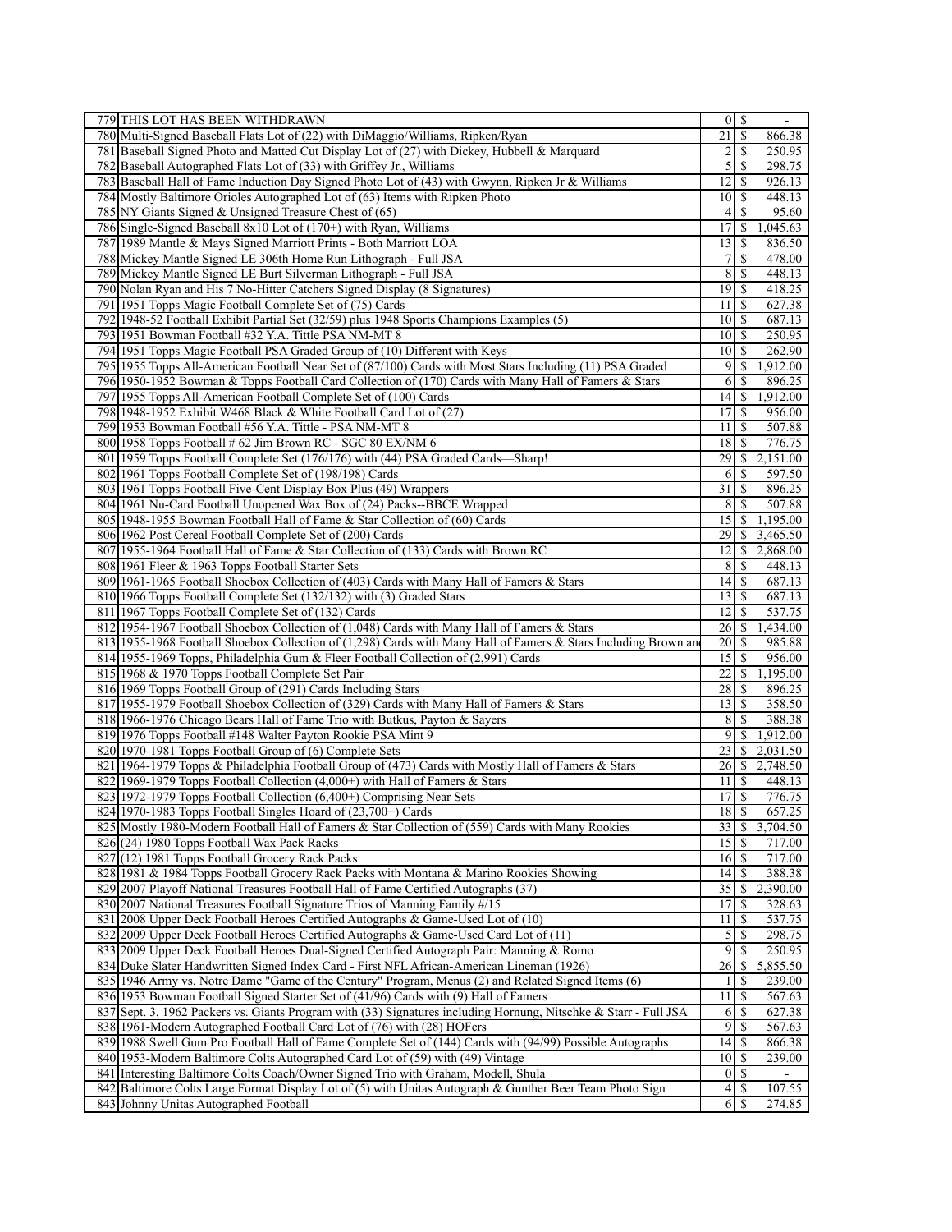| | | | | |
|---|---|---|---|---|
| 779 | THIS LOT HAS BEEN WITHDRAWN | 0 | $ | - |
| 780 | Multi-Signed Baseball Flats Lot of (22) with DiMaggio/Williams, Ripken/Ryan | 21 | $ | 866.38 |
| 781 | Baseball Signed Photo and Matted Cut Display Lot of (27) with Dickey, Hubbell & Marquard | 2 | $ | 250.95 |
| 782 | Baseball Autographed Flats Lot of (33) with Griffey Jr., Williams | 5 | $ | 298.75 |
| 783 | Baseball Hall of Fame Induction Day Signed Photo Lot of (43) with Gwynn, Ripken Jr & Williams | 12 | $ | 926.13 |
| 784 | Mostly Baltimore Orioles Autographed Lot of (63) Items with Ripken Photo | 10 | $ | 448.13 |
| 785 | NY Giants Signed & Unsigned Treasure Chest of (65) | 4 | $ | 95.60 |
| 786 | Single-Signed Baseball 8x10 Lot of (170+) with Ryan, Williams | 17 | $ | 1,045.63 |
| 787 | 1989 Mantle & Mays Signed Marriott Prints - Both Marriott LOA | 13 | $ | 836.50 |
| 788 | Mickey Mantle Signed LE 306th Home Run Lithograph - Full JSA | 7 | $ | 478.00 |
| 789 | Mickey Mantle Signed LE Burt Silverman Lithograph - Full JSA | 8 | $ | 448.13 |
| 790 | Nolan Ryan and His 7 No-Hitter Catchers Signed Display (8 Signatures) | 19 | $ | 418.25 |
| 791 | 1951 Topps Magic Football Complete Set of (75) Cards | 11 | $ | 627.38 |
| 792 | 1948-52 Football Exhibit Partial Set (32/59) plus 1948 Sports Champions Examples (5) | 10 | $ | 687.13 |
| 793 | 1951 Bowman Football #32 Y.A. Tittle PSA NM-MT 8 | 10 | $ | 250.95 |
| 794 | 1951 Topps Magic Football PSA Graded Group of (10) Different with Keys | 10 | $ | 262.90 |
| 795 | 1955 Topps All-American Football Near Set of (87/100) Cards with Most Stars Including (11) PSA Graded | 9 | $ | 1,912.00 |
| 796 | 1950-1952 Bowman & Topps Football Card Collection of (170) Cards with Many Hall of Famers & Stars | 6 | $ | 896.25 |
| 797 | 1955 Topps All-American Football Complete Set of (100) Cards | 14 | $ | 1,912.00 |
| 798 | 1948-1952 Exhibit W468 Black & White Football Card Lot of (27) | 17 | $ | 956.00 |
| 799 | 1953 Bowman Football #56 Y.A. Tittle - PSA NM-MT 8 | 11 | $ | 507.88 |
| 800 | 1958 Topps Football # 62 Jim Brown RC - SGC 80 EX/NM 6 | 18 | $ | 776.75 |
| 801 | 1959 Topps Football Complete Set (176/176) with (44) PSA Graded Cards—Sharp! | 29 | $ | 2,151.00 |
| 802 | 1961 Topps Football Complete Set of (198/198) Cards | 6 | $ | 597.50 |
| 803 | 1961 Topps Football Five-Cent Display Box Plus (49) Wrappers | 31 | $ | 896.25 |
| 804 | 1961 Nu-Card Football Unopened Wax Box of (24) Packs--BBCE Wrapped | 8 | $ | 507.88 |
| 805 | 1948-1955 Bowman Football Hall of Fame & Star Collection of (60) Cards | 15 | $ | 1,195.00 |
| 806 | 1962 Post Cereal Football Complete Set of (200) Cards | 29 | $ | 3,465.50 |
| 807 | 1955-1964 Football Hall of Fame & Star Collection of (133) Cards with Brown RC | 12 | $ | 2,868.00 |
| 808 | 1961 Fleer & 1963 Topps Football Starter Sets | 8 | $ | 448.13 |
| 809 | 1961-1965 Football Shoebox Collection of (403) Cards with Many Hall of Famers & Stars | 14 | $ | 687.13 |
| 810 | 1966 Topps Football Complete Set (132/132) with (3) Graded Stars | 13 | $ | 687.13 |
| 811 | 1967 Topps Football Complete Set of (132) Cards | 12 | $ | 537.75 |
| 812 | 1954-1967 Football Shoebox Collection of (1,048) Cards with Many Hall of Famers & Stars | 26 | $ | 1,434.00 |
| 813 | 1955-1968 Football Shoebox Collection of (1,298) Cards with Many Hall of Famers & Stars Including Brown and | 20 | $ | 985.88 |
| 814 | 1955-1969 Topps, Philadelphia Gum & Fleer Football Collection of (2,991) Cards | 15 | $ | 956.00 |
| 815 | 1968 & 1970 Topps Football Complete Set Pair | 22 | $ | 1,195.00 |
| 816 | 1969 Topps Football Group of (291) Cards Including Stars | 28 | $ | 896.25 |
| 817 | 1955-1979 Football Shoebox Collection of (329) Cards with Many Hall of Famers & Stars | 13 | $ | 358.50 |
| 818 | 1966-1976 Chicago Bears Hall of Fame Trio with Butkus, Payton & Sayers | 8 | $ | 388.38 |
| 819 | 1976 Topps Football #148 Walter Payton Rookie PSA Mint 9 | 9 | $ | 1,912.00 |
| 820 | 1970-1981 Topps Football Group of (6) Complete Sets | 23 | $ | 2,031.50 |
| 821 | 1964-1979 Topps & Philadelphia Football Group of (473) Cards with Mostly Hall of Famers & Stars | 26 | $ | 2,748.50 |
| 822 | 1969-1979 Topps Football Collection (4,000+) with Hall of Famers & Stars | 11 | $ | 448.13 |
| 823 | 1972-1979 Topps Football Collection (6,400+) Comprising Near Sets | 17 | $ | 776.75 |
| 824 | 1970-1983 Topps Football Singles Hoard of (23,700+) Cards | 18 | $ | 657.25 |
| 825 | Mostly 1980-Modern Football Hall of Famers & Star Collection of (559) Cards with Many Rookies | 33 | $ | 3,704.50 |
| 826 | (24) 1980 Topps Football Wax Pack Racks | 15 | $ | 717.00 |
| 827 | (12) 1981 Topps Football Grocery Rack Packs | 16 | $ | 717.00 |
| 828 | 1981 & 1984 Topps Football Grocery Rack Packs with Montana & Marino Rookies Showing | 14 | $ | 388.38 |
| 829 | 2007 Playoff National Treasures Football Hall of Fame Certified Autographs (37) | 35 | $ | 2,390.00 |
| 830 | 2007 National Treasures Football Signature Trios of Manning Family #/15 | 17 | $ | 328.63 |
| 831 | 2008 Upper Deck Football Heroes Certified Autographs & Game-Used Lot of (10) | 11 | $ | 537.75 |
| 832 | 2009 Upper Deck Football Heroes Certified Autographs & Game-Used Card Lot of (11) | 5 | $ | 298.75 |
| 833 | 2009 Upper Deck Football Heroes Dual-Signed Certified Autograph Pair: Manning & Romo | 9 | $ | 250.95 |
| 834 | Duke Slater Handwritten Signed Index Card - First NFL African-American Lineman (1926) | 26 | $ | 5,855.50 |
| 835 | 1946 Army vs. Notre Dame "Game of the Century" Program, Menus (2) and Related Signed Items (6) | 1 | $ | 239.00 |
| 836 | 1953 Bowman Football Signed Starter Set of (41/96) Cards with (9) Hall of Famers | 11 | $ | 567.63 |
| 837 | Sept. 3, 1962 Packers vs. Giants Program with (33) Signatures including Hornung, Nitschke & Starr - Full JSA | 6 | $ | 627.38 |
| 838 | 1961-Modern Autographed Football Card Lot of (76) with (28) HOFers | 9 | $ | 567.63 |
| 839 | 1988 Swell Gum Pro Football Hall of Fame Complete Set of (144) Cards with (94/99) Possible Autographs | 14 | $ | 866.38 |
| 840 | 1953-Modern Baltimore Colts Autographed Card Lot of (59) with (49) Vintage | 10 | $ | 239.00 |
| 841 | Interesting Baltimore Colts Coach/Owner Signed Trio with Graham, Modell, Shula | 0 | $ | - |
| 842 | Baltimore Colts Large Format Display Lot of (5) with Unitas Autograph & Gunther Beer Team Photo Sign | 4 | $ | 107.55 |
| 843 | Johnny Unitas Autographed Football | 6 | $ | 274.85 |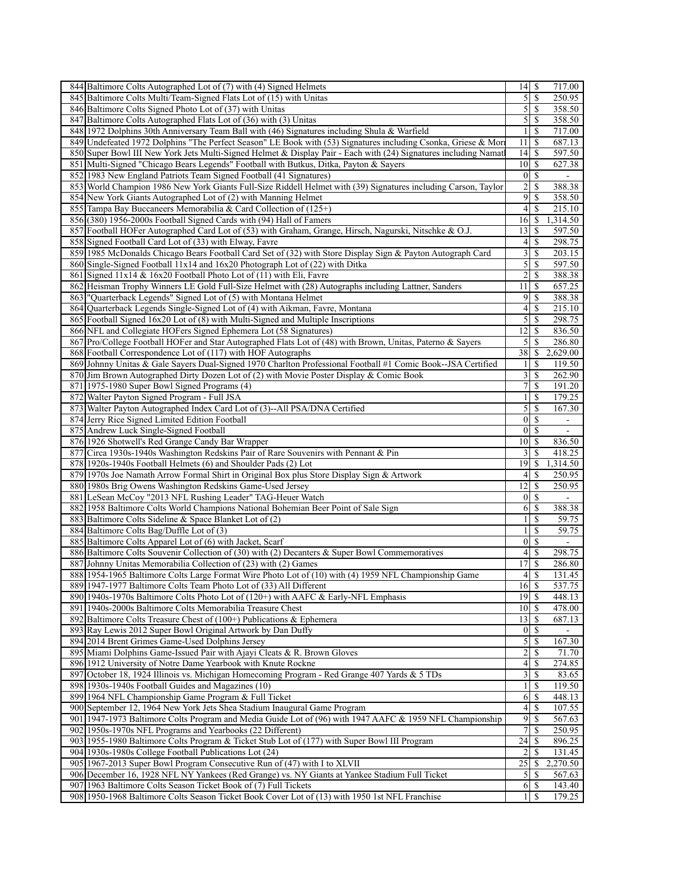| | | | | |
|---|---|---|---|---|
| 844 | Baltimore Colts Autographed Lot of (7) with (4) Signed Helmets | 14 | $ | 717.00 |
| 845 | Baltimore Colts Multi/Team-Signed Flats Lot of (15) with Unitas | 5 | $ | 250.95 |
| 846 | Baltimore Colts Signed Photo Lot of (37) with Unitas | 5 | $ | 358.50 |
| 847 | Baltimore Colts Autographed Flats Lot of (36) with (3) Unitas | 5 | $ | 358.50 |
| 848 | 1972 Dolphins 30th Anniversary Team Ball with (46) Signatures including Shula & Warfield | 1 | $ | 717.00 |
| 849 | Undefeated 1972 Dolphins "The Perfect Season" LE Book with (53) Signatures including Csonka, Griese & Morr | 11 | $ | 687.13 |
| 850 | Super Bowl III New York Jets Multi-Signed Helmet & Display Pair - Each with (24) Signatures including Namat | 14 | $ | 597.50 |
| 851 | Multi-Signed "Chicago Bears Legends" Football with Butkus, Ditka, Payton & Sayers | 10 | $ | 627.38 |
| 852 | 1983 New England Patriots Team Signed Football (41 Signatures) | 0 | $ | - |
| 853 | World Champion 1986 New York Giants Full-Size Riddell Helmet with (39) Signatures including Carson, Taylor | 2 | $ | 388.38 |
| 854 | New York Giants Autographed Lot of (2) with Manning Helmet | 9 | $ | 358.50 |
| 855 | Tampa Bay Buccaneers Memorabilia & Card Collection of (125+) | 4 | $ | 215.10 |
| 856 | (380) 1956-2000s Football Signed Cards with (94) Hall of Famers | 16 | $ | 1,314.50 |
| 857 | Football HOFer Autographed Card Lot of (53) with Graham, Grange, Hirsch, Nagurski, Nitschke & O.J. | 13 | $ | 597.50 |
| 858 | Signed Football Card Lot of (33) with Elway, Favre | 4 | $ | 298.75 |
| 859 | 1985 McDonalds Chicago Bears Football Card Set of (32) with Store Display Sign & Payton Autograph Card | 3 | $ | 203.15 |
| 860 | Single-Signed Football 11x14 and 16x20 Photograph Lot of (22) with Ditka | 5 | $ | 597.50 |
| 861 | Signed 11x14 & 16x20 Football Photo Lot of (11) with Eli, Favre | 2 | $ | 388.38 |
| 862 | Heisman Trophy Winners LE Gold Full-Size Helmet with (28) Autographs including Lattner, Sanders | 11 | $ | 657.25 |
| 863 | "Quarterback Legends" Signed Lot of (5) with Montana Helmet | 9 | $ | 388.38 |
| 864 | Quarterback Legends Single-Signed Lot of (4) with Aikman, Favre, Montana | 4 | $ | 215.10 |
| 865 | Football Signed 16x20 Lot of (8) with Multi-Signed and Multiple Inscriptions | 5 | $ | 298.75 |
| 866 | NFL and Collegiate HOFers Signed Ephemera Lot (58 Signatures) | 12 | $ | 836.50 |
| 867 | Pro/College Football HOFer and Star Autographed Flats Lot of (48) with Brown, Unitas, Paterno & Sayers | 5 | $ | 286.80 |
| 868 | Football Correspondence Lot of (117) with HOF Autographs | 38 | $ | 2,629.00 |
| 869 | Johnny Unitas & Gale Sayers Dual-Signed 1970 Charlton Professional Football #1 Comic Book--JSA Certified | 1 | $ | 119.50 |
| 870 | Jim Brown Autographed Dirty Dozen Lot of (2) with Movie Poster Display & Comic Book | 3 | $ | 262.90 |
| 871 | 1975-1980 Super Bowl Signed Programs (4) | 7 | $ | 191.20 |
| 872 | Walter Payton Signed Program - Full JSA | 1 | $ | 179.25 |
| 873 | Walter Payton Autographed Index Card Lot of (3)--All PSA/DNA Certified | 5 | $ | 167.30 |
| 874 | Jerry Rice Signed Limited Edition Football | 0 | $ | - |
| 875 | Andrew Luck Single-Signed Football | 0 | $ | - |
| 876 | 1926 Shotwell's Red Grange Candy Bar Wrapper | 10 | $ | 836.50 |
| 877 | Circa 1930s-1940s Washington Redskins Pair of Rare Souvenirs with Pennant & Pin | 3 | $ | 418.25 |
| 878 | 1920s-1940s Football Helmets (6) and Shoulder Pads (2) Lot | 19 | $ | 1,314.50 |
| 879 | 1970s Joe Namath Arrow Formal Shirt in Original Box plus Store Display Sign & Artwork | 4 | $ | 250.95 |
| 880 | 1980s Brig Owens Washington Redskins Game-Used Jersey | 12 | $ | 250.95 |
| 881 | LeSean McCoy "2013 NFL Rushing Leader" TAG-Heuer Watch | 0 | $ | - |
| 882 | 1958 Baltimore Colts World Champions National Bohemian Beer Point of Sale Sign | 6 | $ | 388.38 |
| 883 | Baltimore Colts Sideline & Space Blanket Lot of (2) | 1 | $ | 59.75 |
| 884 | Baltimore Colts Bag/Duffle Lot of (3) | 1 | $ | 59.75 |
| 885 | Baltimore Colts Apparel Lot of (6) with Jacket, Scarf | 0 | $ | - |
| 886 | Baltimore Colts Souvenir Collection of (30) with (2) Decanters & Super Bowl Commemoratives | 4 | $ | 298.75 |
| 887 | Johnny Unitas Memorabilia Collection of (23) with (2) Games | 17 | $ | 286.80 |
| 888 | 1954-1965 Baltimore Colts Large Format Wire Photo Lot of (10) with (4) 1959 NFL Championship Game | 4 | $ | 131.45 |
| 889 | 1947-1977 Baltimore Colts Team Photo Lot of (33) All Different | 16 | $ | 537.75 |
| 890 | 1940s-1970s Baltimore Colts Photo Lot of (120+) with AAFC & Early-NFL Emphasis | 19 | $ | 448.13 |
| 891 | 1940s-2000s Baltimore Colts Memorabilia Treasure Chest | 10 | $ | 478.00 |
| 892 | Baltimore Colts Treasure Chest of (100+) Publications & Ephemera | 13 | $ | 687.13 |
| 893 | Ray Lewis 2012 Super Bowl Original Artwork by Dan Duffy | 0 | $ | - |
| 894 | 2014 Brent Grimes Game-Used Dolphins Jersey | 5 | $ | 167.30 |
| 895 | Miami Dolphins Game-Issued Pair with Ajayi Cleats & R. Brown Gloves | 2 | $ | 71.70 |
| 896 | 1912 University of Notre Dame Yearbook with Knute Rockne | 4 | $ | 274.85 |
| 897 | October 18, 1924 Illinois vs. Michigan Homecoming Program - Red Grange 407 Yards & 5 TDs | 3 | $ | 83.65 |
| 898 | 1930s-1940s Football Guides and Magazines (10) | 1 | $ | 119.50 |
| 899 | 1964 NFL Championship Game Program & Full Ticket | 6 | $ | 448.13 |
| 900 | September 12, 1964 New York Jets Shea Stadium Inaugural Game Program | 4 | $ | 107.55 |
| 901 | 1947-1973 Baltimore Colts Program and Media Guide Lot of (96) with 1947 AAFC & 1959 NFL Championship | 9 | $ | 567.63 |
| 902 | 1950s-1970s NFL Programs and Yearbooks (22 Different) | 7 | $ | 250.95 |
| 903 | 1955-1980 Baltimore Colts Program & Ticket Stub Lot of (177) with Super Bowl III Program | 24 | $ | 896.25 |
| 904 | 1930s-1980s College Football Publications Lot (24) | 2 | $ | 131.45 |
| 905 | 1967-2013 Super Bowl Program Consecutive Run of (47) with I to XLVII | 25 | $ | 2,270.50 |
| 906 | December 16, 1928 NFL NY Yankees (Red Grange) vs. NY Giants at Yankee Stadium Full Ticket | 5 | $ | 567.63 |
| 907 | 1963 Baltimore Colts Season Ticket Book of (7) Full Tickets | 6 | $ | 143.40 |
| 908 | 1950-1968 Baltimore Colts Season Ticket Book Cover Lot of (13) with 1950 1st NFL Franchise | 1 | $ | 179.25 |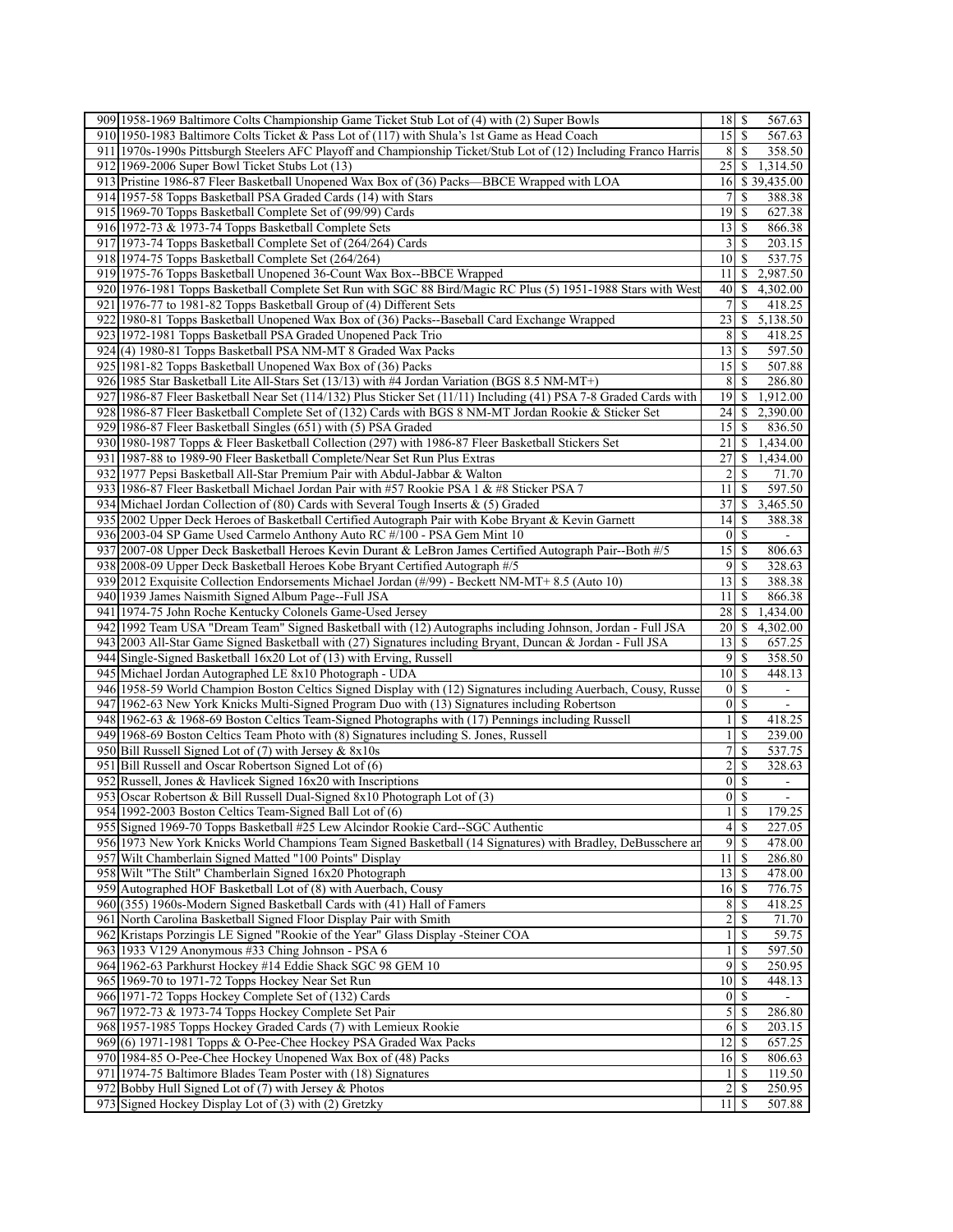| | | | |
|---|---|---|---|
| 909 | 1958-1969 Baltimore Colts Championship Game Ticket Stub Lot of (4) with (2) Super Bowls | 18 | $ 567.63 |
| 910 | 1950-1983 Baltimore Colts Ticket & Pass Lot of (117) with Shula's 1st Game as Head Coach | 15 | $ 567.63 |
| 911 | 1970s-1990s Pittsburgh Steelers AFC Playoff and Championship Ticket/Stub Lot of (12) Including Franco Harris | 8 | $ 358.50 |
| 912 | 1969-2006 Super Bowl Ticket Stubs Lot (13) | 25 | $ 1,314.50 |
| 913 | Pristine 1986-87 Fleer Basketball Unopened Wax Box of (36) Packs—BBCE Wrapped with LOA | 16 | $ 39,435.00 |
| 914 | 1957-58 Topps Basketball PSA Graded Cards (14) with Stars | 7 | $ 388.38 |
| 915 | 1969-70 Topps Basketball Complete Set of (99/99) Cards | 19 | $ 627.38 |
| 916 | 1972-73 & 1973-74 Topps Basketball Complete Sets | 13 | $ 866.38 |
| 917 | 1973-74 Topps Basketball Complete Set of (264/264) Cards | 3 | $ 203.15 |
| 918 | 1974-75 Topps Basketball Complete Set (264/264) | 10 | $ 537.75 |
| 919 | 1975-76 Topps Basketball Unopened 36-Count Wax Box--BBCE Wrapped | 11 | $ 2,987.50 |
| 920 | 1976-1981 Topps Basketball Complete Set Run with SGC 88 Bird/Magic RC Plus (5) 1951-1988 Stars with West | 40 | $ 4,302.00 |
| 921 | 1976-77 to 1981-82 Topps Basketball Group of (4) Different Sets | 7 | $ 418.25 |
| 922 | 1980-81 Topps Basketball Unopened Wax Box of (36) Packs--Baseball Card Exchange Wrapped | 23 | $ 5,138.50 |
| 923 | 1972-1981 Topps Basketball PSA Graded Unopened Pack Trio | 8 | $ 418.25 |
| 924 | (4) 1980-81 Topps Basketball PSA NM-MT 8 Graded Wax Packs | 13 | $ 597.50 |
| 925 | 1981-82 Topps Basketball Unopened Wax Box of (36) Packs | 15 | $ 507.88 |
| 926 | 1985 Star Basketball Lite All-Stars Set (13/13) with #4 Jordan Variation (BGS 8.5 NM-MT+) | 8 | $ 286.80 |
| 927 | 1986-87 Fleer Basketball Near Set (114/132) Plus Sticker Set (11/11) Including (41) PSA 7-8 Graded Cards with | 19 | $ 1,912.00 |
| 928 | 1986-87 Fleer Basketball Complete Set of (132) Cards with BGS 8 NM-MT Jordan Rookie & Sticker Set | 24 | $ 2,390.00 |
| 929 | 1986-87 Fleer Basketball Singles (651) with (5) PSA Graded | 15 | $ 836.50 |
| 930 | 1980-1987 Topps & Fleer Basketball Collection (297) with 1986-87 Fleer Basketball Stickers Set | 21 | $ 1,434.00 |
| 931 | 1987-88 to 1989-90 Fleer Basketball Complete/Near Set Run Plus Extras | 27 | $ 1,434.00 |
| 932 | 1977 Pepsi Basketball All-Star Premium Pair with Abdul-Jabbar & Walton | 2 | $ 71.70 |
| 933 | 1986-87 Fleer Basketball Michael Jordan Pair with #57 Rookie PSA 1 & #8 Sticker PSA 7 | 11 | $ 597.50 |
| 934 | Michael Jordan Collection of (80) Cards with Several Tough Inserts & (5) Graded | 37 | $ 3,465.50 |
| 935 | 2002 Upper Deck Heroes of Basketball Certified Autograph Pair with Kobe Bryant & Kevin Garnett | 14 | $ 388.38 |
| 936 | 2003-04 SP Game Used Carmelo Anthony Auto RC #/100 - PSA Gem Mint 10 | 0 | $ - |
| 937 | 2007-08 Upper Deck Basketball Heroes Kevin Durant & LeBron James Certified Autograph Pair--Both #/5 | 15 | $ 806.63 |
| 938 | 2008-09 Upper Deck Basketball Heroes Kobe Bryant Certified Autograph #/5 | 9 | $ 328.63 |
| 939 | 2012 Exquisite Collection Endorsements Michael Jordan (#/99) - Beckett NM-MT+ 8.5 (Auto 10) | 13 | $ 388.38 |
| 940 | 1939 James Naismith Signed Album Page--Full JSA | 11 | $ 866.38 |
| 941 | 1974-75 John Roche Kentucky Colonels Game-Used Jersey | 28 | $ 1,434.00 |
| 942 | 1992 Team USA "Dream Team" Signed Basketball with (12) Autographs including Johnson, Jordan - Full JSA | 20 | $ 4,302.00 |
| 943 | 2003 All-Star Game Signed Basketball with (27) Signatures including Bryant, Duncan & Jordan - Full JSA | 13 | $ 657.25 |
| 944 | Single-Signed Basketball 16x20 Lot of (13) with Erving, Russell | 9 | $ 358.50 |
| 945 | Michael Jordan Autographed LE 8x10 Photograph - UDA | 10 | $ 448.13 |
| 946 | 1958-59 World Champion Boston Celtics Signed Display with (12) Signatures including Auerbach, Cousy, Russe | 0 | $ - |
| 947 | 1962-63 New York Knicks Multi-Signed Program Duo with (13) Signatures including Robertson | 0 | $ - |
| 948 | 1962-63 & 1968-69 Boston Celtics Team-Signed Photographs with (17) Pennings including Russell | 1 | $ 418.25 |
| 949 | 1968-69 Boston Celtics Team Photo with (8) Signatures including S. Jones, Russell | 1 | $ 239.00 |
| 950 | Bill Russell Signed Lot of (7) with Jersey & 8x10s | 7 | $ 537.75 |
| 951 | Bill Russell and Oscar Robertson Signed Lot of (6) | 2 | $ 328.63 |
| 952 | Russell, Jones & Havlicek Signed 16x20 with Inscriptions | 0 | $ - |
| 953 | Oscar Robertson & Bill Russell Dual-Signed 8x10 Photograph Lot of (3) | 0 | $ - |
| 954 | 1992-2003 Boston Celtics Team-Signed Ball Lot of (6) | 1 | $ 179.25 |
| 955 | Signed 1969-70 Topps Basketball #25 Lew Alcindor Rookie Card--SGC Authentic | 4 | $ 227.05 |
| 956 | 1973 New York Knicks World Champions Team Signed Basketball (14 Signatures) with Bradley, DeBusschere ar | 9 | $ 478.00 |
| 957 | Wilt Chamberlain Signed Matted "100 Points" Display | 11 | $ 286.80 |
| 958 | Wilt "The Stilt" Chamberlain Signed 16x20 Photograph | 13 | $ 478.00 |
| 959 | Autographed HOF Basketball Lot of (8) with Auerbach, Cousy | 16 | $ 776.75 |
| 960 | (355) 1960s-Modern Signed Basketball Cards with (41) Hall of Famers | 8 | $ 418.25 |
| 961 | North Carolina Basketball Signed Floor Display Pair with Smith | 2 | $ 71.70 |
| 962 | Kristaps Porzingis LE Signed "Rookie of the Year" Glass Display -Steiner COA | 1 | $ 59.75 |
| 963 | 1933 V129 Anonymous #33 Ching Johnson - PSA 6 | 1 | $ 597.50 |
| 964 | 1962-63 Parkhurst Hockey #14 Eddie Shack SGC 98 GEM 10 | 9 | $ 250.95 |
| 965 | 1969-70 to 1971-72 Topps Hockey Near Set Run | 10 | $ 448.13 |
| 966 | 1971-72 Topps Hockey Complete Set of (132) Cards | 0 | $ - |
| 967 | 1972-73 & 1973-74 Topps Hockey Complete Set Pair | 5 | $ 286.80 |
| 968 | 1957-1985 Topps Hockey Graded Cards (7) with Lemieux Rookie | 6 | $ 203.15 |
| 969 | (6) 1971-1981 Topps & O-Pee-Chee Hockey PSA Graded Wax Packs | 12 | $ 657.25 |
| 970 | 1984-85 O-Pee-Chee Hockey Unopened Wax Box of (48) Packs | 16 | $ 806.63 |
| 971 | 1974-75 Baltimore Blades Team Poster with (18) Signatures | 1 | $ 119.50 |
| 972 | Bobby Hull Signed Lot of (7) with Jersey & Photos | 2 | $ 250.95 |
| 973 | Signed Hockey Display Lot of (3) with (2) Gretzky | 11 | $ 507.88 |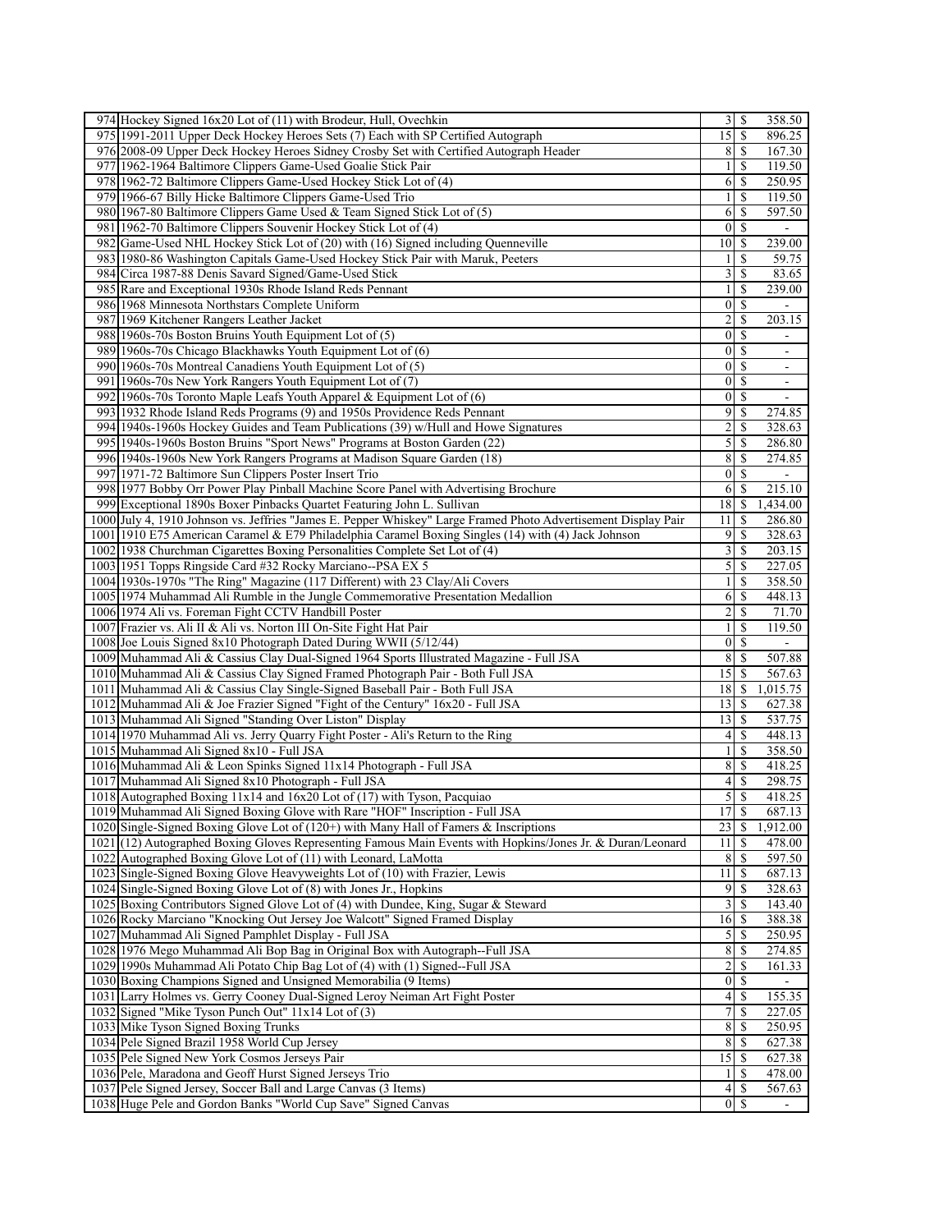| | | | | |
|---|---|---|---|---|
| 974 | Hockey Signed 16x20 Lot of (11) with Brodeur, Hull, Ovechkin | 3 | $ | 358.50 |
| 975 | 1991-2011 Upper Deck Hockey Heroes Sets (7) Each with SP Certified Autograph | 15 | $ | 896.25 |
| 976 | 2008-09 Upper Deck Hockey Heroes Sidney Crosby Set with Certified Autograph Header | 8 | $ | 167.30 |
| 977 | 1962-1964 Baltimore Clippers Game-Used Goalie Stick Pair | 1 | $ | 119.50 |
| 978 | 1962-72 Baltimore Clippers Game-Used Hockey Stick Lot of (4) | 6 | $ | 250.95 |
| 979 | 1966-67 Billy Hicke Baltimore Clippers Game-Used Trio | 1 | $ | 119.50 |
| 980 | 1967-80 Baltimore Clippers Game Used & Team Signed Stick Lot of (5) | 6 | $ | 597.50 |
| 981 | 1962-70 Baltimore Clippers Souvenir Hockey Stick Lot of (4) | 0 | $ | - |
| 982 | Game-Used NHL Hockey Stick Lot of (20) with (16) Signed including Quenneville | 10 | $ | 239.00 |
| 983 | 1980-86 Washington Capitals Game-Used Hockey Stick Pair with Maruk, Peeters | 1 | $ | 59.75 |
| 984 | Circa 1987-88 Denis Savard Signed/Game-Used Stick | 3 | $ | 83.65 |
| 985 | Rare and Exceptional 1930s Rhode Island Reds Pennant | 1 | $ | 239.00 |
| 986 | 1968 Minnesota Northstars Complete Uniform | 0 | $ | - |
| 987 | 1969 Kitchener Rangers Leather Jacket | 2 | $ | 203.15 |
| 988 | 1960s-70s Boston Bruins Youth Equipment Lot of (5) | 0 | $ | - |
| 989 | 1960s-70s Chicago Blackhawks Youth Equipment Lot of (6) | 0 | $ | - |
| 990 | 1960s-70s Montreal Canadiens Youth Equipment Lot of (5) | 0 | $ | - |
| 991 | 1960s-70s New York Rangers Youth Equipment Lot of (7) | 0 | $ | - |
| 992 | 1960s-70s Toronto Maple Leafs Youth Apparel & Equipment Lot of (6) | 0 | $ | - |
| 993 | 1932 Rhode Island Reds Programs (9) and 1950s Providence Reds Pennant | 9 | $ | 274.85 |
| 994 | 1940s-1960s Hockey Guides and Team Publications (39) w/Hull and Howe Signatures | 2 | $ | 328.63 |
| 995 | 1940s-1960s Boston Bruins "Sport News" Programs at Boston Garden (22) | 5 | $ | 286.80 |
| 996 | 1940s-1960s New York Rangers Programs at Madison Square Garden (18) | 8 | $ | 274.85 |
| 997 | 1971-72 Baltimore Sun Clippers Poster Insert Trio | 0 | $ | - |
| 998 | 1977 Bobby Orr Power Play Pinball Machine Score Panel with Advertising Brochure | 6 | $ | 215.10 |
| 999 | Exceptional 1890s Boxer Pinbacks Quartet Featuring John L. Sullivan | 18 | $ | 1,434.00 |
| 1000 | July 4, 1910 Johnson vs. Jeffries "James E. Pepper Whiskey" Large Framed Photo Advertisement Display Pair | 11 | $ | 286.80 |
| 1001 | 1910 E75 American Caramel & E79 Philadelphia Caramel Boxing Singles (14) with (4) Jack Johnson | 9 | $ | 328.63 |
| 1002 | 1938 Churchman Cigarettes Boxing Personalities Complete Set Lot of (4) | 3 | $ | 203.15 |
| 1003 | 1951 Topps Ringside Card #32 Rocky Marciano--PSA EX 5 | 5 | $ | 227.05 |
| 1004 | 1930s-1970s "The Ring" Magazine (117 Different) with 23 Clay/Ali Covers | 1 | $ | 358.50 |
| 1005 | 1974 Muhammad Ali Rumble in the Jungle Commemorative Presentation Medallion | 6 | $ | 448.13 |
| 1006 | 1974 Ali vs. Foreman Fight CCTV Handbill Poster | 2 | $ | 71.70 |
| 1007 | Frazier vs. Ali II & Ali vs. Norton III On-Site Fight Hat Pair | 1 | $ | 119.50 |
| 1008 | Joe Louis Signed 8x10 Photograph Dated During WWII (5/12/44) | 0 | $ | - |
| 1009 | Muhammad Ali & Cassius Clay Dual-Signed 1964 Sports Illustrated Magazine - Full JSA | 8 | $ | 507.88 |
| 1010 | Muhammad Ali & Cassius Clay Signed Framed Photograph Pair - Both Full JSA | 15 | $ | 567.63 |
| 1011 | Muhammad Ali & Cassius Clay Single-Signed Baseball Pair - Both Full JSA | 18 | $ | 1,015.75 |
| 1012 | Muhammad Ali & Joe Frazier Signed "Fight of the Century" 16x20 - Full JSA | 13 | $ | 627.38 |
| 1013 | Muhammad Ali Signed "Standing Over Liston" Display | 13 | $ | 537.75 |
| 1014 | 1970 Muhammad Ali vs. Jerry Quarry Fight Poster - Ali's Return to the Ring | 4 | $ | 448.13 |
| 1015 | Muhammad Ali Signed 8x10 - Full JSA | 1 | $ | 358.50 |
| 1016 | Muhammad Ali & Leon Spinks Signed 11x14 Photograph - Full JSA | 8 | $ | 418.25 |
| 1017 | Muhammad Ali Signed 8x10 Photograph - Full JSA | 4 | $ | 298.75 |
| 1018 | Autographed Boxing 11x14 and 16x20 Lot of (17) with Tyson, Pacquiao | 5 | $ | 418.25 |
| 1019 | Muhammad Ali Signed Boxing Glove with Rare "HOF" Inscription - Full JSA | 17 | $ | 687.13 |
| 1020 | Single-Signed Boxing Glove Lot of (120+) with Many Hall of Famers & Inscriptions | 23 | $ | 1,912.00 |
| 1021 | (12) Autographed Boxing Gloves Representing Famous Main Events with Hopkins/Jones Jr. & Duran/Leonard | 11 | $ | 478.00 |
| 1022 | Autographed Boxing Glove Lot of (11) with Leonard, LaMotta | 8 | $ | 597.50 |
| 1023 | Single-Signed Boxing Glove Heavyweights Lot of (10) with Frazier, Lewis | 11 | $ | 687.13 |
| 1024 | Single-Signed Boxing Glove Lot of (8) with Jones Jr., Hopkins | 9 | $ | 328.63 |
| 1025 | Boxing Contributors Signed Glove Lot of (4) with Dundee, King, Sugar & Steward | 3 | $ | 143.40 |
| 1026 | Rocky Marciano "Knocking Out Jersey Joe Walcott" Signed Framed Display | 16 | $ | 388.38 |
| 1027 | Muhammad Ali Signed Pamphlet Display - Full JSA | 5 | $ | 250.95 |
| 1028 | 1976 Mego Muhammad Ali Bop Bag in Original Box with Autograph--Full JSA | 8 | $ | 274.85 |
| 1029 | 1990s Muhammad Ali Potato Chip Bag Lot of (4) with (1) Signed--Full JSA | 2 | $ | 161.33 |
| 1030 | Boxing Champions Signed and Unsigned Memorabilia (9 Items) | 0 | $ | - |
| 1031 | Larry Holmes vs. Gerry Cooney Dual-Signed Leroy Neiman Art Fight Poster | 4 | $ | 155.35 |
| 1032 | Signed "Mike Tyson Punch Out" 11x14 Lot of (3) | 7 | $ | 227.05 |
| 1033 | Mike Tyson Signed Boxing Trunks | 8 | $ | 250.95 |
| 1034 | Pele Signed Brazil 1958 World Cup Jersey | 8 | $ | 627.38 |
| 1035 | Pele Signed New York Cosmos Jerseys Pair | 15 | $ | 627.38 |
| 1036 | Pele, Maradona and Geoff Hurst Signed Jerseys Trio | 1 | $ | 478.00 |
| 1037 | Pele Signed Jersey, Soccer Ball and Large Canvas (3 Items) | 4 | $ | 567.63 |
| 1038 | Huge Pele and Gordon Banks "World Cup Save" Signed Canvas | 0 | $ | - |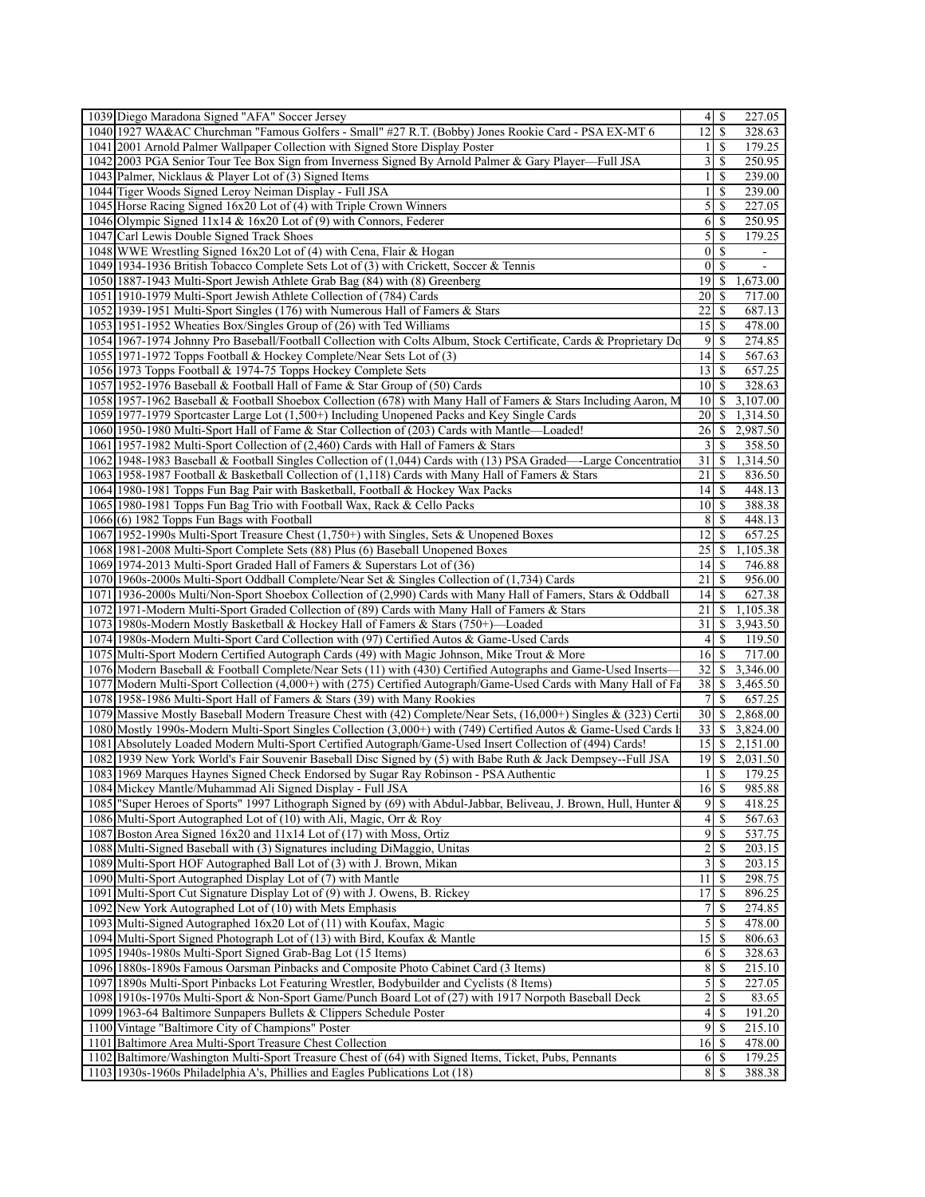| | | | | |
|---|---|---|---|---|
| 1039 | Diego Maradona Signed "AFA" Soccer Jersey | 4 | $ | 227.05 |
| 1040 | 1927 WA&AC Churchman "Famous Golfers - Small" #27 R.T. (Bobby) Jones Rookie Card - PSA EX-MT 6 | 12 | $ | 328.63 |
| 1041 | 2001 Arnold Palmer Wallpaper Collection with Signed Store Display Poster | 1 | $ | 179.25 |
| 1042 | 2003 PGA Senior Tour Tee Box Sign from Inverness Signed By Arnold Palmer & Gary Player—Full JSA | 3 | $ | 250.95 |
| 1043 | Palmer, Nicklaus & Player Lot of (3) Signed Items | 1 | $ | 239.00 |
| 1044 | Tiger Woods Signed Leroy Neiman Display - Full JSA | 1 | $ | 239.00 |
| 1045 | Horse Racing Signed 16x20 Lot of (4) with Triple Crown Winners | 5 | $ | 227.05 |
| 1046 | Olympic Signed 11x14 & 16x20 Lot of (9) with Connors, Federer | 6 | $ | 250.95 |
| 1047 | Carl Lewis Double Signed Track Shoes | 5 | $ | 179.25 |
| 1048 | WWE Wrestling Signed 16x20 Lot of (4) with Cena, Flair & Hogan | 0 | $ | - |
| 1049 | 1934-1936 British Tobacco Complete Sets Lot of (3) with Crickett, Soccer & Tennis | 0 | $ | - |
| 1050 | 1887-1943 Multi-Sport Jewish Athlete Grab Bag (84) with (8) Greenberg | 19 | $ | 1,673.00 |
| 1051 | 1910-1979 Multi-Sport Jewish Athlete Collection of (784) Cards | 20 | $ | 717.00 |
| 1052 | 1939-1951 Multi-Sport Singles (176) with Numerous Hall of Famers & Stars | 22 | $ | 687.13 |
| 1053 | 1951-1952 Wheaties Box/Singles Group of (26) with Ted Williams | 15 | $ | 478.00 |
| 1054 | 1967-1974 Johnny Pro Baseball/Football Collection with Colts Album, Stock Certificate, Cards & Proprietary Do | 9 | $ | 274.85 |
| 1055 | 1971-1972 Topps Football & Hockey Complete/Near Sets Lot of (3) | 14 | $ | 567.63 |
| 1056 | 1973 Topps Football & 1974-75 Topps Hockey Complete Sets | 13 | $ | 657.25 |
| 1057 | 1952-1976 Baseball & Football Hall of Fame & Star Group of (50) Cards | 10 | $ | 328.63 |
| 1058 | 1957-1962 Baseball & Football Shoebox Collection (678) with Many Hall of Famers & Stars Including Aaron, M | 10 | $ | 3,107.00 |
| 1059 | 1977-1979 Sportcaster Large Lot (1,500+) Including Unopened Packs and Key Single Cards | 20 | $ | 1,314.50 |
| 1060 | 1950-1980 Multi-Sport Hall of Fame & Star Collection of (203) Cards with Mantle—Loaded! | 26 | $ | 2,987.50 |
| 1061 | 1957-1982 Multi-Sport Collection of (2,460) Cards with Hall of Famers & Stars | 3 | $ | 358.50 |
| 1062 | 1948-1983 Baseball & Football Singles Collection of (1,044) Cards with (13) PSA Graded—-Large Concentratio | 31 | $ | 1,314.50 |
| 1063 | 1958-1987 Football & Basketball Collection of (1,118) Cards with Many Hall of Famers & Stars | 21 | $ | 836.50 |
| 1064 | 1980-1981 Topps Fun Bag Pair with Basketball, Football & Hockey Wax Packs | 14 | $ | 448.13 |
| 1065 | 1980-1981 Topps Fun Bag Trio with Football Wax, Rack & Cello Packs | 10 | $ | 388.38 |
| 1066 | (6) 1982 Topps Fun Bags with Football | 8 | $ | 448.13 |
| 1067 | 1952-1990s Multi-Sport Treasure Chest (1,750+) with Singles, Sets & Unopened Boxes | 12 | $ | 657.25 |
| 1068 | 1981-2008 Multi-Sport Complete Sets (88) Plus (6) Baseball Unopened Boxes | 25 | $ | 1,105.38 |
| 1069 | 1974-2013 Multi-Sport Graded Hall of Famers & Superstars Lot of (36) | 14 | $ | 746.88 |
| 1070 | 1960s-2000s Multi-Sport Oddball Complete/Near Set & Singles Collection of (1,734) Cards | 21 | $ | 956.00 |
| 1071 | 1936-2000s Multi/Non-Sport Shoebox Collection of (2,990) Cards with Many Hall of Famers, Stars & Oddball | 14 | $ | 627.38 |
| 1072 | 1971-Modern Multi-Sport Graded Collection of (89) Cards with Many Hall of Famers & Stars | 21 | $ | 1,105.38 |
| 1073 | 1980s-Modern Mostly Basketball & Hockey Hall of Famers & Stars (750+)—Loaded | 31 | $ | 3,943.50 |
| 1074 | 1980s-Modern Multi-Sport Card Collection with (97) Certified Autos & Game-Used Cards | 4 | $ | 119.50 |
| 1075 | Multi-Sport Modern Certified Autograph Cards (49) with Magic Johnson, Mike Trout & More | 16 | $ | 717.00 |
| 1076 | Modern Baseball & Football Complete/Near Sets (11) with (430) Certified Autographs and Game-Used Inserts— | 32 | $ | 3,346.00 |
| 1077 | Modern Multi-Sport Collection (4,000+) with (275) Certified Autograph/Game-Used Cards with Many Hall of Fa | 38 | $ | 3,465.50 |
| 1078 | 1958-1986 Multi-Sport Hall of Famers & Stars (39) with Many Rookies | 7 | $ | 657.25 |
| 1079 | Massive Mostly Baseball Modern Treasure Chest with (42) Complete/Near Sets, (16,000+) Singles & (323) Certi | 30 | $ | 2,868.00 |
| 1080 | Mostly 1990s-Modern Multi-Sport Singles Collection (3,000+) with (749) Certified Autos & Game-Used Cards I | 33 | $ | 3,824.00 |
| 1081 | Absolutely Loaded Modern Multi-Sport Certified Autograph/Game-Used Insert Collection of (494) Cards! | 15 | $ | 2,151.00 |
| 1082 | 1939 New York World's Fair Souvenir Baseball Disc Signed by (5) with Babe Ruth & Jack Dempsey--Full JSA | 19 | $ | 2,031.50 |
| 1083 | 1969 Marques Haynes Signed Check Endorsed by Sugar Ray Robinson - PSA Authentic | 1 | $ | 179.25 |
| 1084 | Mickey Mantle/Muhammad Ali Signed Display - Full JSA | 16 | $ | 985.88 |
| 1085 | "Super Heroes of Sports" 1997 Lithograph Signed by (69) with Abdul-Jabbar, Beliveau, J. Brown, Hull, Hunter & | 9 | $ | 418.25 |
| 1086 | Multi-Sport Autographed Lot of (10) with Ali, Magic, Orr & Roy | 4 | $ | 567.63 |
| 1087 | Boston Area Signed 16x20 and 11x14 Lot of (17) with Moss, Ortiz | 9 | $ | 537.75 |
| 1088 | Multi-Signed Baseball with (3) Signatures including DiMaggio, Unitas | 2 | $ | 203.15 |
| 1089 | Multi-Sport HOF Autographed Ball Lot of (3) with J. Brown, Mikan | 3 | $ | 203.15 |
| 1090 | Multi-Sport Autographed Display Lot of (7) with Mantle | 11 | $ | 298.75 |
| 1091 | Multi-Sport Cut Signature Display Lot of (9) with J. Owens, B. Rickey | 17 | $ | 896.25 |
| 1092 | New York Autographed Lot of (10) with Mets Emphasis | 7 | $ | 274.85 |
| 1093 | Multi-Signed Autographed 16x20 Lot of (11) with Koufax, Magic | 5 | $ | 478.00 |
| 1094 | Multi-Sport Signed Photograph Lot of (13) with Bird, Koufax & Mantle | 15 | $ | 806.63 |
| 1095 | 1940s-1980s Multi-Sport Signed Grab-Bag Lot (15 Items) | 6 | $ | 328.63 |
| 1096 | 1880s-1890s Famous Oarsman Pinbacks and Composite Photo Cabinet Card (3 Items) | 8 | $ | 215.10 |
| 1097 | 1890s Multi-Sport Pinbacks Lot Featuring Wrestler, Bodybuilder and Cyclists (8 Items) | 5 | $ | 227.05 |
| 1098 | 1910s-1970s Multi-Sport & Non-Sport Game/Punch Board Lot of (27) with 1917 Norpoth Baseball Deck | 2 | $ | 83.65 |
| 1099 | 1963-64 Baltimore Sunpapers Bullets & Clippers Schedule Poster | 4 | $ | 191.20 |
| 1100 | Vintage "Baltimore City of Champions" Poster | 9 | $ | 215.10 |
| 1101 | Baltimore Area Multi-Sport Treasure Chest Collection | 16 | $ | 478.00 |
| 1102 | Baltimore/Washington Multi-Sport Treasure Chest of (64) with Signed Items, Ticket, Pubs, Pennants | 6 | $ | 179.25 |
| 1103 | 1930s-1960s Philadelphia A's, Phillies and Eagles Publications Lot (18) | 8 | $ | 388.38 |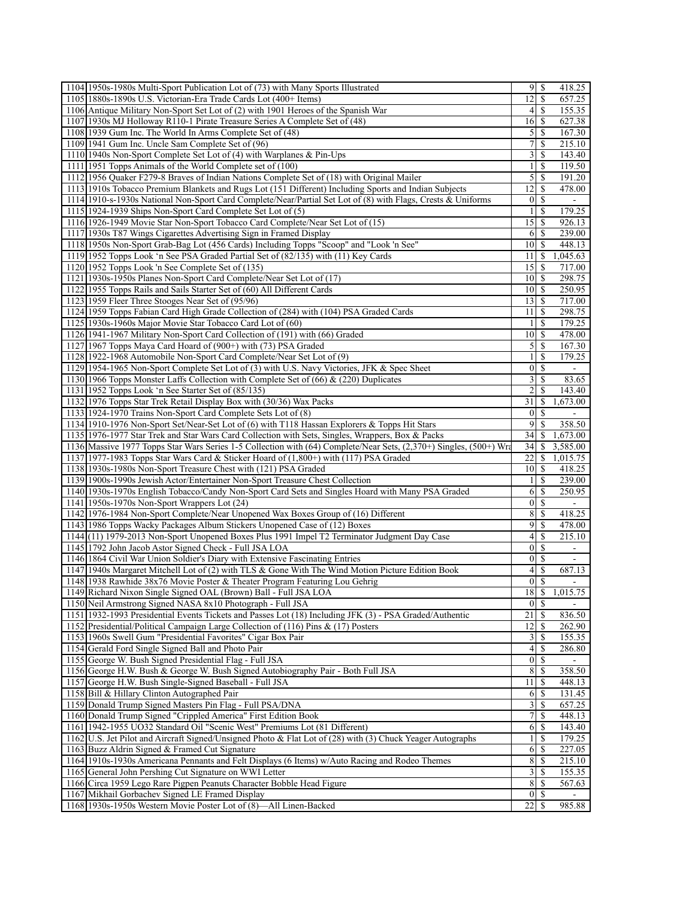| | | | | |
|---|---|---|---|---|
| 1104 | 1950s-1980s Multi-Sport Publication Lot of (73) with Many Sports Illustrated | 9 | $ | 418.25 |
| 1105 | 1880s-1890s U.S. Victorian-Era Trade Cards Lot (400+ Items) | 12 | $ | 657.25 |
| 1106 | Antique Military Non-Sport Set Lot of (2) with 1901 Heroes of the Spanish War | 4 | $ | 155.35 |
| 1107 | 1930s MJ Holloway R110-1 Pirate Treasure Series A Complete Set of (48) | 16 | $ | 627.38 |
| 1108 | 1939 Gum Inc. The World In Arms Complete Set of (48) | 5 | $ | 167.30 |
| 1109 | 1941 Gum Inc. Uncle Sam Complete Set of (96) | 7 | $ | 215.10 |
| 1110 | 1940s Non-Sport Complete Set Lot of (4) with Warplanes & Pin-Ups | 3 | $ | 143.40 |
| 1111 | 1951 Topps Animals of the World Complete set of (100) | 1 | $ | 119.50 |
| 1112 | 1956 Quaker F279-8 Braves of Indian Nations Complete Set of (18) with Original Mailer | 5 | $ | 191.20 |
| 1113 | 1910s Tobacco Premium Blankets and Rugs Lot (151 Different) Including Sports and Indian Subjects | 12 | $ | 478.00 |
| 1114 | 1910-s-1930s National Non-Sport Card Complete/Near/Partial Set Lot of (8) with Flags, Crests & Uniforms | 0 | $ | - |
| 1115 | 1924-1939 Ships Non-Sport Card Complete Set Lot of (5) | 1 | $ | 179.25 |
| 1116 | 1926-1949 Movie Star Non-Sport Tobacco Card Complete/Near Set Lot of (15) | 15 | $ | 926.13 |
| 1117 | 1930s T87 Wings Cigarettes Advertising Sign in Framed Display | 6 | $ | 239.00 |
| 1118 | 1950s Non-Sport Grab-Bag Lot (456 Cards) Including Topps "Scoop" and "Look 'n See" | 10 | $ | 448.13 |
| 1119 | 1952 Topps Look 'n See PSA Graded Partial Set of (82/135) with (11) Key Cards | 11 | $ | 1,045.63 |
| 1120 | 1952 Topps Look 'n See Complete Set of (135) | 15 | $ | 717.00 |
| 1121 | 1930s-1950s Planes Non-Sport Card Complete/Near Set Lot of (17) | 10 | $ | 298.75 |
| 1122 | 1955 Topps Rails and Sails Starter Set of (60) All Different Cards | 10 | $ | 250.95 |
| 1123 | 1959 Fleer Three Stooges Near Set of (95/96) | 13 | $ | 717.00 |
| 1124 | 1959 Topps Fabian Card High Grade Collection of (284) with (104) PSA Graded Cards | 11 | $ | 298.75 |
| 1125 | 1930s-1960s Major Movie Star Tobacco Card Lot of (60) | 1 | $ | 179.25 |
| 1126 | 1941-1967 Military Non-Sport Card Collection of (191) with (66) Graded | 10 | $ | 478.00 |
| 1127 | 1967 Topps Maya Card Hoard of (900+) with (73) PSA Graded | 5 | $ | 167.30 |
| 1128 | 1922-1968 Automobile Non-Sport Card Complete/Near Set Lot of (9) | 1 | $ | 179.25 |
| 1129 | 1954-1965 Non-Sport Complete Set Lot of (3) with U.S. Navy Victories, JFK & Spec Sheet | 0 | $ | - |
| 1130 | 1966 Topps Monster Laffs Collection with Complete Set of (66) & (220) Duplicates | 3 | $ | 83.65 |
| 1131 | 1952 Topps Look 'n See Starter Set of (85/135) | 2 | $ | 143.40 |
| 1132 | 1976 Topps Star Trek Retail Display Box with (30/36) Wax Packs | 31 | $ | 1,673.00 |
| 1133 | 1924-1970 Trains Non-Sport Card Complete Sets Lot of (8) | 0 | $ | - |
| 1134 | 1910-1976 Non-Sport Set/Near-Set Lot of (6) with T118 Hassan Explorers & Topps Hit Stars | 9 | $ | 358.50 |
| 1135 | 1976-1977 Star Trek and Star Wars Card Collection with Sets, Singles, Wrappers, Box & Packs | 34 | $ | 1,673.00 |
| 1136 | Massive 1977 Topps Star Wars Series 1-5 Collection with (64) Complete/Near Sets, (2,370+) Singles, (500+) Wra | 34 | $ | 3,585.00 |
| 1137 | 1977-1983 Topps Star Wars Card & Sticker Hoard of (1,800+) with (117) PSA Graded | 22 | $ | 1,015.75 |
| 1138 | 1930s-1980s Non-Sport Treasure Chest with (121) PSA Graded | 10 | $ | 418.25 |
| 1139 | 1900s-1990s Jewish Actor/Entertainer Non-Sport Treasure Chest Collection | 1 | $ | 239.00 |
| 1140 | 1930s-1970s English Tobacco/Candy Non-Sport Card Sets and Singles Hoard with Many PSA Graded | 6 | $ | 250.95 |
| 1141 | 1950s-1970s Non-Sport Wrappers Lot (24) | 0 | $ | - |
| 1142 | 1976-1984 Non-Sport Complete/Near Unopened Wax Boxes Group of (16) Different | 8 | $ | 418.25 |
| 1143 | 1986 Topps Wacky Packages Album Stickers Unopened Case of (12) Boxes | 9 | $ | 478.00 |
| 1144 | (11) 1979-2013 Non-Sport Unopened Boxes Plus 1991 Impel T2 Terminator Judgment Day Case | 4 | $ | 215.10 |
| 1145 | 1792 John Jacob Astor Signed Check - Full JSA LOA | 0 | $ | - |
| 1146 | 1864 Civil War Union Soldier's Diary with Extensive Fascinating Entries | 0 | $ | - |
| 1147 | 1940s Margaret Mitchell Lot of (2) with TLS & Gone With The Wind Motion Picture Edition Book | 4 | $ | 687.13 |
| 1148 | 1938 Rawhide 38x76 Movie Poster & Theater Program Featuring Lou Gehrig | 0 | $ | - |
| 1149 | Richard Nixon Single Signed OAL (Brown) Ball - Full JSA LOA | 18 | $ | 1,015.75 |
| 1150 | Neil Armstrong Signed NASA 8x10 Photograph - Full JSA | 0 | $ | - |
| 1151 | 1932-1993 Presidential Events Tickets and Passes Lot (18) Including JFK (3) - PSA Graded/Authentic | 21 | $ | 836.50 |
| 1152 | Presidential/Political Campaign Large Collection of (116) Pins & (17) Posters | 12 | $ | 262.90 |
| 1153 | 1960s Swell Gum "Presidential Favorites" Cigar Box Pair | 3 | $ | 155.35 |
| 1154 | Gerald Ford Single Signed Ball and Photo Pair | 4 | $ | 286.80 |
| 1155 | George W. Bush Signed Presidential Flag - Full JSA | 0 | $ | - |
| 1156 | George H.W. Bush & George W. Bush Signed Autobiography Pair - Both Full JSA | 8 | $ | 358.50 |
| 1157 | George H.W. Bush Single-Signed Baseball - Full JSA | 11 | $ | 448.13 |
| 1158 | Bill & Hillary Clinton Autographed Pair | 6 | $ | 131.45 |
| 1159 | Donald Trump Signed Masters Pin Flag - Full PSA/DNA | 3 | $ | 657.25 |
| 1160 | Donald Trump Signed "Crippled America" First Edition Book | 7 | $ | 448.13 |
| 1161 | 1942-1955 UO32 Standard Oil "Scenic West" Premiums Lot (81 Different) | 6 | $ | 143.40 |
| 1162 | U.S. Jet Pilot and Aircraft Signed/Unsigned Photo & Flat Lot of (28) with (3) Chuck Yeager Autographs | 1 | $ | 179.25 |
| 1163 | Buzz Aldrin Signed & Framed Cut Signature | 6 | $ | 227.05 |
| 1164 | 1910s-1930s Americana Pennants and Felt Displays (6 Items) w/Auto Racing and Rodeo Themes | 8 | $ | 215.10 |
| 1165 | General John Pershing Cut Signature on WWI Letter | 3 | $ | 155.35 |
| 1166 | Circa 1959 Lego Rare Pigpen Peanuts Character Bobble Head Figure | 8 | $ | 567.63 |
| 1167 | Mikhail Gorbachev Signed LE Framed Display | 0 | $ | - |
| 1168 | 1930s-1950s Western Movie Poster Lot of (8)—All Linen-Backed | 22 | $ | 985.88 |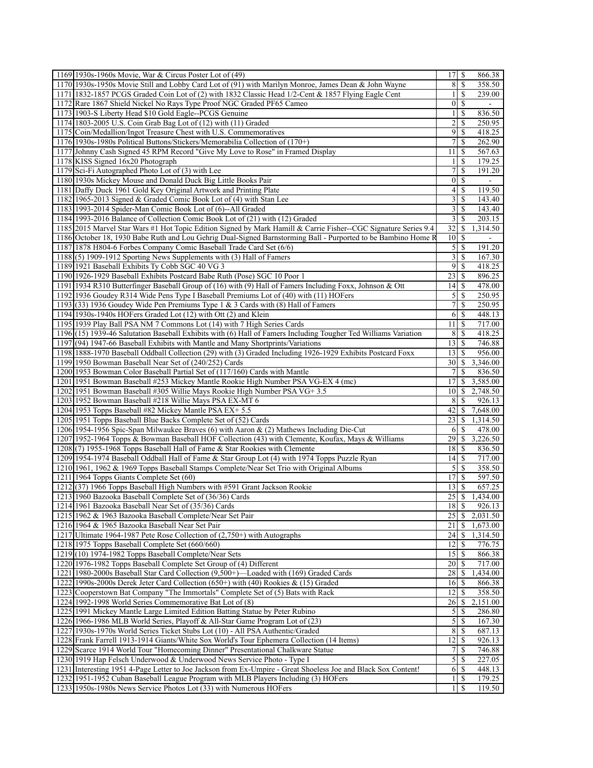| | | | | |
|---|---|---|---|---|
| 1169 | 1930s-1960s Movie, War & Circus Poster Lot of (49) | 17 | $ | 866.38 |
| 1170 | 1930s-1950s Movie Still and Lobby Card Lot of (91) with Marilyn Monroe, James Dean & John Wayne | 8 | $ | 358.50 |
| 1171 | 1832-1857 PCGS Graded Coin Lot of (2) with 1832 Classic Head 1/2-Cent & 1857 Flying Eagle Cent | 1 | $ | 239.00 |
| 1172 | Rare 1867 Shield Nickel No Rays Type Proof NGC Graded PF65 Cameo | 0 | $ | - |
| 1173 | 1903-S Liberty Head $10 Gold Eagle--PCGS Genuine | 1 | $ | 836.50 |
| 1174 | 1803-2005 U.S. Coin Grab Bag Lot of (12) with (11) Graded | 2 | $ | 250.95 |
| 1175 | Coin/Medallion/Ingot Treasure Chest with U.S. Commemoratives | 9 | $ | 418.25 |
| 1176 | 1930s-1980s Political Buttons/Stickers/Memorabilia Collection of (170+) | 7 | $ | 262.90 |
| 1177 | Johnny Cash Signed 45 RPM Record "Give My Love to Rose" in Framed Display | 11 | $ | 567.63 |
| 1178 | KISS Signed 16x20 Photograph | 1 | $ | 179.25 |
| 1179 | Sci-Fi Autographed Photo Lot of (3) with Lee | 7 | $ | 191.20 |
| 1180 | 1930s Mickey Mouse and Donald Duck Big Little Books Pair | 0 | $ | - |
| 1181 | Daffy Duck 1961 Gold Key Original Artwork and Printing Plate | 4 | $ | 119.50 |
| 1182 | 1965-2013 Signed & Graded Comic Book Lot of (4) with Stan Lee | 3 | $ | 143.40 |
| 1183 | 1993-2014 Spider-Man Comic Book Lot of (6)--All Graded | 3 | $ | 143.40 |
| 1184 | 1993-2016 Balance of Collection Comic Book Lot of (21) with (12) Graded | 3 | $ | 203.15 |
| 1185 | 2015 Marvel Star Wars #1 Hot Topic Edition Signed by Mark Hamill & Carrie Fisher--CGC Signature Series 9.4 | 32 | $ | 1,314.50 |
| 1186 | October 18, 1930 Babe Ruth and Lou Gehrig Dual-Signed Barnstorming Ball - Purported to be Bambino Home R | 10 | $ | - |
| 1187 | 1878 H804-6 Forbes Company Comic Baseball Trade Card Set (6/6) | 5 | $ | 191.20 |
| 1188 | (5) 1909-1912 Sporting News Supplements with (3) Hall of Famers | 3 | $ | 167.30 |
| 1189 | 1921 Baseball Exhibits Ty Cobb SGC 40 VG 3 | 9 | $ | 418.25 |
| 1190 | 1926-1929 Baseball Exhibits Postcard Babe Ruth (Pose) SGC 10 Poor 1 | 23 | $ | 896.25 |
| 1191 | 1934 R310 Butterfinger Baseball Group of (16) with (9) Hall of Famers Including Foxx, Johnson & Ott | 14 | $ | 478.00 |
| 1192 | 1936 Goudey R314 Wide Pens Type I Baseball Premiums Lot of (40) with (11) HOFers | 5 | $ | 250.95 |
| 1193 | (33) 1936 Goudey Wide Pen Premiums Type 1 & 3 Cards with (8) Hall of Famers | 7 | $ | 250.95 |
| 1194 | 1930s-1940s HOFers Graded Lot (12) with Ott (2) and Klein | 6 | $ | 448.13 |
| 1195 | 1939 Play Ball PSA NM 7 Commons Lot (14) with 7 High Series Cards | 11 | $ | 717.00 |
| 1196 | (15) 1939-46 Salutation Baseball Exhibits with (6) Hall of Famers Including Tougher Ted Williams Variation | 8 | $ | 418.25 |
| 1197 | (94) 1947-66 Baseball Exhibits with Mantle and Many Shortprints/Variations | 13 | $ | 746.88 |
| 1198 | 1888-1970 Baseball Oddball Collection (29) with (3) Graded Including 1926-1929 Exhibits Postcard Foxx | 13 | $ | 956.00 |
| 1199 | 1950 Bowman Baseball Near Set of (240/252) Cards | 30 | $ | 3,346.00 |
| 1200 | 1953 Bowman Color Baseball Partial Set of (117/160) Cards with Mantle | 7 | $ | 836.50 |
| 1201 | 1951 Bowman Baseball #253 Mickey Mantle Rookie High Number PSA VG-EX 4 (mc) | 17 | $ | 3,585.00 |
| 1202 | 1951 Bowman Baseball #305 Willie Mays Rookie High Number PSA VG+ 3.5 | 10 | $ | 2,748.50 |
| 1203 | 1952 Bowman Baseball #218 Willie Mays PSA EX-MT 6 | 8 | $ | 926.13 |
| 1204 | 1953 Topps Baseball #82 Mickey Mantle PSA EX+ 5.5 | 42 | $ | 7,648.00 |
| 1205 | 1951 Topps Baseball Blue Backs Complete Set of (52) Cards | 23 | $ | 1,314.50 |
| 1206 | 1954-1956 Spic-Span Milwaukee Braves (6) with Aaron & (2) Mathews Including Die-Cut | 6 | $ | 478.00 |
| 1207 | 1952-1964 Topps & Bowman Baseball HOF Collection (43) with Clemente, Koufax, Mays & Williams | 29 | $ | 3,226.50 |
| 1208 | (7) 1955-1968 Topps Baseball Hall of Fame & Star Rookies with Clemente | 18 | $ | 836.50 |
| 1209 | 1954-1974 Baseball Oddball Hall of Fame & Star Group Lot (4) with 1974 Topps Puzzle Ryan | 14 | $ | 717.00 |
| 1210 | 1961, 1962 & 1969 Topps Baseball Stamps Complete/Near Set Trio with Original Albums | 5 | $ | 358.50 |
| 1211 | 1964 Topps Giants Complete Set (60) | 17 | $ | 597.50 |
| 1212 | (37) 1966 Topps Baseball High Numbers with #591 Grant Jackson Rookie | 13 | $ | 657.25 |
| 1213 | 1960 Bazooka Baseball Complete Set of (36/36) Cards | 25 | $ | 1,434.00 |
| 1214 | 1961 Bazooka Baseball Near Set of (35/36) Cards | 18 | $ | 926.13 |
| 1215 | 1962 & 1963 Bazooka Baseball Complete/Near Set Pair | 25 | $ | 2,031.50 |
| 1216 | 1964 & 1965 Bazooka Baseball Near Set Pair | 21 | $ | 1,673.00 |
| 1217 | Ultimate 1964-1987 Pete Rose Collection of (2,750+) with Autographs | 24 | $ | 1,314.50 |
| 1218 | 1975 Topps Baseball Complete Set (660/660) | 12 | $ | 776.75 |
| 1219 | (10) 1974-1982 Topps Baseball Complete/Near Sets | 15 | $ | 866.38 |
| 1220 | 1976-1982 Topps Baseball Complete Set Group of (4) Different | 20 | $ | 717.00 |
| 1221 | 1980-2000s Baseball Star Card Collection (9,500+)—Loaded with (169) Graded Cards | 28 | $ | 1,434.00 |
| 1222 | 1990s-2000s Derek Jeter Card Collection (650+) with (40) Rookies & (15) Graded | 16 | $ | 866.38 |
| 1223 | Cooperstown Bat Company "The Immortals" Complete Set of (5) Bats with Rack | 12 | $ | 358.50 |
| 1224 | 1992-1998 World Series Commemorative Bat Lot of (8) | 26 | $ | 2,151.00 |
| 1225 | 1991 Mickey Mantle Large Limited Edition Batting Statue by Peter Rubino | 5 | $ | 286.80 |
| 1226 | 1966-1986 MLB World Series, Playoff & All-Star Game Program Lot of (23) | 5 | $ | 167.30 |
| 1227 | 1930s-1970s World Series Ticket Stubs Lot (10) - All PSA Authentic/Graded | 8 | $ | 687.13 |
| 1228 | Frank Farrell 1913-1914 Giants/White Sox World's Tour Ephemera Collection (14 Items) | 12 | $ | 926.13 |
| 1229 | Scarce 1914 World Tour "Homecoming Dinner" Presentational Chalkware Statue | 7 | $ | 746.88 |
| 1230 | 1919 Hap Felsch Underwood & Underwood News Service Photo - Type I | 5 | $ | 227.05 |
| 1231 | Interesting 1951 4-Page Letter to Joe Jackson from Ex-Umpire - Great Shoeless Joe and Black Sox Content! | 6 | $ | 448.13 |
| 1232 | 1951-1952 Cuban Baseball League Program with MLB Players Including (3) HOFers | 1 | $ | 179.25 |
| 1233 | 1950s-1980s News Service Photos Lot (33) with Numerous HOFers | 1 | $ | 119.50 |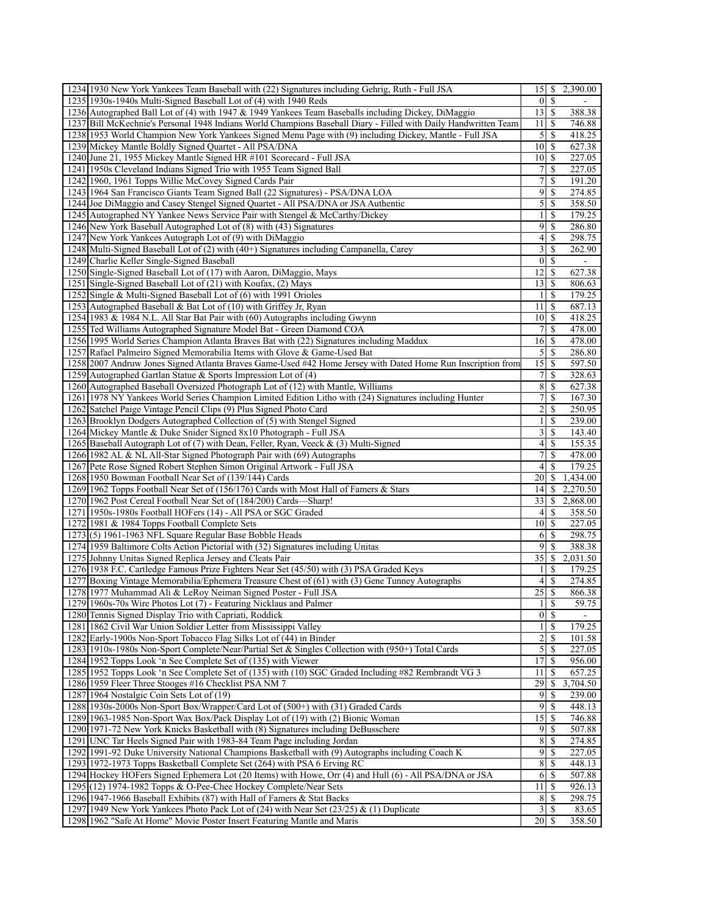| | | | | |
|---|---|---|---|---|
| 1234 | 1930 New York Yankees Team Baseball with (22) Signatures including Gehrig, Ruth - Full JSA | 15 | $ | 2,390.00 |
| 1235 | 1930s-1940s Multi-Signed Baseball Lot of (4) with 1940 Reds | 0 | $ | - |
| 1236 | Autographed Ball Lot of (4) with 1947 & 1949 Yankees Team Baseballs including Dickey, DiMaggio | 13 | $ | 388.38 |
| 1237 | Bill McKechnie's Personal 1948 Indians World Champions Baseball Diary - Filled with Daily Handwritten Team | 11 | $ | 746.88 |
| 1238 | 1953 World Champion New York Yankees Signed Menu Page with (9) including Dickey, Mantle - Full JSA | 5 | $ | 418.25 |
| 1239 | Mickey Mantle Boldly Signed Quartet - All PSA/DNA | 10 | $ | 627.38 |
| 1240 | June 21, 1955 Mickey Mantle Signed HR #101 Scorecard - Full JSA | 10 | $ | 227.05 |
| 1241 | 1950s Cleveland Indians Signed Trio with 1955 Team Signed Ball | 7 | $ | 227.05 |
| 1242 | 1960, 1961 Topps Willie McCovey Signed Cards Pair | 7 | $ | 191.20 |
| 1243 | 1964 San Francisco Giants Team Signed Ball (22 Signatures) - PSA/DNA LOA | 9 | $ | 274.85 |
| 1244 | Joe DiMaggio and Casey Stengel Signed Quartet - All PSA/DNA or JSA Authentic | 5 | $ | 358.50 |
| 1245 | Autographed NY Yankee News Service Pair with Stengel & McCarthy/Dickey | 1 | $ | 179.25 |
| 1246 | New York Baseball Autographed Lot of (8) with (43) Signatures | 9 | $ | 286.80 |
| 1247 | New York Yankees Autograph Lot of (9) with DiMaggio | 4 | $ | 298.75 |
| 1248 | Multi-Signed Baseball Lot of (2) with (40+) Signatures including Campanella, Carey | 3 | $ | 262.90 |
| 1249 | Charlie Keller Single-Signed Baseball | 0 | $ | - |
| 1250 | Single-Signed Baseball Lot of (17) with Aaron, DiMaggio, Mays | 12 | $ | 627.38 |
| 1251 | Single-Signed Baseball Lot of (21) with Koufax, (2) Mays | 13 | $ | 806.63 |
| 1252 | Single & Multi-Signed Baseball Lot of (6) with 1991 Orioles | 1 | $ | 179.25 |
| 1253 | Autographed Baseball & Bat Lot of (10) with Griffey Jr, Ryan | 11 | $ | 687.13 |
| 1254 | 1983 & 1984 N.L. All Star Bat Pair with (60) Autographs including Gwynn | 10 | $ | 418.25 |
| 1255 | Ted Williams Autographed Signature Model Bat - Green Diamond COA | 7 | $ | 478.00 |
| 1256 | 1995 World Series Champion Atlanta Braves Bat with (22) Signatures including Maddux | 16 | $ | 478.00 |
| 1257 | Rafael Palmeiro Signed Memorabilia Items with Glove & Game-Used Bat | 5 | $ | 286.80 |
| 1258 | 2007 Andruw Jones Signed Atlanta Braves Game-Used #42 Home Jersey with Dated Home Run Inscription from | 15 | $ | 597.50 |
| 1259 | Autographed Gartlan Statue & Sports Impression Lot of (4) | 7 | $ | 328.63 |
| 1260 | Autographed Baseball Oversized Photograph Lot of (12) with Mantle, Williams | 8 | $ | 627.38 |
| 1261 | 1978 NY Yankees World Series Champion Limited Edition Litho with (24) Signatures including Hunter | 7 | $ | 167.30 |
| 1262 | Satchel Paige Vintage Pencil Clips (9) Plus Signed Photo Card | 2 | $ | 250.95 |
| 1263 | Brooklyn Dodgers Autographed Collection of (5) with Stengel Signed | 1 | $ | 239.00 |
| 1264 | Mickey Mantle & Duke Snider Signed 8x10 Photograph - Full JSA | 3 | $ | 143.40 |
| 1265 | Baseball Autograph Lot of (7) with Dean, Feller, Ryan, Veeck & (3) Multi-Signed | 4 | $ | 155.35 |
| 1266 | 1982 AL & NL All-Star Signed Photograph Pair with (69) Autographs | 7 | $ | 478.00 |
| 1267 | Pete Rose Signed Robert Stephen Simon Original Artwork - Full JSA | 4 | $ | 179.25 |
| 1268 | 1950 Bowman Football Near Set of (139/144) Cards | 20 | $ | 1,434.00 |
| 1269 | 1962 Topps Football Near Set of (156/176) Cards with Most Hall of Famers & Stars | 14 | $ | 2,270.50 |
| 1270 | 1962 Post Cereal Football Near Set of (184/200) Cards—Sharp! | 33 | $ | 2,868.00 |
| 1271 | 1950s-1980s Football HOFers (14) - All PSA or SGC Graded | 4 | $ | 358.50 |
| 1272 | 1981 & 1984 Topps Football Complete Sets | 10 | $ | 227.05 |
| 1273 | (5) 1961-1963 NFL Square Regular Base Bobble Heads | 6 | $ | 298.75 |
| 1274 | 1959 Baltimore Colts Action Pictorial with (32) Signatures including Unitas | 9 | $ | 388.38 |
| 1275 | Johnny Unitas Signed Replica Jersey and Cleats Pair | 35 | $ | 2,031.50 |
| 1276 | 1938 F.C. Cartledge Famous Prize Fighters Near Set (45/50) with (3) PSA Graded Keys | 1 | $ | 179.25 |
| 1277 | Boxing Vintage Memorabilia/Ephemera Treasure Chest of (61) with (3) Gene Tunney Autographs | 4 | $ | 274.85 |
| 1278 | 1977 Muhammad Ali & LeRoy Neiman Signed Poster - Full JSA | 25 | $ | 866.38 |
| 1279 | 1960s-70s Wire Photos Lot (7) - Featuring Nicklaus and Palmer | 1 | $ | 59.75 |
| 1280 | Tennis Signed Display Trio with Capriati, Roddick | 0 | $ | - |
| 1281 | 1862 Civil War Union Soldier Letter from Mississippi Valley | 1 | $ | 179.25 |
| 1282 | Early-1900s Non-Sport Tobacco Flag Silks Lot of (44) in Binder | 2 | $ | 101.58 |
| 1283 | 1910s-1980s Non-Sport Complete/Near/Partial Set & Singles Collection with (950+) Total Cards | 5 | $ | 227.05 |
| 1284 | 1952 Topps Look 'n See Complete Set of (135) with Viewer | 17 | $ | 956.00 |
| 1285 | 1952 Topps Look 'n See Complete Set of (135) with (10) SGC Graded Including #82 Rembrandt VG 3 | 11 | $ | 657.25 |
| 1286 | 1959 Fleer Three Stooges #16 Checklist PSA NM 7 | 29 | $ | 3,704.50 |
| 1287 | 1964 Nostalgic Coin Sets Lot of (19) | 9 | $ | 239.00 |
| 1288 | 1930s-2000s Non-Sport Box/Wrapper/Card Lot of (500+) with (31) Graded Cards | 9 | $ | 448.13 |
| 1289 | 1963-1985 Non-Sport Wax Box/Pack Display Lot of (19) with (2) Bionic Woman | 15 | $ | 746.88 |
| 1290 | 1971-72 New York Knicks Basketball with (8) Signatures including DeBusschere | 9 | $ | 507.88 |
| 1291 | UNC Tar Heels Signed Pair with 1983-84 Team Page including Jordan | 8 | $ | 274.85 |
| 1292 | 1991-92 Duke University National Champions Basketball with (9) Autographs including Coach K | 9 | $ | 227.05 |
| 1293 | 1972-1973 Topps Basketball Complete Set (264) with PSA 6 Erving RC | 8 | $ | 448.13 |
| 1294 | Hockey HOFers Signed Ephemera Lot (20 Items) with Howe, Orr (4) and Hull (6) - All PSA/DNA or JSA | 6 | $ | 507.88 |
| 1295 | (12) 1974-1982 Topps & O-Pee-Chee Hockey Complete/Near Sets | 11 | $ | 926.13 |
| 1296 | 1947-1966 Baseball Exhibits (87) with Hall of Famers & Stat Backs | 8 | $ | 298.75 |
| 1297 | 1949 New York Yankees Photo Pack Lot of (24) with Near Set (23/25) & (1) Duplicate | 3 | $ | 83.65 |
| 1298 | 1962 "Safe At Home" Movie Poster Insert Featuring Mantle and Maris | 20 | $ | 358.50 |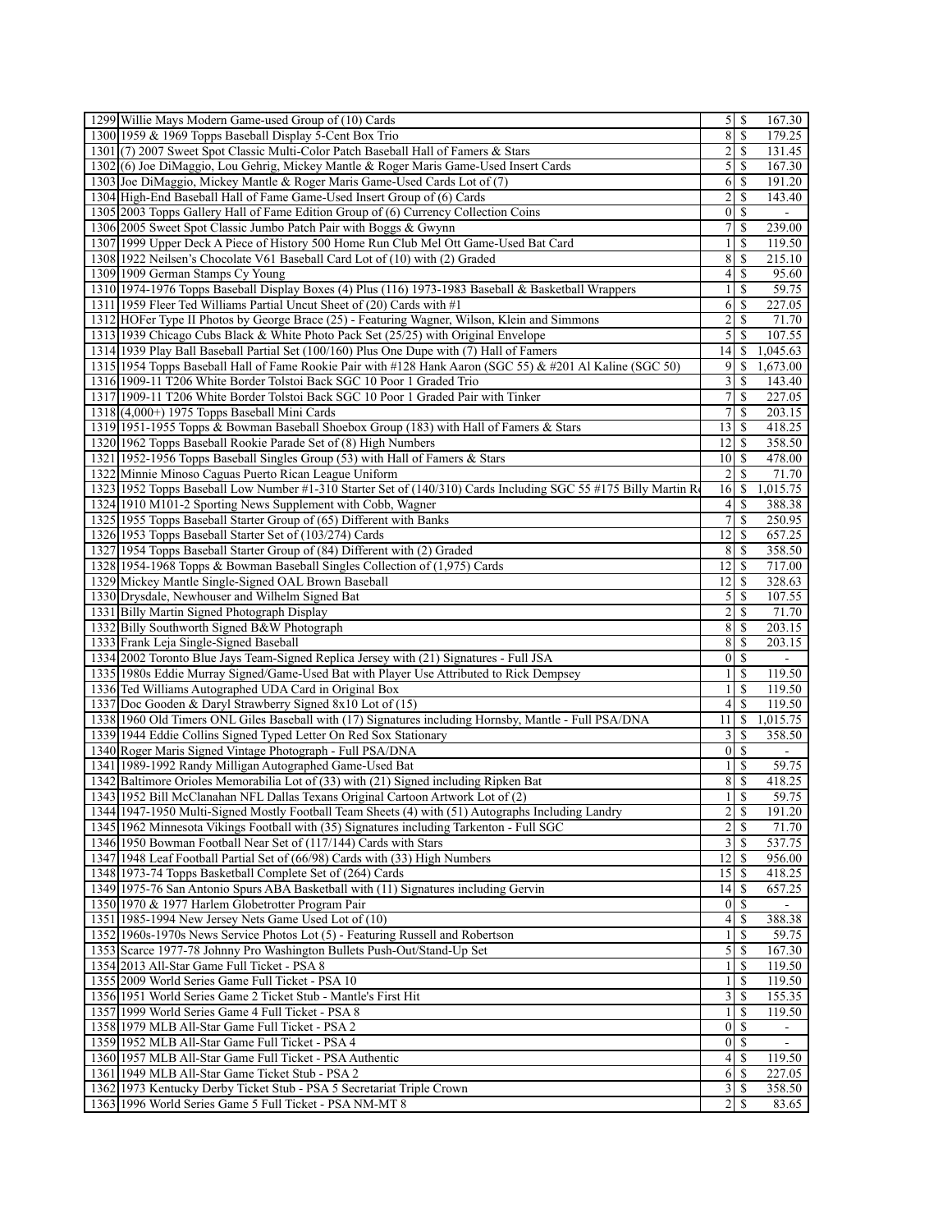| | | | | |
|---|---|---|---|---|
| 1299 | Willie Mays Modern Game-used Group of (10) Cards | 5 | $ | 167.30 |
| 1300 | 1959 & 1969 Topps Baseball Display 5-Cent Box Trio | 8 | $ | 179.25 |
| 1301 | (7) 2007 Sweet Spot Classic Multi-Color Patch Baseball Hall of Famers & Stars | 2 | $ | 131.45 |
| 1302 | (6) Joe DiMaggio, Lou Gehrig, Mickey Mantle & Roger Maris Game-Used Insert Cards | 5 | $ | 167.30 |
| 1303 | Joe DiMaggio, Mickey Mantle & Roger Maris Game-Used Cards Lot of (7) | 6 | $ | 191.20 |
| 1304 | High-End Baseball Hall of Fame Game-Used Insert Group of (6) Cards | 2 | $ | 143.40 |
| 1305 | 2003 Topps Gallery Hall of Fame Edition Group of (6) Currency Collection Coins | 0 | $ | - |
| 1306 | 2005 Sweet Spot Classic Jumbo Patch Pair with Boggs & Gwynn | 7 | $ | 239.00 |
| 1307 | 1999 Upper Deck A Piece of History 500 Home Run Club Mel Ott Game-Used Bat Card | 1 | $ | 119.50 |
| 1308 | 1922 Neilsen's Chocolate V61 Baseball Card Lot of (10) with (2) Graded | 8 | $ | 215.10 |
| 1309 | 1909 German Stamps Cy Young | 4 | $ | 95.60 |
| 1310 | 1974-1976 Topps Baseball Display Boxes (4) Plus (116) 1973-1983 Baseball & Basketball Wrappers | 1 | $ | 59.75 |
| 1311 | 1959 Fleer Ted Williams Partial Uncut Sheet of (20) Cards with #1 | 6 | $ | 227.05 |
| 1312 | HOFer Type II Photos by George Brace (25) - Featuring Wagner, Wilson, Klein and Simmons | 2 | $ | 71.70 |
| 1313 | 1939 Chicago Cubs Black & White Photo Pack Set (25/25) with Original Envelope | 5 | $ | 107.55 |
| 1314 | 1939 Play Ball Baseball Partial Set (100/160) Plus One Dupe with (7) Hall of Famers | 14 | $ | 1,045.63 |
| 1315 | 1954 Topps Baseball Hall of Fame Rookie Pair with #128 Hank Aaron (SGC 55) & #201 Al Kaline (SGC 50) | 9 | $ | 1,673.00 |
| 1316 | 1909-11 T206 White Border Tolstoi Back SGC 10 Poor 1 Graded Trio | 3 | $ | 143.40 |
| 1317 | 1909-11 T206 White Border Tolstoi Back SGC 10 Poor 1 Graded Pair with Tinker | 7 | $ | 227.05 |
| 1318 | (4,000+) 1975 Topps Baseball Mini Cards | 7 | $ | 203.15 |
| 1319 | 1951-1955 Topps & Bowman Baseball Shoebox Group (183) with Hall of Famers & Stars | 13 | $ | 418.25 |
| 1320 | 1962 Topps Baseball Rookie Parade Set of (8) High Numbers | 12 | $ | 358.50 |
| 1321 | 1952-1956 Topps Baseball Singles Group (53) with Hall of Famers & Stars | 10 | $ | 478.00 |
| 1322 | Minnie Minoso Caguas Puerto Rican League Uniform | 2 | $ | 71.70 |
| 1323 | 1952 Topps Baseball Low Number #1-310 Starter Set of (140/310) Cards Including SGC 55 #175 Billy Martin R | 16 | $ | 1,015.75 |
| 1324 | 1910 M101-2 Sporting News Supplement with Cobb, Wagner | 4 | $ | 388.38 |
| 1325 | 1955 Topps Baseball Starter Group of (65) Different with Banks | 7 | $ | 250.95 |
| 1326 | 1953 Topps Baseball Starter Set of (103/274) Cards | 12 | $ | 657.25 |
| 1327 | 1954 Topps Baseball Starter Group of (84) Different with (2) Graded | 8 | $ | 358.50 |
| 1328 | 1954-1968 Topps & Bowman Baseball Singles Collection of (1,975) Cards | 12 | $ | 717.00 |
| 1329 | Mickey Mantle Single-Signed OAL Brown Baseball | 12 | $ | 328.63 |
| 1330 | Drysdale, Newhouser and Wilhelm Signed Bat | 5 | $ | 107.55 |
| 1331 | Billy Martin Signed Photograph Display | 2 | $ | 71.70 |
| 1332 | Billy Southworth Signed B&W Photograph | 8 | $ | 203.15 |
| 1333 | Frank Leja Single-Signed Baseball | 8 | $ | 203.15 |
| 1334 | 2002 Toronto Blue Jays Team-Signed Replica Jersey with (21) Signatures - Full JSA | 0 | $ | - |
| 1335 | 1980s Eddie Murray Signed/Game-Used Bat with Player Use Attributed to Rick Dempsey | 1 | $ | 119.50 |
| 1336 | Ted Williams Autographed UDA Card in Original Box | 1 | $ | 119.50 |
| 1337 | Doc Gooden & Daryl Strawberry Signed 8x10 Lot of (15) | 4 | $ | 119.50 |
| 1338 | 1960 Old Timers ONL Giles Baseball with (17) Signatures including Hornsby, Mantle - Full PSA/DNA | 11 | $ | 1,015.75 |
| 1339 | 1944 Eddie Collins Signed Typed Letter On Red Sox Stationary | 3 | $ | 358.50 |
| 1340 | Roger Maris Signed Vintage Photograph - Full PSA/DNA | 0 | $ | - |
| 1341 | 1989-1992 Randy Milligan Autographed Game-Used Bat | 1 | $ | 59.75 |
| 1342 | Baltimore Orioles Memorabilia Lot of (33) with (21) Signed including Ripken Bat | 8 | $ | 418.25 |
| 1343 | 1952 Bill McClanahan NFL Dallas Texans Original Cartoon Artwork Lot of (2) | 1 | $ | 59.75 |
| 1344 | 1947-1950 Multi-Signed Mostly Football Team Sheets (4) with (51) Autographs Including Landry | 2 | $ | 191.20 |
| 1345 | 1962 Minnesota Vikings Football with (35) Signatures including Tarkenton - Full SGC | 2 | $ | 71.70 |
| 1346 | 1950 Bowman Football Near Set of (117/144) Cards with Stars | 3 | $ | 537.75 |
| 1347 | 1948 Leaf Football Partial Set of (66/98) Cards with (33) High Numbers | 12 | $ | 956.00 |
| 1348 | 1973-74 Topps Basketball Complete Set of (264) Cards | 15 | $ | 418.25 |
| 1349 | 1975-76 San Antonio Spurs ABA Basketball with (11) Signatures including Gervin | 14 | $ | 657.25 |
| 1350 | 1970 & 1977 Harlem Globetrotter Program Pair | 0 | $ | - |
| 1351 | 1985-1994 New Jersey Nets Game Used Lot of (10) | 4 | $ | 388.38 |
| 1352 | 1960s-1970s News Service Photos Lot (5) - Featuring Russell and Robertson | 1 | $ | 59.75 |
| 1353 | Scarce 1977-78 Johnny Pro Washington Bullets Push-Out/Stand-Up Set | 5 | $ | 167.30 |
| 1354 | 2013 All-Star Game Full Ticket - PSA 8 | 1 | $ | 119.50 |
| 1355 | 2009 World Series Game Full Ticket - PSA 10 | 1 | $ | 119.50 |
| 1356 | 1951 World Series Game 2 Ticket Stub - Mantle's First Hit | 3 | $ | 155.35 |
| 1357 | 1999 World Series Game 4 Full Ticket - PSA 8 | 1 | $ | 119.50 |
| 1358 | 1979 MLB All-Star Game Full Ticket - PSA 2 | 0 | $ | - |
| 1359 | 1952 MLB All-Star Game Full Ticket - PSA 4 | 0 | $ | - |
| 1360 | 1957 MLB All-Star Game Full Ticket - PSA Authentic | 4 | $ | 119.50 |
| 1361 | 1949 MLB All-Star Game Ticket Stub - PSA 2 | 6 | $ | 227.05 |
| 1362 | 1973 Kentucky Derby Ticket Stub - PSA 5 Secretariat Triple Crown | 3 | $ | 358.50 |
| 1363 | 1996 World Series Game 5 Full Ticket - PSA NM-MT 8 | 2 | $ | 83.65 |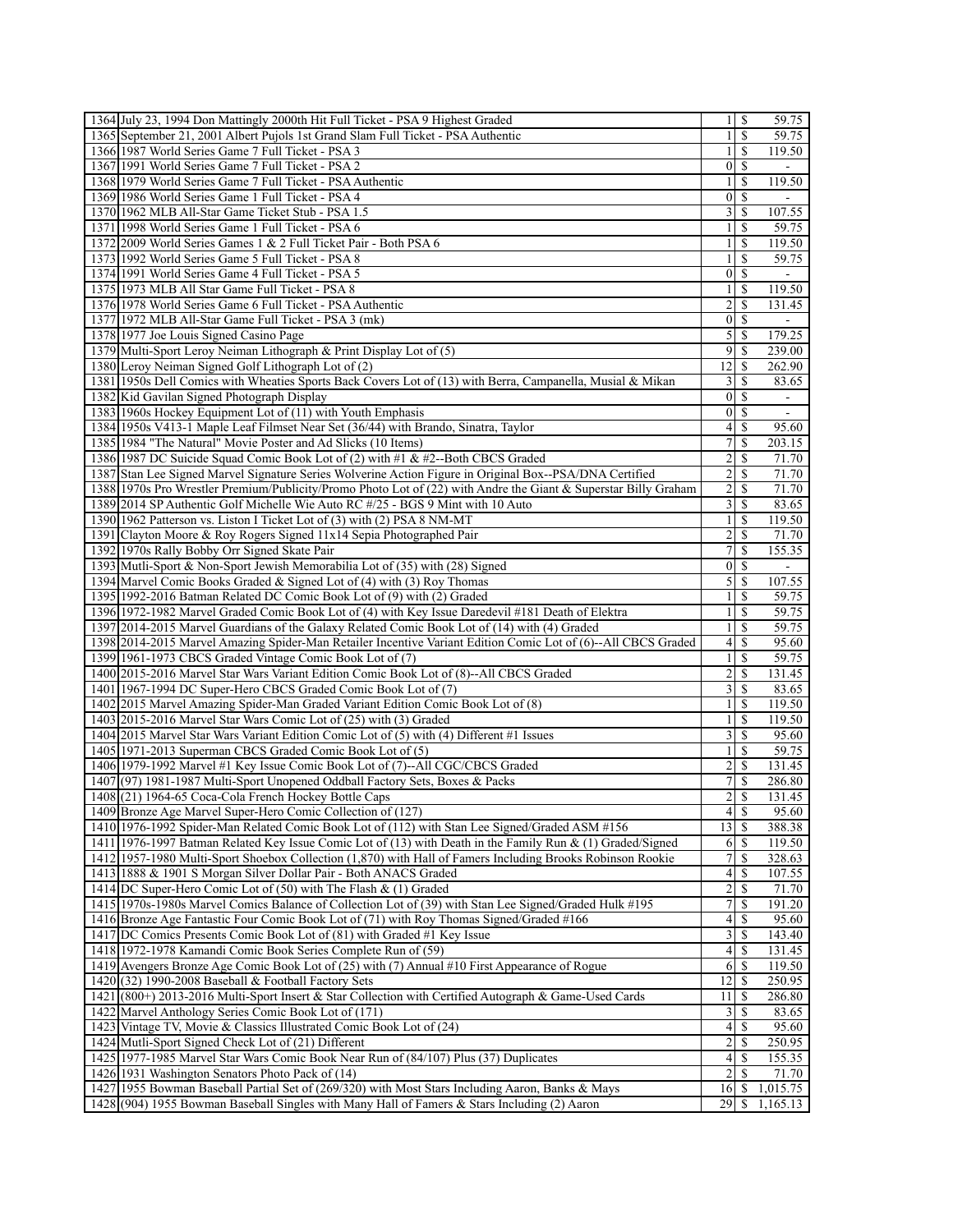| | | | | |
|---|---|---|---|---|
| 1364 | July 23, 1994 Don Mattingly 2000th Hit Full Ticket - PSA 9 Highest Graded | 1 | $ | 59.75 |
| 1365 | September 21, 2001 Albert Pujols 1st Grand Slam Full Ticket - PSA Authentic | 1 | $ | 59.75 |
| 1366 | 1987 World Series Game 7 Full Ticket - PSA 3 | 1 | $ | 119.50 |
| 1367 | 1991 World Series Game 7 Full Ticket - PSA 2 | 0 | $ | - |
| 1368 | 1979 World Series Game 7 Full Ticket - PSA Authentic | 1 | $ | 119.50 |
| 1369 | 1986 World Series Game 1 Full Ticket - PSA 4 | 0 | $ | - |
| 1370 | 1962 MLB All-Star Game Ticket Stub - PSA 1.5 | 3 | $ | 107.55 |
| 1371 | 1998 World Series Game 1 Full Ticket - PSA 6 | 1 | $ | 59.75 |
| 1372 | 2009 World Series Games 1 & 2 Full Ticket Pair - Both PSA 6 | 1 | $ | 119.50 |
| 1373 | 1992 World Series Game 5 Full Ticket - PSA 8 | 1 | $ | 59.75 |
| 1374 | 1991 World Series Game 4 Full Ticket - PSA 5 | 0 | $ | - |
| 1375 | 1973 MLB All Star Game Full Ticket - PSA 8 | 1 | $ | 119.50 |
| 1376 | 1978 World Series Game 6 Full Ticket - PSA Authentic | 2 | $ | 131.45 |
| 1377 | 1972 MLB All-Star Game Full Ticket - PSA 3 (mk) | 0 | $ | - |
| 1378 | 1977 Joe Louis Signed Casino Page | 5 | $ | 179.25 |
| 1379 | Multi-Sport Leroy Neiman Lithograph & Print Display Lot of (5) | 9 | $ | 239.00 |
| 1380 | Leroy Neiman Signed Golf Lithograph Lot of (2) | 12 | $ | 262.90 |
| 1381 | 1950s Dell Comics with Wheaties Sports Back Covers Lot of (13) with Berra, Campanella, Musial & Mikan | 3 | $ | 83.65 |
| 1382 | Kid Gavilan Signed Photograph Display | 0 | $ | - |
| 1383 | 1960s Hockey Equipment Lot of (11) with Youth Emphasis | 0 | $ | - |
| 1384 | 1950s V413-1 Maple Leaf Filmset Near Set (36/44) with Brando, Sinatra, Taylor | 4 | $ | 95.60 |
| 1385 | 1984 "The Natural" Movie Poster and Ad Slicks (10 Items) | 7 | $ | 203.15 |
| 1386 | 1987 DC Suicide Squad Comic Book Lot of (2) with #1 & #2--Both CBCS Graded | 2 | $ | 71.70 |
| 1387 | Stan Lee Signed Marvel Signature Series Wolverine Action Figure in Original Box--PSA/DNA Certified | 2 | $ | 71.70 |
| 1388 | 1970s Pro Wrestler Premium/Publicity/Promo Photo Lot of (22) with Andre the Giant & Superstar Billy Graham | 2 | $ | 71.70 |
| 1389 | 2014 SP Authentic Golf Michelle Wie Auto RC #/25 - BGS 9 Mint with 10 Auto | 3 | $ | 83.65 |
| 1390 | 1962 Patterson vs. Liston I Ticket Lot of (3) with (2) PSA 8 NM-MT | 1 | $ | 119.50 |
| 1391 | Clayton Moore & Roy Rogers Signed 11x14 Sepia Photographed Pair | 2 | $ | 71.70 |
| 1392 | 1970s Rally Bobby Orr Signed Skate Pair | 7 | $ | 155.35 |
| 1393 | Mutli-Sport & Non-Sport Jewish Memorabilia Lot of (35) with (28) Signed | 0 | $ | - |
| 1394 | Marvel Comic Books Graded & Signed Lot of (4) with (3) Roy Thomas | 5 | $ | 107.55 |
| 1395 | 1992-2016 Batman Related DC Comic Book Lot of (9) with (2) Graded | 1 | $ | 59.75 |
| 1396 | 1972-1982 Marvel Graded Comic Book Lot of (4) with Key Issue Daredevil #181 Death of Elektra | 1 | $ | 59.75 |
| 1397 | 2014-2015 Marvel Guardians of the Galaxy Related Comic Book Lot of (14) with (4) Graded | 1 | $ | 59.75 |
| 1398 | 2014-2015 Marvel Amazing Spider-Man Retailer Incentive Variant Edition Comic Lot of (6)--All CBCS Graded | 4 | $ | 95.60 |
| 1399 | 1961-1973 CBCS Graded Vintage Comic Book Lot of (7) | 1 | $ | 59.75 |
| 1400 | 2015-2016 Marvel Star Wars Variant Edition Comic Book Lot of (8)--All CBCS Graded | 2 | $ | 131.45 |
| 1401 | 1967-1994 DC Super-Hero CBCS Graded Comic Book Lot of (7) | 3 | $ | 83.65 |
| 1402 | 2015 Marvel Amazing Spider-Man Graded Variant Edition Comic Book Lot of (8) | 1 | $ | 119.50 |
| 1403 | 2015-2016 Marvel Star Wars Comic Lot of (25) with (3) Graded | 1 | $ | 119.50 |
| 1404 | 2015 Marvel Star Wars Variant Edition Comic Lot of (5) with (4) Different #1 Issues | 3 | $ | 95.60 |
| 1405 | 1971-2013 Superman CBCS Graded Comic Book Lot of (5) | 1 | $ | 59.75 |
| 1406 | 1979-1992 Marvel #1 Key Issue Comic Book Lot of (7)--All CGC/CBCS Graded | 2 | $ | 131.45 |
| 1407 | (97) 1981-1987 Multi-Sport Unopened Oddball Factory Sets, Boxes & Packs | 7 | $ | 286.80 |
| 1408 | (21) 1964-65 Coca-Cola French Hockey Bottle Caps | 2 | $ | 131.45 |
| 1409 | Bronze Age Marvel Super-Hero Comic Collection of (127) | 4 | $ | 95.60 |
| 1410 | 1976-1992 Spider-Man Related Comic Book Lot of (112) with Stan Lee Signed/Graded ASM #156 | 13 | $ | 388.38 |
| 1411 | 1976-1997 Batman Related Key Issue Comic Lot of (13) with Death in the Family Run & (1) Graded/Signed | 6 | $ | 119.50 |
| 1412 | 1957-1980 Multi-Sport Shoebox Collection (1,870) with Hall of Famers Including Brooks Robinson Rookie | 7 | $ | 328.63 |
| 1413 | 1888 & 1901 S Morgan Silver Dollar Pair - Both ANACS Graded | 4 | $ | 107.55 |
| 1414 | DC Super-Hero Comic Lot of (50) with The Flash & (1) Graded | 2 | $ | 71.70 |
| 1415 | 1970s-1980s Marvel Comics Balance of Collection Lot of (39) with Stan Lee Signed/Graded Hulk #195 | 7 | $ | 191.20 |
| 1416 | Bronze Age Fantastic Four Comic Book Lot of (71) with Roy Thomas Signed/Graded #166 | 4 | $ | 95.60 |
| 1417 | DC Comics Presents Comic Book Lot of (81) with Graded #1 Key Issue | 3 | $ | 143.40 |
| 1418 | 1972-1978 Kamandi Comic Book Series Complete Run of (59) | 4 | $ | 131.45 |
| 1419 | Avengers Bronze Age Comic Book Lot of (25) with (7) Annual #10 First Appearance of Rogue | 6 | $ | 119.50 |
| 1420 | (32) 1990-2008 Baseball & Football Factory Sets | 12 | $ | 250.95 |
| 1421 | (800+) 2013-2016 Multi-Sport Insert & Star Collection with Certified Autograph & Game-Used Cards | 11 | $ | 286.80 |
| 1422 | Marvel Anthology Series Comic Book Lot of (171) | 3 | $ | 83.65 |
| 1423 | Vintage TV, Movie & Classics Illustrated Comic Book Lot of (24) | 4 | $ | 95.60 |
| 1424 | Mutli-Sport Signed Check Lot of (21) Different | 2 | $ | 250.95 |
| 1425 | 1977-1985 Marvel Star Wars Comic Book Near Run of (84/107) Plus (37) Duplicates | 4 | $ | 155.35 |
| 1426 | 1931 Washington Senators Photo Pack of (14) | 2 | $ | 71.70 |
| 1427 | 1955 Bowman Baseball Partial Set of (269/320) with Most Stars Including Aaron, Banks & Mays | 16 | $ | 1,015.75 |
| 1428 | (904) 1955 Bowman Baseball Singles with Many Hall of Famers & Stars Including (2) Aaron | 29 | $ | 1,165.13 |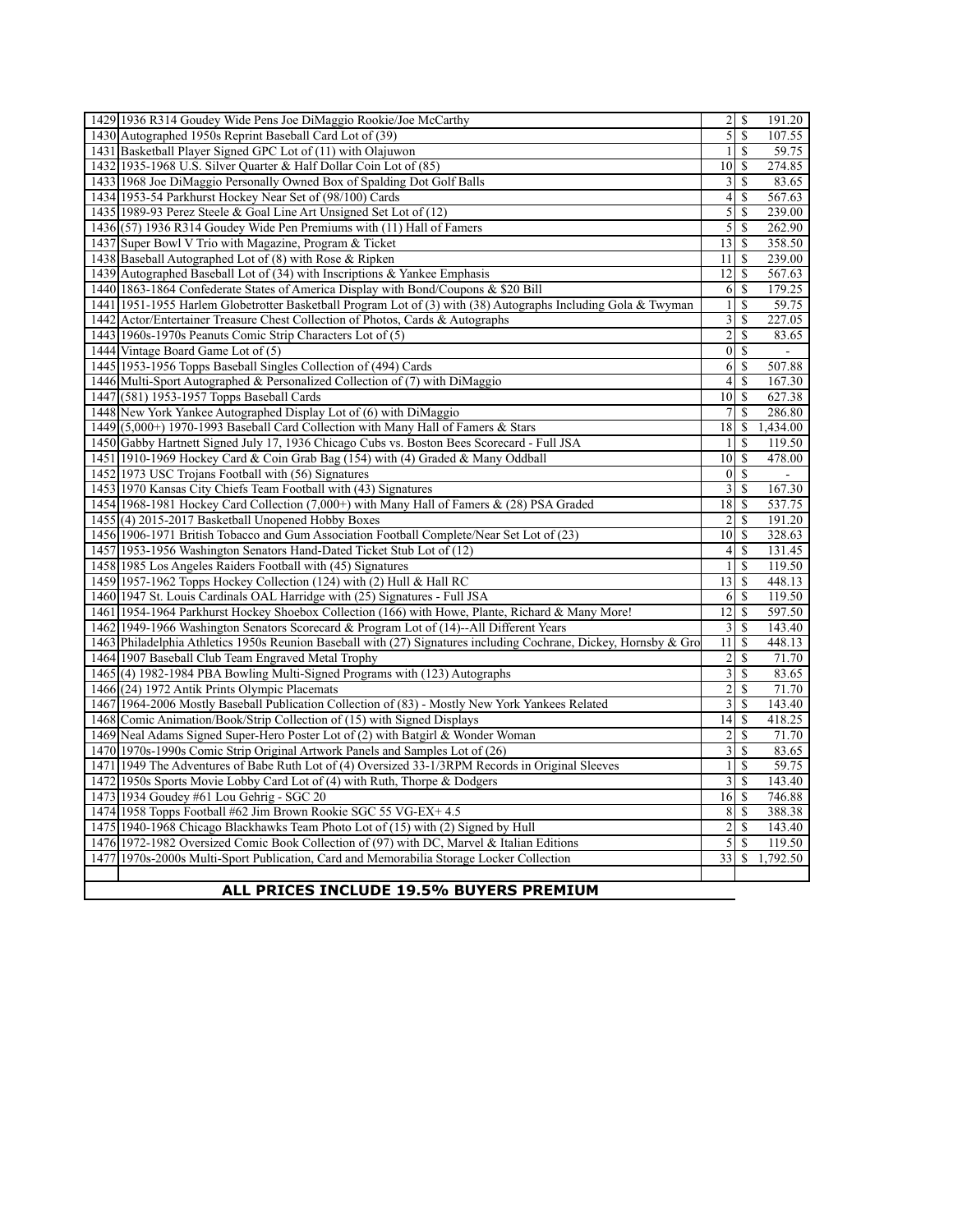| | | | | |
|---|---|---|---|---|
| 1429 | 1936 R314 Goudey Wide Pens Joe DiMaggio Rookie/Joe McCarthy | 2 | $ | 191.20 |
| 1430 | Autographed 1950s Reprint Baseball Card Lot of (39) | 5 | $ | 107.55 |
| 1431 | Basketball Player Signed GPC Lot of (11) with Olajuwon | 1 | $ | 59.75 |
| 1432 | 1935-1968 U.S. Silver Quarter & Half Dollar Coin Lot of (85) | 10 | $ | 274.85 |
| 1433 | 1968 Joe DiMaggio Personally Owned Box of Spalding Dot Golf Balls | 3 | $ | 83.65 |
| 1434 | 1953-54 Parkhurst Hockey Near Set of (98/100) Cards | 4 | $ | 567.63 |
| 1435 | 1989-93 Perez Steele & Goal Line Art Unsigned Set Lot of (12) | 5 | $ | 239.00 |
| 1436 | (57) 1936 R314 Goudey Wide Pen Premiums with (11) Hall of Famers | 5 | $ | 262.90 |
| 1437 | Super Bowl V Trio with Magazine, Program & Ticket | 13 | $ | 358.50 |
| 1438 | Baseball Autographed Lot of (8) with Rose & Ripken | 11 | $ | 239.00 |
| 1439 | Autographed Baseball Lot of (34) with Inscriptions & Yankee Emphasis | 12 | $ | 567.63 |
| 1440 | 1863-1864 Confederate States of America Display with Bond/Coupons & $20 Bill | 6 | $ | 179.25 |
| 1441 | 1951-1955 Harlem Globetrotter Basketball Program Lot of (3) with (38) Autographs Including Gola & Twyman | 1 | $ | 59.75 |
| 1442 | Actor/Entertainer Treasure Chest Collection of Photos, Cards & Autographs | 3 | $ | 227.05 |
| 1443 | 1960s-1970s Peanuts Comic Strip Characters Lot of (5) | 2 | $ | 83.65 |
| 1444 | Vintage Board Game Lot of (5) | 0 | $ | - |
| 1445 | 1953-1956 Topps Baseball Singles Collection of (494) Cards | 6 | $ | 507.88 |
| 1446 | Multi-Sport Autographed & Personalized Collection of (7) with DiMaggio | 4 | $ | 167.30 |
| 1447 | (581) 1953-1957 Topps Baseball Cards | 10 | $ | 627.38 |
| 1448 | New York Yankee Autographed Display Lot of (6) with DiMaggio | 7 | $ | 286.80 |
| 1449 | (5,000+) 1970-1993 Baseball Card Collection with Many Hall of Famers & Stars | 18 | $ | 1,434.00 |
| 1450 | Gabby Hartnett Signed July 17, 1936 Chicago Cubs vs. Boston Bees Scorecard - Full JSA | 1 | $ | 119.50 |
| 1451 | 1910-1969 Hockey Card & Coin Grab Bag (154) with (4) Graded & Many Oddball | 10 | $ | 478.00 |
| 1452 | 1973 USC Trojans Football with (56) Signatures | 0 | $ | - |
| 1453 | 1970 Kansas City Chiefs Team Football with (43) Signatures | 3 | $ | 167.30 |
| 1454 | 1968-1981 Hockey Card Collection (7,000+) with Many Hall of Famers & (28) PSA Graded | 18 | $ | 537.75 |
| 1455 | (4) 2015-2017 Basketball Unopened Hobby Boxes | 2 | $ | 191.20 |
| 1456 | 1906-1971 British Tobacco and Gum Association Football Complete/Near Set Lot of (23) | 10 | $ | 328.63 |
| 1457 | 1953-1956 Washington Senators Hand-Dated Ticket Stub Lot of (12) | 4 | $ | 131.45 |
| 1458 | 1985 Los Angeles Raiders Football with (45) Signatures | 1 | $ | 119.50 |
| 1459 | 1957-1962 Topps Hockey Collection (124) with (2) Hull & Hall RC | 13 | $ | 448.13 |
| 1460 | 1947 St. Louis Cardinals OAL Harridge with (25) Signatures - Full JSA | 6 | $ | 119.50 |
| 1461 | 1954-1964 Parkhurst Hockey Shoebox Collection (166) with Howe, Plante, Richard & Many More! | 12 | $ | 597.50 |
| 1462 | 1949-1966 Washington Senators Scorecard & Program Lot of (14)--All Different Years | 3 | $ | 143.40 |
| 1463 | Philadelphia Athletics 1950s Reunion Baseball with (27) Signatures including Cochrane, Dickey, Hornsby & Gro | 11 | $ | 448.13 |
| 1464 | 1907 Baseball Club Team Engraved Metal Trophy | 2 | $ | 71.70 |
| 1465 | (4) 1982-1984 PBA Bowling Multi-Signed Programs with (123) Autographs | 3 | $ | 83.65 |
| 1466 | (24) 1972 Antik Prints Olympic Placemats | 2 | $ | 71.70 |
| 1467 | 1964-2006 Mostly Baseball Publication Collection of (83) - Mostly New York Yankees Related | 3 | $ | 143.40 |
| 1468 | Comic Animation/Book/Strip Collection of (15) with Signed Displays | 14 | $ | 418.25 |
| 1469 | Neal Adams Signed Super-Hero Poster Lot of (2) with Batgirl & Wonder Woman | 2 | $ | 71.70 |
| 1470 | 1970s-1990s Comic Strip Original Artwork Panels and Samples Lot of (26) | 3 | $ | 83.65 |
| 1471 | 1949 The Adventures of Babe Ruth Lot of (4) Oversized 33-1/3RPM Records in Original Sleeves | 1 | $ | 59.75 |
| 1472 | 1950s Sports Movie Lobby Card Lot of (4) with Ruth, Thorpe & Dodgers | 3 | $ | 143.40 |
| 1473 | 1934 Goudey #61 Lou Gehrig - SGC 20 | 16 | $ | 746.88 |
| 1474 | 1958 Topps Football #62 Jim Brown Rookie SGC 55 VG-EX+ 4.5 | 8 | $ | 388.38 |
| 1475 | 1940-1968 Chicago Blackhawks Team Photo Lot of (15) with (2) Signed by Hull | 2 | $ | 143.40 |
| 1476 | 1972-1982 Oversized Comic Book Collection of (97) with DC, Marvel & Italian Editions | 5 | $ | 119.50 |
| 1477 | 1970s-2000s Multi-Sport Publication, Card and Memorabilia Storage Locker Collection | 33 | $ | 1,792.50 |

**ALL PRICES INCLUDE 19.5% BUYERS PREMIUM**